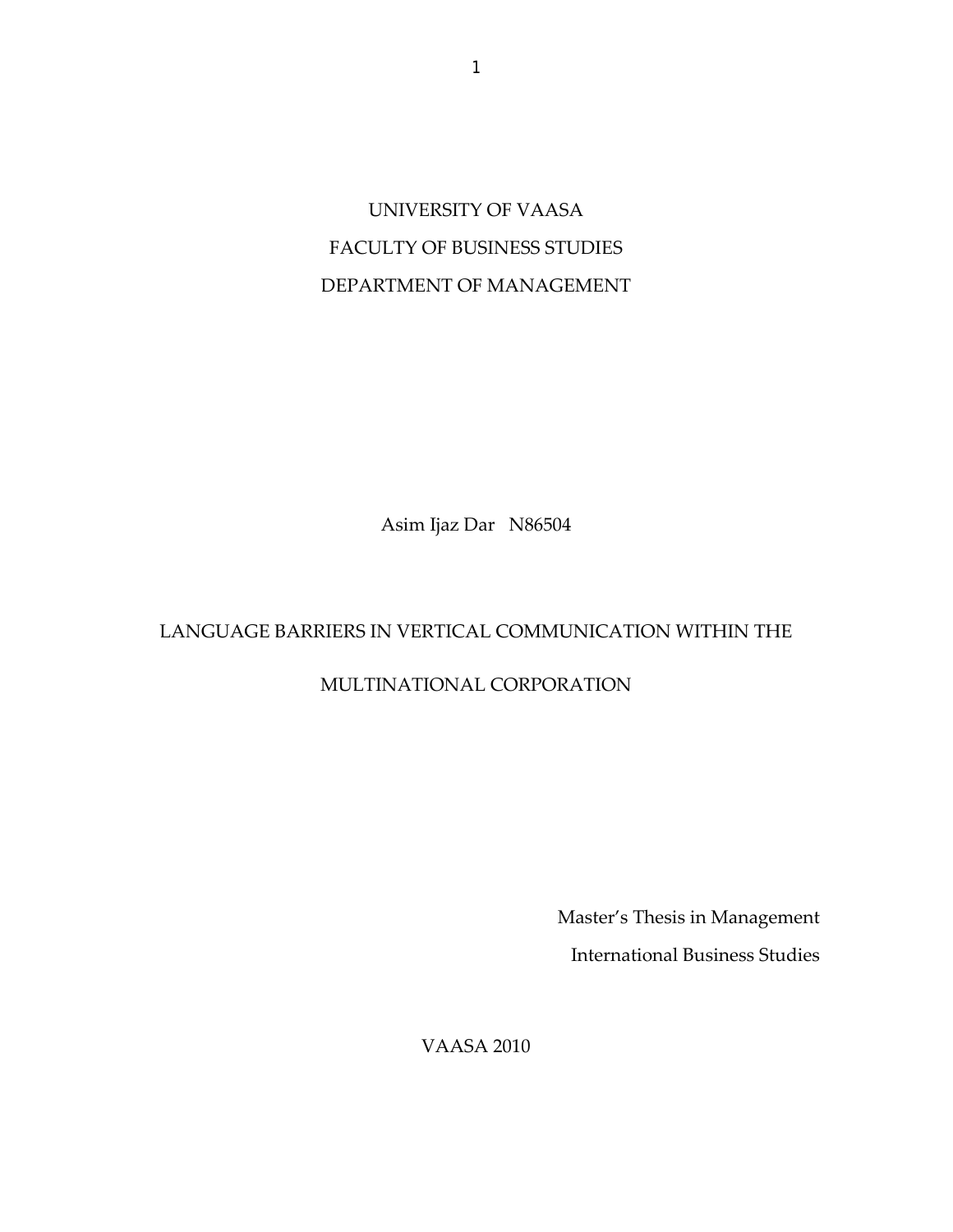UNIVERSITY OF VAASA

FACULTY OF BUSINESS STUDIES

DEPARTMENT OF MANAGEMENT

Asim Ijaz Dar N86504

# LANGUAGE BARRIERS IN VERTICAL COMMUNICATION WITHIN THE MULTINATIONAL CORPORATION

Master's Thesis in Management

International Business Studies

VAASA 2010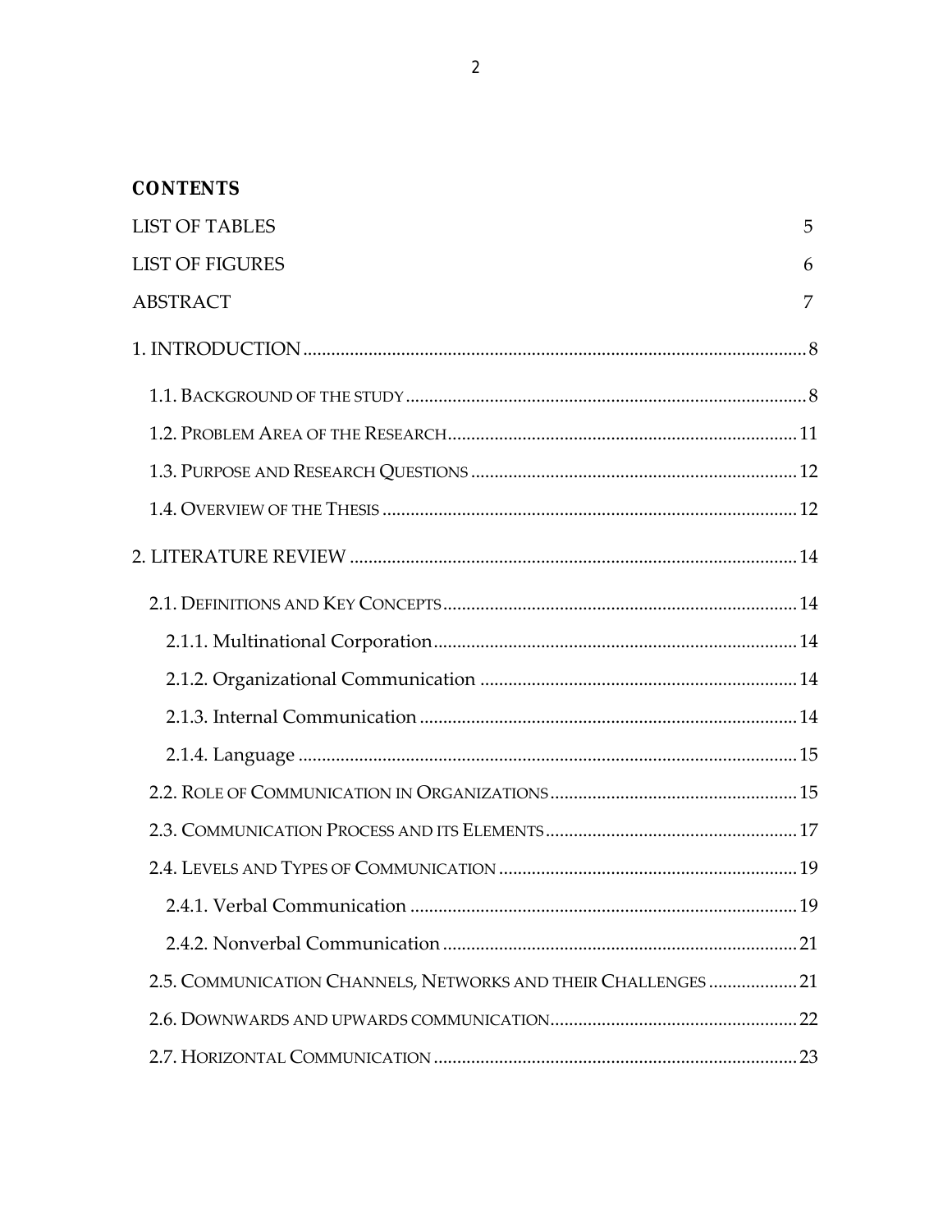**CONTENTS**

LIST OF TABLES 5

LIST OF FIGURES 6

ABSTRACT 7

1. INTRODUCTION 8

  1.1. Background of the study 8

  1.2. Problem Area of the Research 11

  1.3. Purpose and Research Questions 12

  1.4. Overview of the Thesis 12

2. LITERATURE REVIEW 14

  2.1. Definitions and Key Concepts 14

    2.1.1. Multinational Corporation 14

    2.1.2. Organizational Communication 14

    2.1.3. Internal Communication 14

    2.1.4. Language 15

  2.2. Role of Communication in Organizations 15

  2.3. Communication Process and its Elements 17

  2.4. Levels and Types of Communication 19

    2.4.1. Verbal Communication 19

    2.4.2. Nonverbal Communication 21

  2.5. Communication Channels, Networks and their Challenges 21

  2.6. Downwards and upwards communication 22

  2.7. Horizontal Communication 23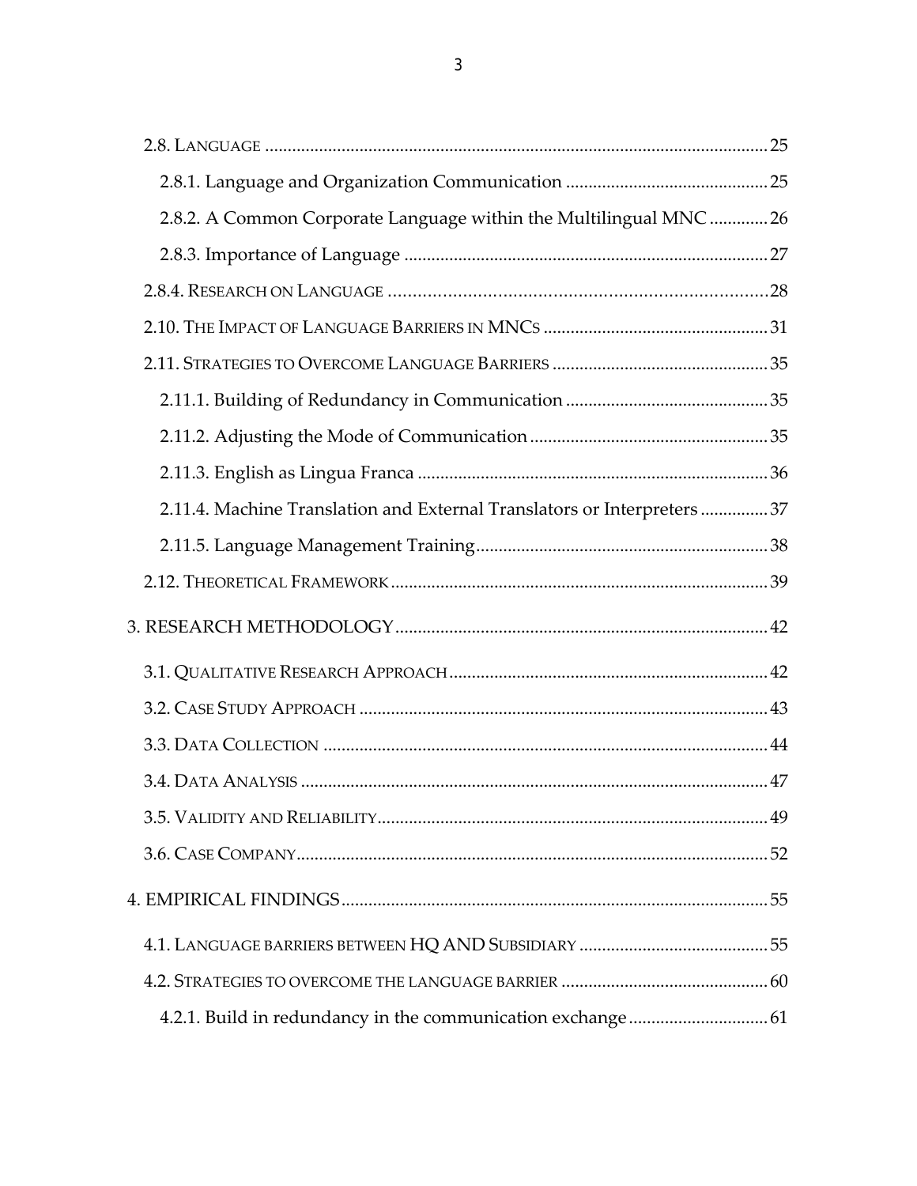2.8. Language ..... 25

2.8.1. Language and Organization Communication ..... 25

2.8.2. A Common Corporate Language within the Multilingual MNC ..... 26

2.8.3. Importance of Language ..... 27

2.8.4. Research on Language ..... 28

2.10. The Impact of Language Barriers in MNCs ..... 31

2.11. Strategies to Overcome Language Barriers ..... 35

2.11.1. Building of Redundancy in Communication ..... 35

2.11.2. Adjusting the Mode of Communication ..... 35

2.11.3. English as Lingua Franca ..... 36

2.11.4. Machine Translation and External Translators or Interpreters ..... 37

2.11.5. Language Management Training ..... 38

2.12. Theoretical Framework ..... 39

3. RESEARCH METHODOLOGY ..... 42

3.1. Qualitative Research Approach ..... 42

3.2. Case Study Approach ..... 43

3.3. Data Collection ..... 44

3.4. Data Analysis ..... 47

3.5. Validity and Reliability ..... 49

3.6. Case Company ..... 52

4. EMPIRICAL FINDINGS ..... 55

4.1. Language barriers between HQ AND Subsidiary ..... 55

4.2. Strategies to overcome the language barrier ..... 60

4.2.1. Build in redundancy in the communication exchange ..... 61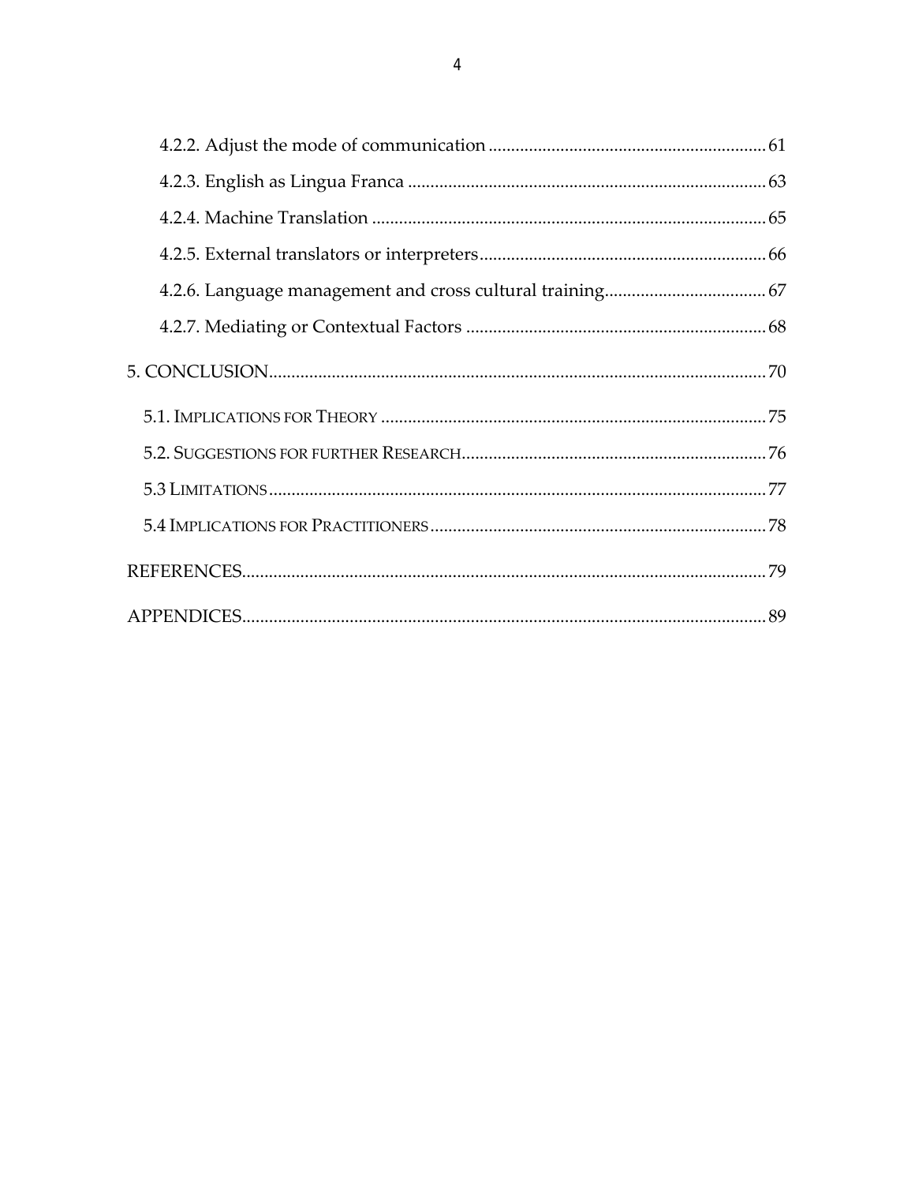4.2.2. Adjust the mode of communication ............................................................. 61

4.2.3. English as Lingua Franca ................................................................................ 63

4.2.4. Machine Translation ....................................................................................... 65

4.2.5. External translators or interpreters............................................................... 66

4.2.6. Language management and cross cultural training.................................... 67

4.2.7. Mediating or Contextual Factors ................................................................... 68

5. CONCLUSION............................................................................................................ 70

5.1. IMPLICATIONS FOR THEORY ...................................................................................... 75

5.2. SUGGESTIONS FOR FURTHER RESEARCH.................................................................... 76

5.3 LIMITATIONS ............................................................................................................ 77

5.4 IMPLICATIONS FOR PRACTITIONERS ........................................................................... 78

REFERENCES................................................................................................................. 79

APPENDICES.................................................................................................................. 89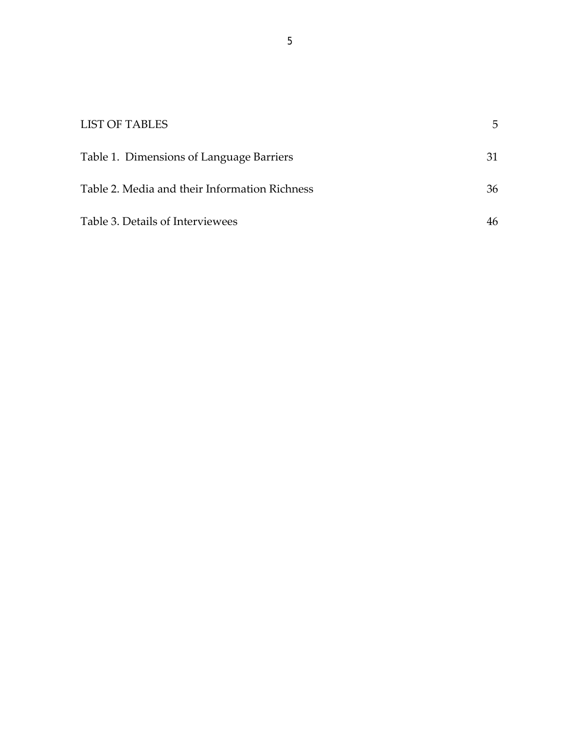# LIST OF TABLES 5

| | |
|---|---|
| Table 1. Dimensions of Language Barriers | 31 |
| Table 2. Media and their Information Richness | 36 |
| Table 3. Details of Interviewees | 46 |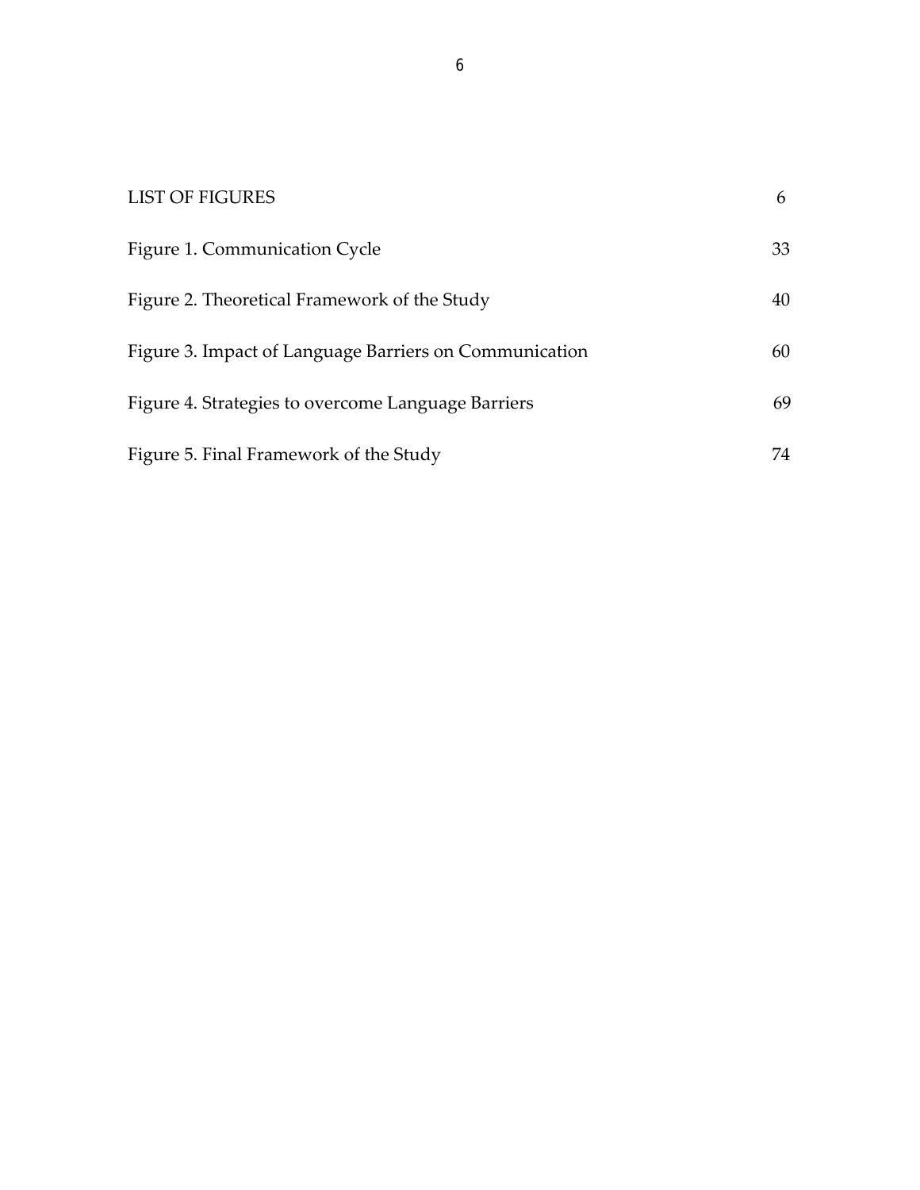# LIST OF FIGURES 6

| | |
|---|---|
| Figure 1. Communication Cycle | 33 |
| Figure 2. Theoretical Framework of the Study | 40 |
| Figure 3. Impact of Language Barriers on Communication | 60 |
| Figure 4. Strategies to overcome Language Barriers | 69 |
| Figure 5. Final Framework of the Study | 74 |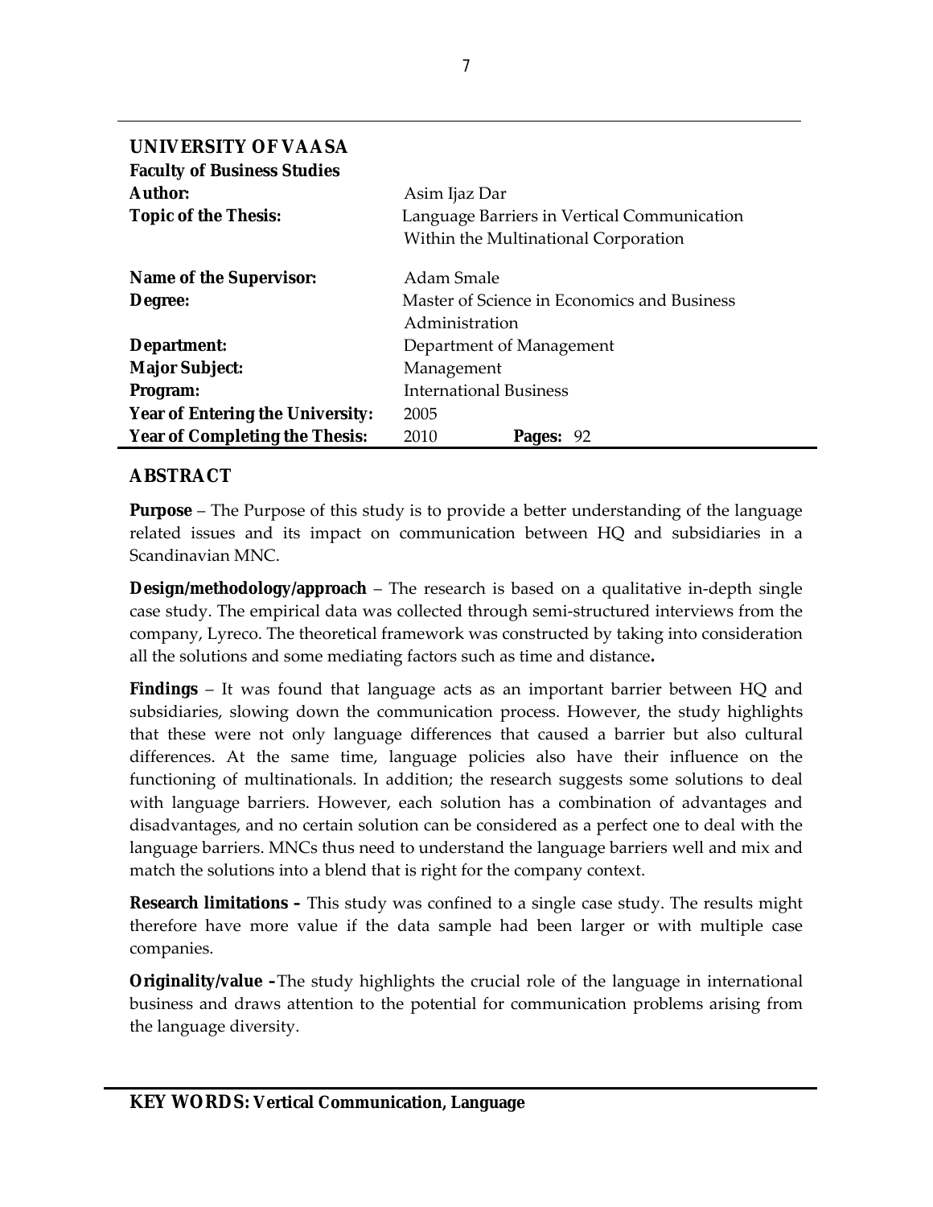**UNIVERSITY OF VAASA**
**Faculty of Business Studies**

| | |
|---|---|
| **Author:** | Asim Ijaz Dar |
| **Topic of the Thesis:** | Language Barriers in Vertical Communication Within the Multinational Corporation |
| **Name of the Supervisor:** | Adam Smale |
| **Degree:** | Master of Science in Economics and Business Administration |
| **Department:** | Department of Management |
| **Major Subject:** | Management |
| **Program:** | International Business |
| **Year of Entering the University:** | 2005 |
| **Year of Completing the Thesis:** | 2010 **Pages:** 92 |

## ABSTRACT

**Purpose** – The Purpose of this study is to provide a better understanding of the language related issues and its impact on communication between HQ and subsidiaries in a Scandinavian MNC.

**Design/methodology/approach** – The research is based on a qualitative in-depth single case study. The empirical data was collected through semi-structured interviews from the company, Lyreco. The theoretical framework was constructed by taking into consideration all the solutions and some mediating factors such as time and distance**.**

**Findings** – It was found that language acts as an important barrier between HQ and subsidiaries, slowing down the communication process. However, the study highlights that these were not only language differences that caused a barrier but also cultural differences. At the same time, language policies also have their influence on the functioning of multinationals. In addition; the research suggests some solutions to deal with language barriers. However, each solution has a combination of advantages and disadvantages, and no certain solution can be considered as a perfect one to deal with the language barriers. MNCs thus need to understand the language barriers well and mix and match the solutions into a blend that is right for the company context.

**Research limitations –** This study was confined to a single case study. The results might therefore have more value if the data sample had been larger or with multiple case companies.

**Originality/value –**The study highlights the crucial role of the language in international business and draws attention to the potential for communication problems arising from the language diversity.

**KEY WORDS: Vertical Communication, Language**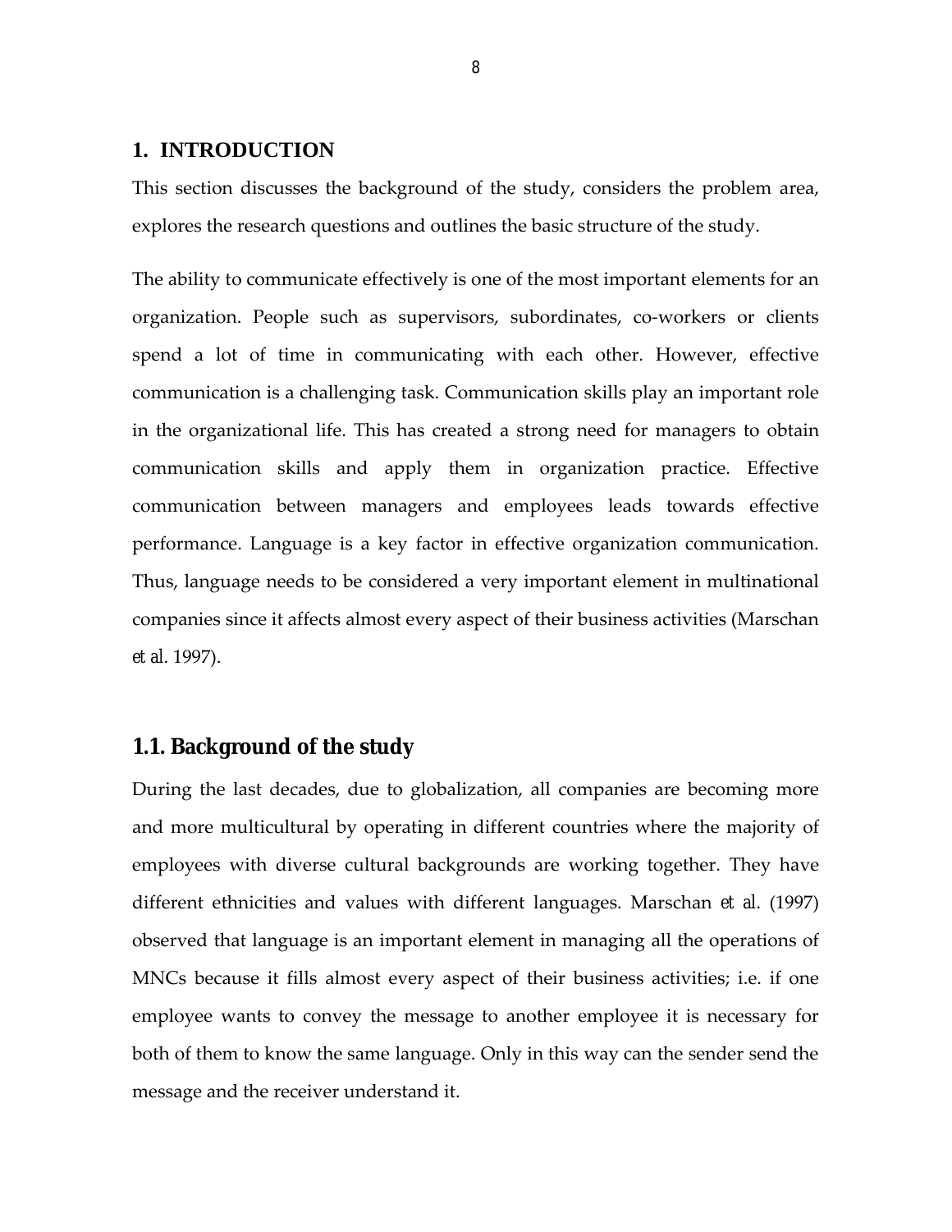# 1. INTRODUCTION

This section discusses the background of the study, considers the problem area, explores the research questions and outlines the basic structure of the study.

The ability to communicate effectively is one of the most important elements for an organization. People such as supervisors, subordinates, co-workers or clients spend a lot of time in communicating with each other. However, effective communication is a challenging task. Communication skills play an important role in the organizational life. This has created a strong need for managers to obtain communication skills and apply them in organization practice. Effective communication between managers and employees leads towards effective performance. Language is a key factor in effective organization communication. Thus, language needs to be considered a very important element in multinational companies since it affects almost every aspect of their business activities (Marschan *et al.* 1997).

## 1.1. Background of the study

During the last decades, due to globalization, all companies are becoming more and more multicultural by operating in different countries where the majority of employees with diverse cultural backgrounds are working together. They have different ethnicities and values with different languages. Marschan *et al.* (1997) observed that language is an important element in managing all the operations of MNCs because it fills almost every aspect of their business activities; i.e. if one employee wants to convey the message to another employee it is necessary for both of them to know the same language. Only in this way can the sender send the message and the receiver understand it.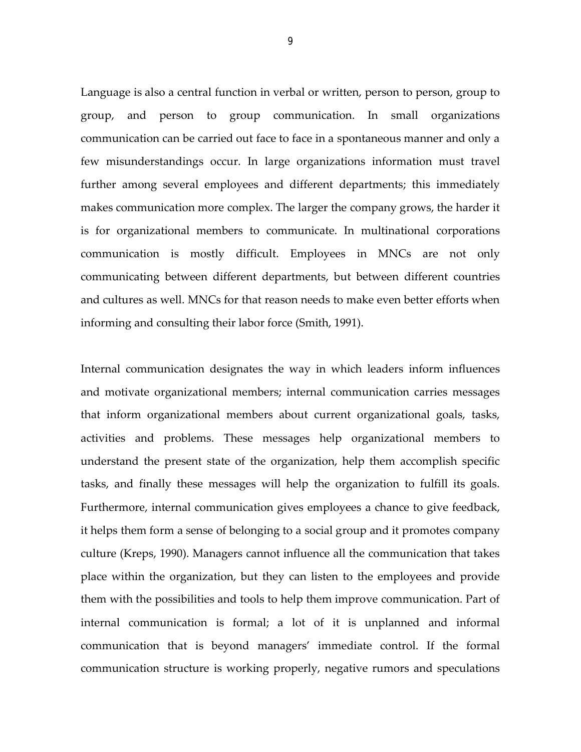Language is also a central function in verbal or written, person to person, group to group, and person to group communication. In small organizations communication can be carried out face to face in a spontaneous manner and only a few misunderstandings occur. In large organizations information must travel further among several employees and different departments; this immediately makes communication more complex. The larger the company grows, the harder it is for organizational members to communicate. In multinational corporations communication is mostly difficult. Employees in MNCs are not only communicating between different departments, but between different countries and cultures as well. MNCs for that reason needs to make even better efforts when informing and consulting their labor force (Smith, 1991).

Internal communication designates the way in which leaders inform influences and motivate organizational members; internal communication carries messages that inform organizational members about current organizational goals, tasks, activities and problems. These messages help organizational members to understand the present state of the organization, help them accomplish specific tasks, and finally these messages will help the organization to fulfill its goals. Furthermore, internal communication gives employees a chance to give feedback, it helps them form a sense of belonging to a social group and it promotes company culture (Kreps, 1990). Managers cannot influence all the communication that takes place within the organization, but they can listen to the employees and provide them with the possibilities and tools to help them improve communication. Part of internal communication is formal; a lot of it is unplanned and informal communication that is beyond managers' immediate control. If the formal communication structure is working properly, negative rumors and speculations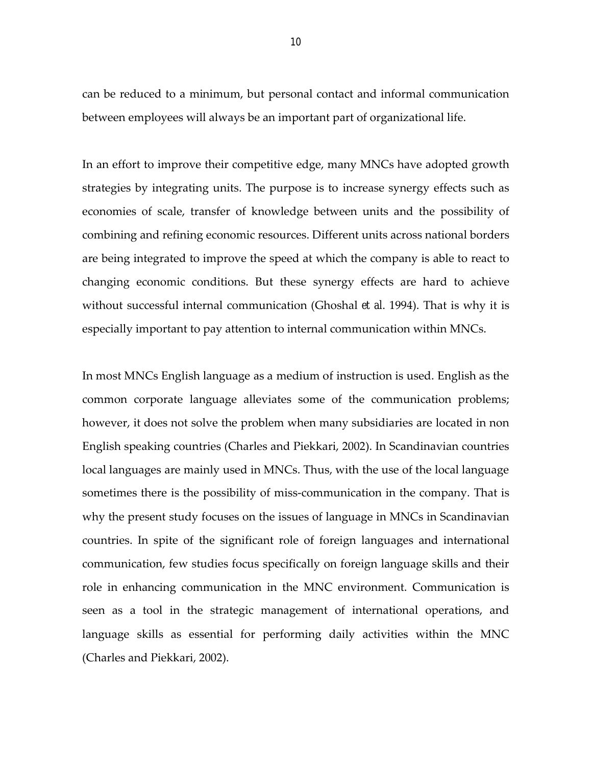can be reduced to a minimum, but personal contact and informal communication between employees will always be an important part of organizational life.

In an effort to improve their competitive edge, many MNCs have adopted growth strategies by integrating units. The purpose is to increase synergy effects such as economies of scale, transfer of knowledge between units and the possibility of combining and refining economic resources. Different units across national borders are being integrated to improve the speed at which the company is able to react to changing economic conditions. But these synergy effects are hard to achieve without successful internal communication (Ghoshal *et al.* 1994). That is why it is especially important to pay attention to internal communication within MNCs.

In most MNCs English language as a medium of instruction is used. English as the common corporate language alleviates some of the communication problems; however, it does not solve the problem when many subsidiaries are located in non English speaking countries (Charles and Piekkari, 2002). In Scandinavian countries local languages are mainly used in MNCs. Thus, with the use of the local language sometimes there is the possibility of miss-communication in the company. That is why the present study focuses on the issues of language in MNCs in Scandinavian countries. In spite of the significant role of foreign languages and international communication, few studies focus specifically on foreign language skills and their role in enhancing communication in the MNC environment. Communication is seen as a tool in the strategic management of international operations, and language skills as essential for performing daily activities within the MNC (Charles and Piekkari, 2002).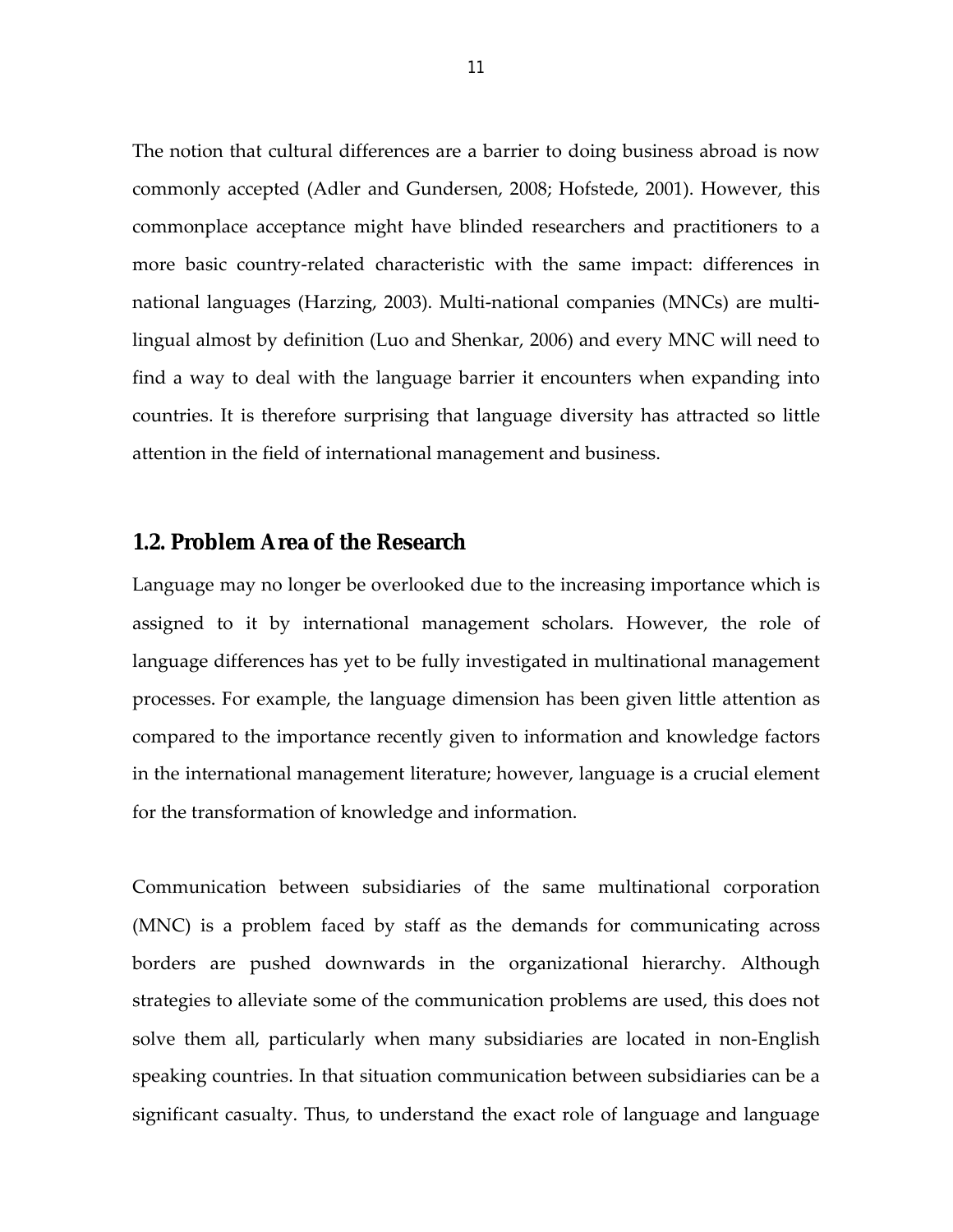The notion that cultural differences are a barrier to doing business abroad is now commonly accepted (Adler and Gundersen, 2008; Hofstede, 2001). However, this commonplace acceptance might have blinded researchers and practitioners to a more basic country-related characteristic with the same impact: differences in national languages (Harzing, 2003). Multi-national companies (MNCs) are multi-lingual almost by definition (Luo and Shenkar, 2006) and every MNC will need to find a way to deal with the language barrier it encounters when expanding into countries. It is therefore surprising that language diversity has attracted so little attention in the field of international management and business.

## 1.2. Problem Area of the Research

Language may no longer be overlooked due to the increasing importance which is assigned to it by international management scholars. However, the role of language differences has yet to be fully investigated in multinational management processes. For example, the language dimension has been given little attention as compared to the importance recently given to information and knowledge factors in the international management literature; however, language is a crucial element for the transformation of knowledge and information.

Communication between subsidiaries of the same multinational corporation (MNC) is a problem faced by staff as the demands for communicating across borders are pushed downwards in the organizational hierarchy. Although strategies to alleviate some of the communication problems are used, this does not solve them all, particularly when many subsidiaries are located in non-English speaking countries. In that situation communication between subsidiaries can be a significant casualty. Thus, to understand the exact role of language and language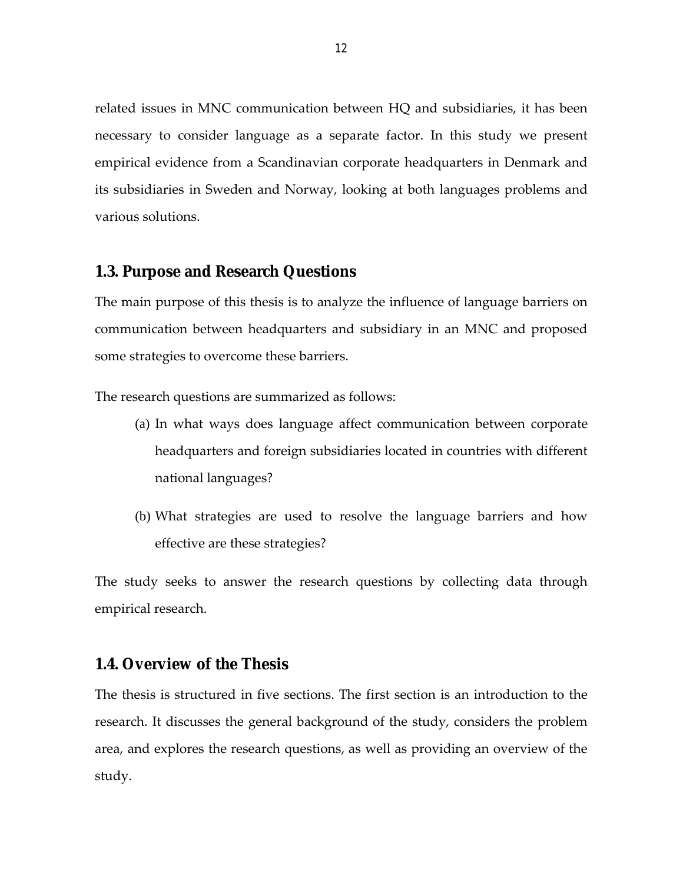related issues in MNC communication between HQ and subsidiaries, it has been necessary to consider language as a separate factor. In this study we present empirical evidence from a Scandinavian corporate headquarters in Denmark and its subsidiaries in Sweden and Norway, looking at both languages problems and various solutions.

## 1.3. Purpose and Research Questions

The main purpose of this thesis is to analyze the influence of language barriers on communication between headquarters and subsidiary in an MNC and proposed some strategies to overcome these barriers.

The research questions are summarized as follows:

(a) In what ways does language affect communication between corporate headquarters and foreign subsidiaries located in countries with different national languages?

(b) What strategies are used to resolve the language barriers and how effective are these strategies?

The study seeks to answer the research questions by collecting data through empirical research.

## 1.4. Overview of the Thesis

The thesis is structured in five sections. The first section is an introduction to the research. It discusses the general background of the study, considers the problem area, and explores the research questions, as well as providing an overview of the study.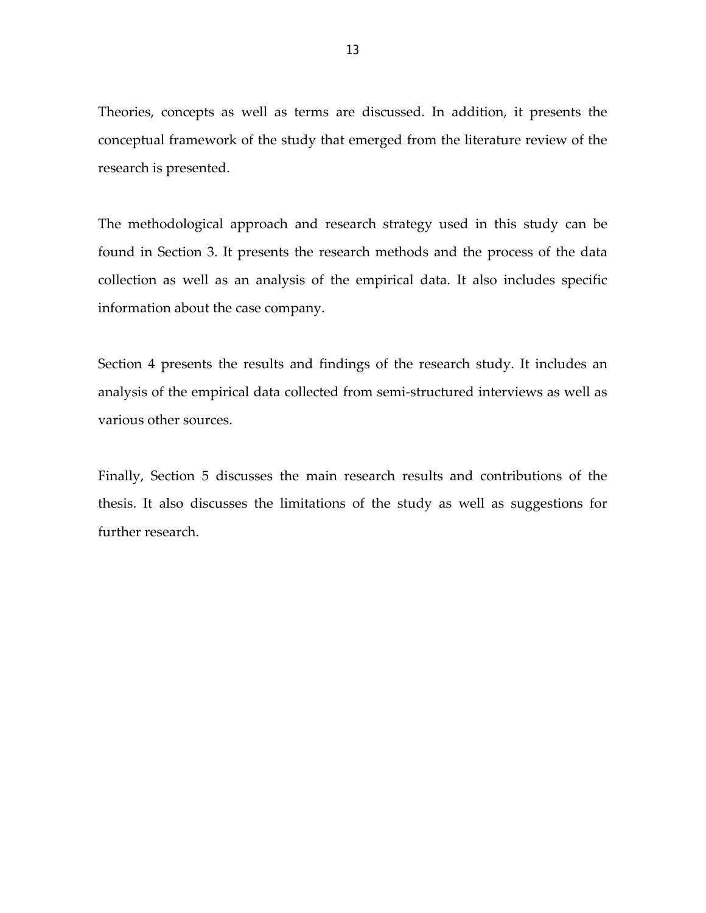Theories, concepts as well as terms are discussed. In addition, it presents the conceptual framework of the study that emerged from the literature review of the research is presented.

The methodological approach and research strategy used in this study can be found in Section 3. It presents the research methods and the process of the data collection as well as an analysis of the empirical data. It also includes specific information about the case company.

Section 4 presents the results and findings of the research study. It includes an analysis of the empirical data collected from semi-structured interviews as well as various other sources.

Finally, Section 5 discusses the main research results and contributions of the thesis. It also discusses the limitations of the study as well as suggestions for further research.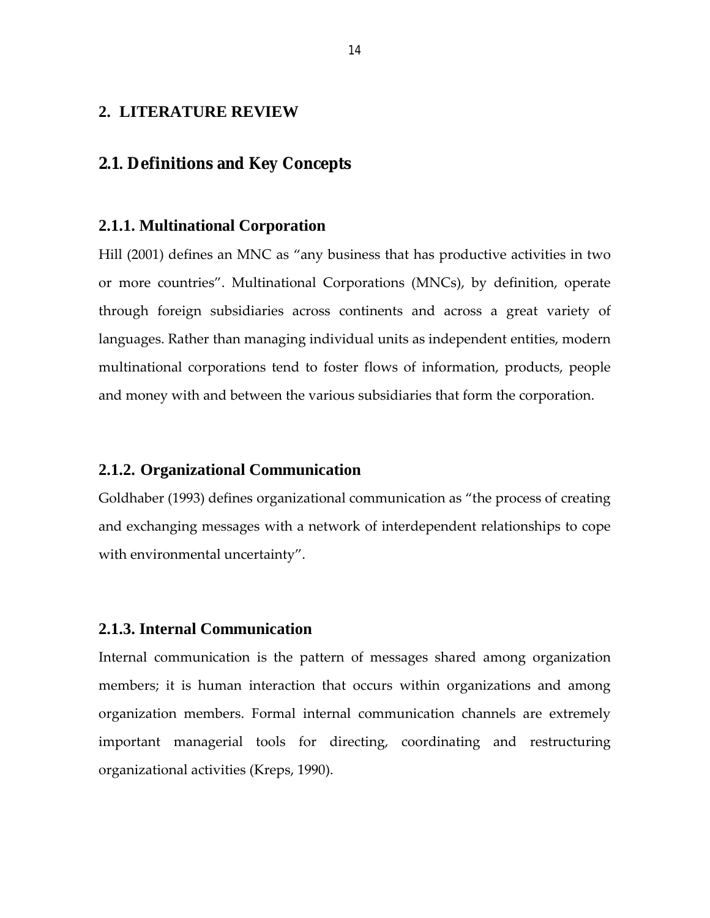# 2. LITERATURE REVIEW

## 2.1. Definitions and Key Concepts

### 2.1.1. Multinational Corporation

Hill (2001) defines an MNC as "any business that has productive activities in two or more countries". Multinational Corporations (MNCs), by definition, operate through foreign subsidiaries across continents and across a great variety of languages. Rather than managing individual units as independent entities, modern multinational corporations tend to foster flows of information, products, people and money with and between the various subsidiaries that form the corporation.

### 2.1.2. Organizational Communication

Goldhaber (1993) defines organizational communication as "the process of creating and exchanging messages with a network of interdependent relationships to cope with environmental uncertainty".

### 2.1.3. Internal Communication

Internal communication is the pattern of messages shared among organization members; it is human interaction that occurs within organizations and among organization members. Formal internal communication channels are extremely important managerial tools for directing, coordinating and restructuring organizational activities (Kreps, 1990).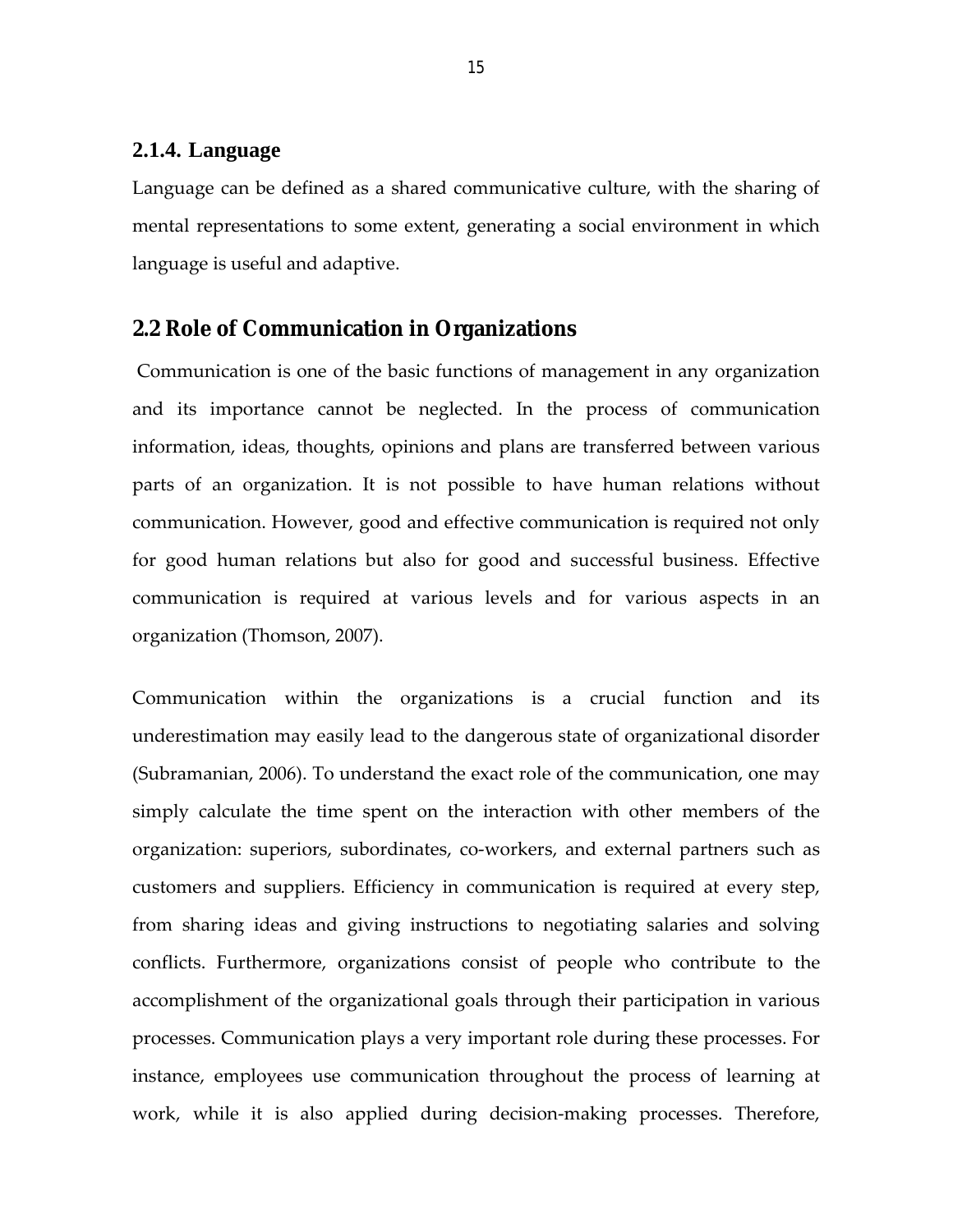### 2.1.4. Language

Language can be defined as a shared communicative culture, with the sharing of mental representations to some extent, generating a social environment in which language is useful and adaptive.

## 2.2 Role of Communication in Organizations

Communication is one of the basic functions of management in any organization and its importance cannot be neglected. In the process of communication information, ideas, thoughts, opinions and plans are transferred between various parts of an organization. It is not possible to have human relations without communication. However, good and effective communication is required not only for good human relations but also for good and successful business. Effective communication is required at various levels and for various aspects in an organization (Thomson, 2007).

Communication within the organizations is a crucial function and its underestimation may easily lead to the dangerous state of organizational disorder (Subramanian, 2006). To understand the exact role of the communication, one may simply calculate the time spent on the interaction with other members of the organization: superiors, subordinates, co-workers, and external partners such as customers and suppliers. Efficiency in communication is required at every step, from sharing ideas and giving instructions to negotiating salaries and solving conflicts. Furthermore, organizations consist of people who contribute to the accomplishment of the organizational goals through their participation in various processes. Communication plays a very important role during these processes. For instance, employees use communication throughout the process of learning at work, while it is also applied during decision-making processes. Therefore,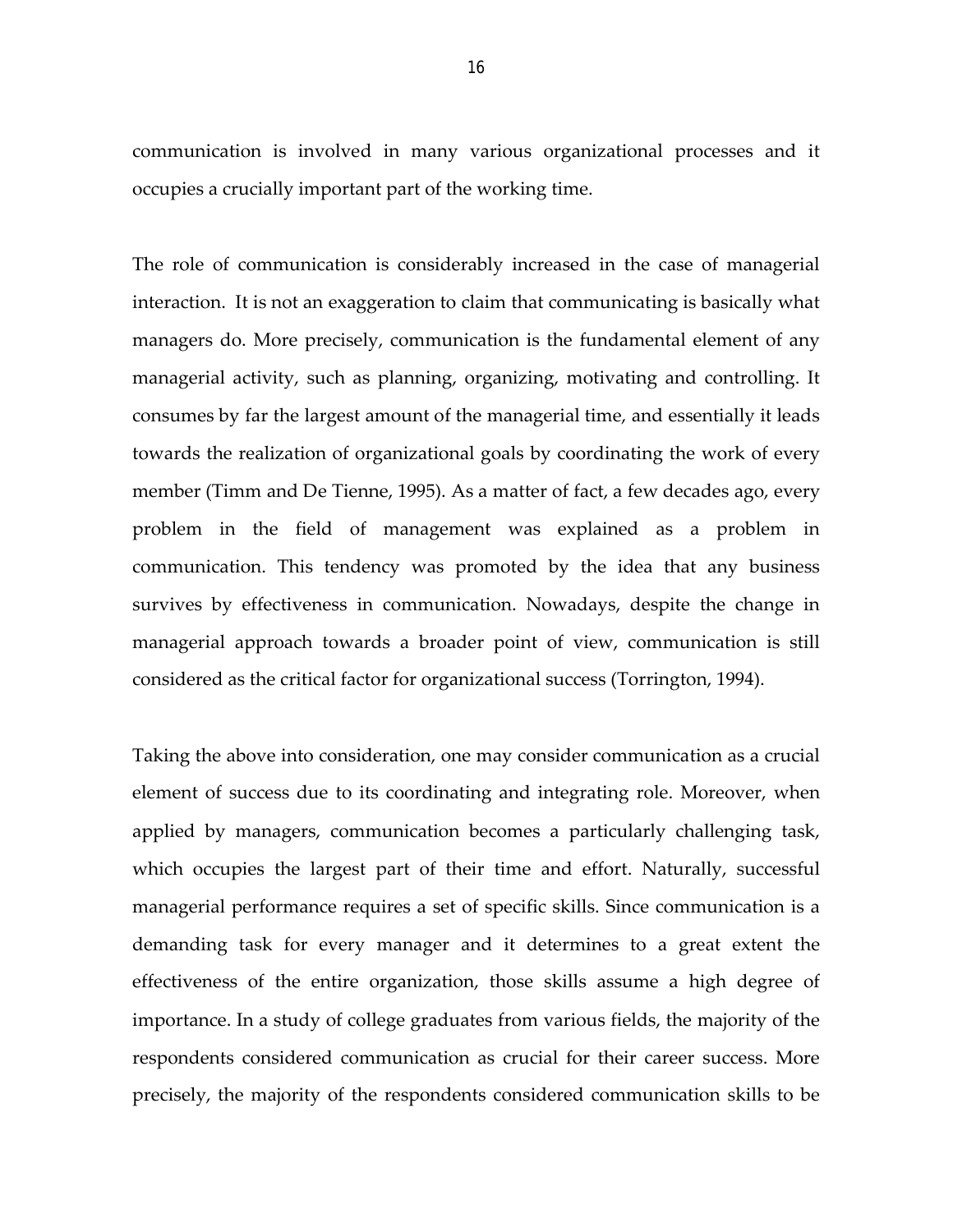communication is involved in many various organizational processes and it occupies a crucially important part of the working time.

The role of communication is considerably increased in the case of managerial interaction. It is not an exaggeration to claim that communicating is basically what managers do. More precisely, communication is the fundamental element of any managerial activity, such as planning, organizing, motivating and controlling. It consumes by far the largest amount of the managerial time, and essentially it leads towards the realization of organizational goals by coordinating the work of every member (Timm and De Tienne, 1995). As a matter of fact, a few decades ago, every problem in the field of management was explained as a problem in communication. This tendency was promoted by the idea that any business survives by effectiveness in communication. Nowadays, despite the change in managerial approach towards a broader point of view, communication is still considered as the critical factor for organizational success (Torrington, 1994).

Taking the above into consideration, one may consider communication as a crucial element of success due to its coordinating and integrating role. Moreover, when applied by managers, communication becomes a particularly challenging task, which occupies the largest part of their time and effort. Naturally, successful managerial performance requires a set of specific skills. Since communication is a demanding task for every manager and it determines to a great extent the effectiveness of the entire organization, those skills assume a high degree of importance. In a study of college graduates from various fields, the majority of the respondents considered communication as crucial for their career success. More precisely, the majority of the respondents considered communication skills to be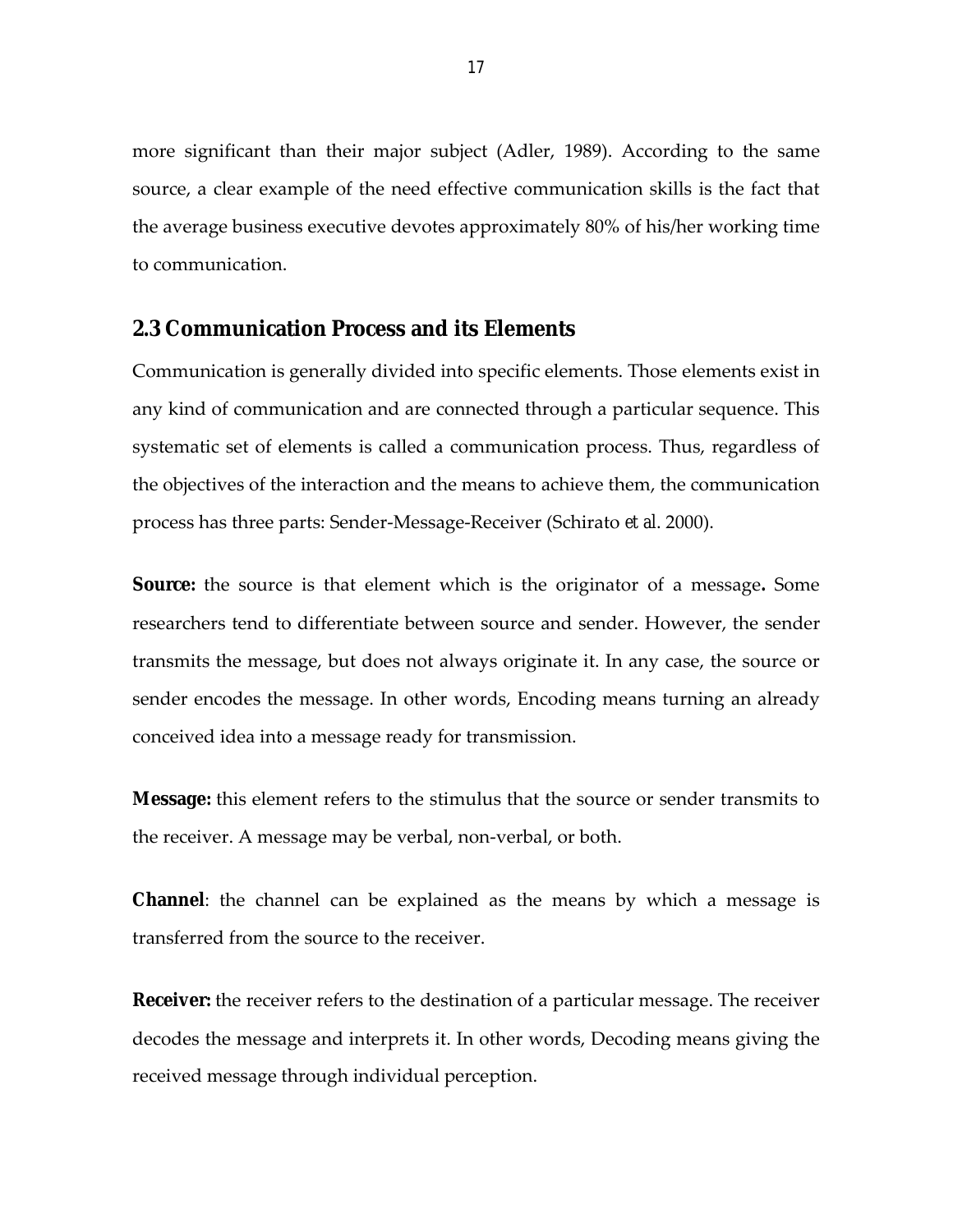more significant than their major subject (Adler, 1989). According to the same source, a clear example of the need effective communication skills is the fact that the average business executive devotes approximately 80% of his/her working time to communication.

## 2.3 Communication Process and its Elements

Communication is generally divided into specific elements. Those elements exist in any kind of communication and are connected through a particular sequence. This systematic set of elements is called a communication process. Thus, regardless of the objectives of the interaction and the means to achieve them, the communication process has three parts: Sender-Message-Receiver (Schirato *et al.* 2000).

**Source:** the source is that element which is the originator of a message**.** Some researchers tend to differentiate between source and sender. However, the sender transmits the message, but does not always originate it. In any case, the source or sender encodes the message. In other words, Encoding means turning an already conceived idea into a message ready for transmission.

**Message:** this element refers to the stimulus that the source or sender transmits to the receiver. A message may be verbal, non-verbal, or both.

**Channel**: the channel can be explained as the means by which a message is transferred from the source to the receiver.

**Receiver:** the receiver refers to the destination of a particular message. The receiver decodes the message and interprets it. In other words, Decoding means giving the received message through individual perception.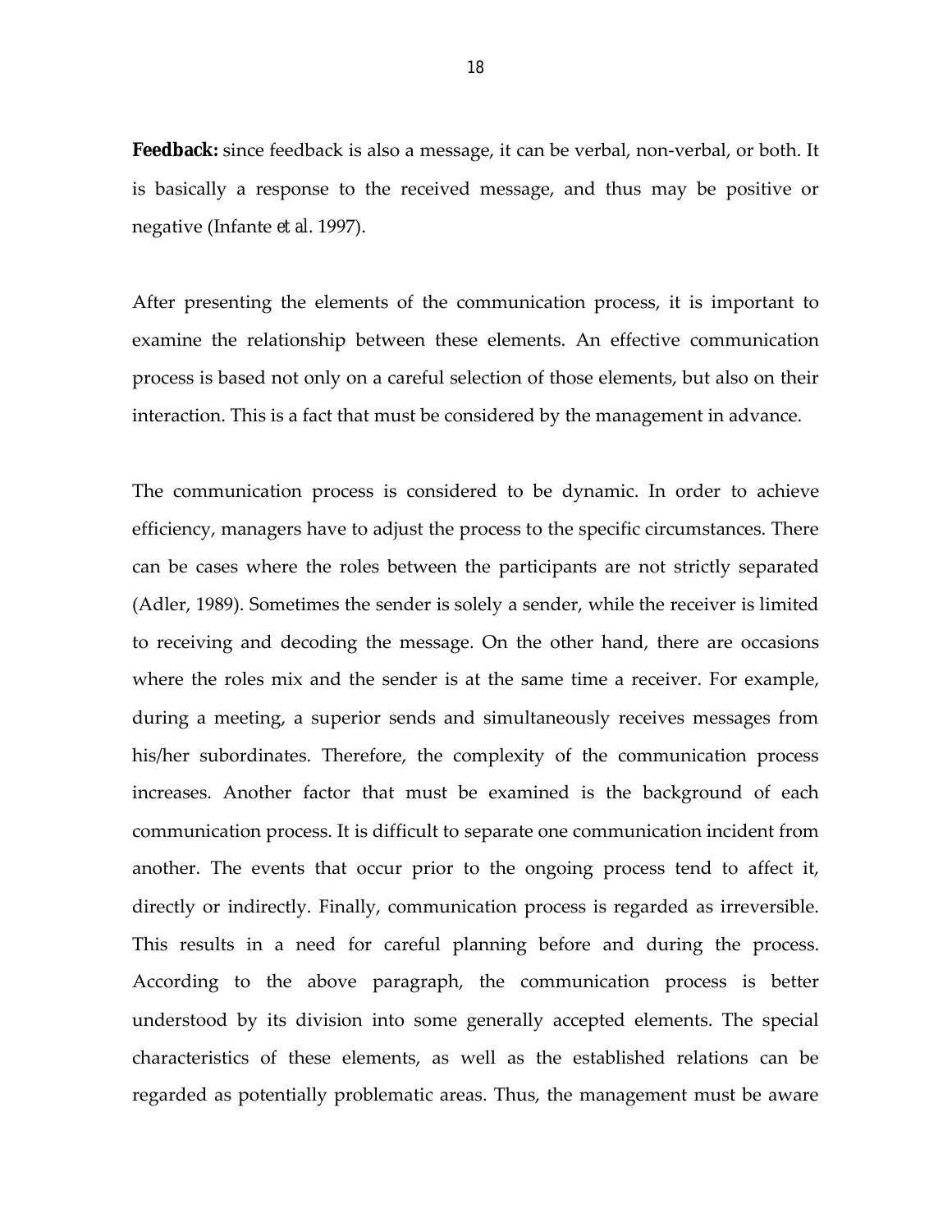**Feedback:** since feedback is also a message, it can be verbal, non-verbal, or both. It is basically a response to the received message, and thus may be positive or negative (Infante *et al.* 1997).

After presenting the elements of the communication process, it is important to examine the relationship between these elements. An effective communication process is based not only on a careful selection of those elements, but also on their interaction. This is a fact that must be considered by the management in advance.

The communication process is considered to be dynamic. In order to achieve efficiency, managers have to adjust the process to the specific circumstances. There can be cases where the roles between the participants are not strictly separated (Adler, 1989). Sometimes the sender is solely a sender, while the receiver is limited to receiving and decoding the message. On the other hand, there are occasions where the roles mix and the sender is at the same time a receiver. For example, during a meeting, a superior sends and simultaneously receives messages from his/her subordinates. Therefore, the complexity of the communication process increases. Another factor that must be examined is the background of each communication process. It is difficult to separate one communication incident from another. The events that occur prior to the ongoing process tend to affect it, directly or indirectly. Finally, communication process is regarded as irreversible. This results in a need for careful planning before and during the process. According to the above paragraph, the communication process is better understood by its division into some generally accepted elements. The special characteristics of these elements, as well as the established relations can be regarded as potentially problematic areas. Thus, the management must be aware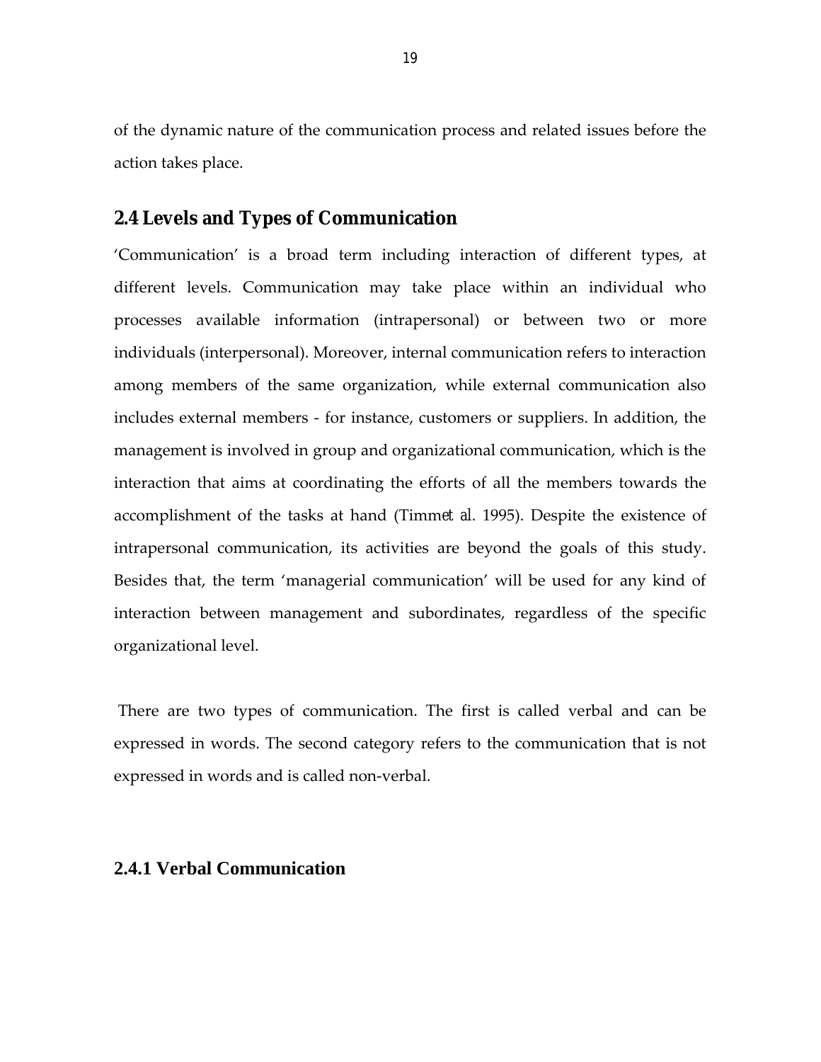of the dynamic nature of the communication process and related issues before the action takes place.

## 2.4 Levels and Types of Communication

'Communication' is a broad term including interaction of different types, at different levels. Communication may take place within an individual who processes available information (intrapersonal) or between two or more individuals (interpersonal). Moreover, internal communication refers to interaction among members of the same organization, while external communication also includes external members - for instance, customers or suppliers. In addition, the management is involved in group and organizational communication, which is the interaction that aims at coordinating the efforts of all the members towards the accomplishment of the tasks at hand (Timm *et al.* 1995). Despite the existence of intrapersonal communication, its activities are beyond the goals of this study. Besides that, the term 'managerial communication' will be used for any kind of interaction between management and subordinates, regardless of the specific organizational level.

There are two types of communication. The first is called verbal and can be expressed in words. The second category refers to the communication that is not expressed in words and is called non-verbal.

### 2.4.1 Verbal Communication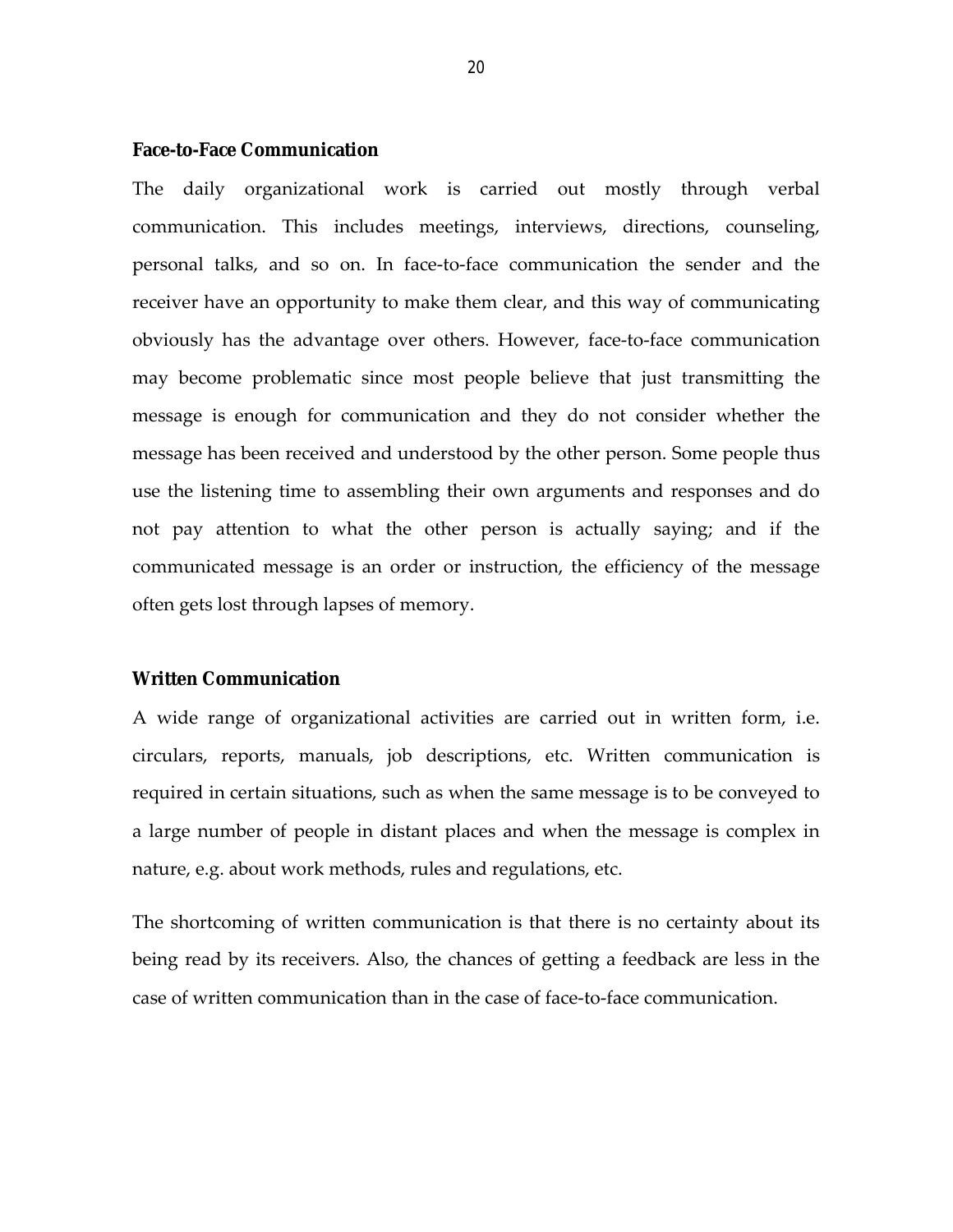### Face-to-Face Communication

The daily organizational work is carried out mostly through verbal communication. This includes meetings, interviews, directions, counseling, personal talks, and so on. In face-to-face communication the sender and the receiver have an opportunity to make them clear, and this way of communicating obviously has the advantage over others. However, face-to-face communication may become problematic since most people believe that just transmitting the message is enough for communication and they do not consider whether the message has been received and understood by the other person. Some people thus use the listening time to assembling their own arguments and responses and do not pay attention to what the other person is actually saying; and if the communicated message is an order or instruction, the efficiency of the message often gets lost through lapses of memory.

### Written Communication

A wide range of organizational activities are carried out in written form, i.e. circulars, reports, manuals, job descriptions, etc. Written communication is required in certain situations, such as when the same message is to be conveyed to a large number of people in distant places and when the message is complex in nature, e.g. about work methods, rules and regulations, etc.

The shortcoming of written communication is that there is no certainty about its being read by its receivers. Also, the chances of getting a feedback are less in the case of written communication than in the case of face-to-face communication.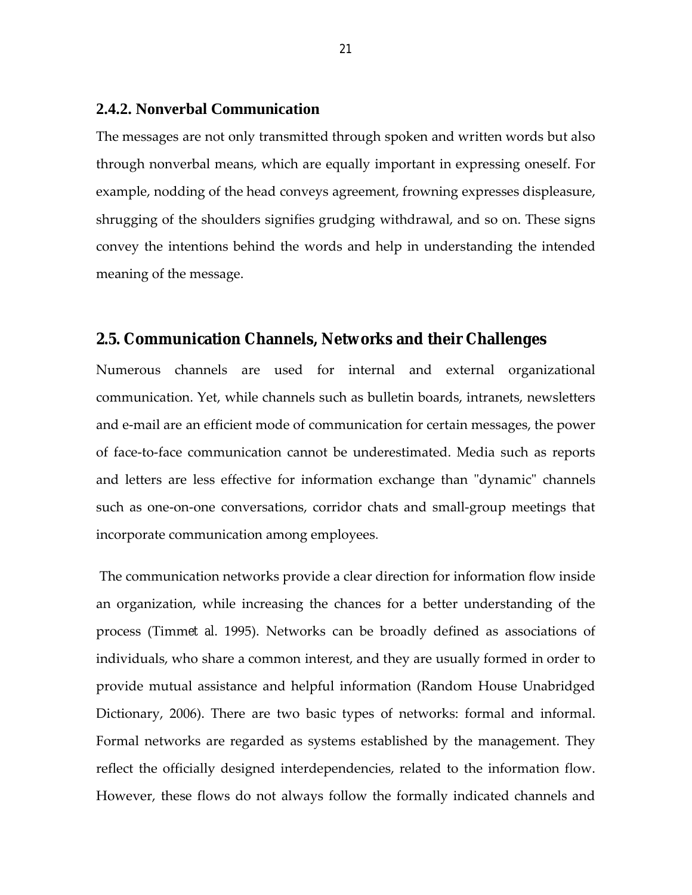### 2.4.2. Nonverbal Communication

The messages are not only transmitted through spoken and written words but also through nonverbal means, which are equally important in expressing oneself. For example, nodding of the head conveys agreement, frowning expresses displeasure, shrugging of the shoulders signifies grudging withdrawal, and so on. These signs convey the intentions behind the words and help in understanding the intended meaning of the message.

## 2.5. Communication Channels, Networks and their Challenges

Numerous channels are used for internal and external organizational communication. Yet, while channels such as bulletin boards, intranets, newsletters and e-mail are an efficient mode of communication for certain messages, the power of face-to-face communication cannot be underestimated. Media such as reports and letters are less effective for information exchange than "dynamic" channels such as one-on-one conversations, corridor chats and small-group meetings that incorporate communication among employees.

The communication networks provide a clear direction for information flow inside an organization, while increasing the chances for a better understanding of the process (Timmet al. 1995). Networks can be broadly defined as associations of individuals, who share a common interest, and they are usually formed in order to provide mutual assistance and helpful information (Random House Unabridged Dictionary, 2006). There are two basic types of networks: formal and informal. Formal networks are regarded as systems established by the management. They reflect the officially designed interdependencies, related to the information flow. However, these flows do not always follow the formally indicated channels and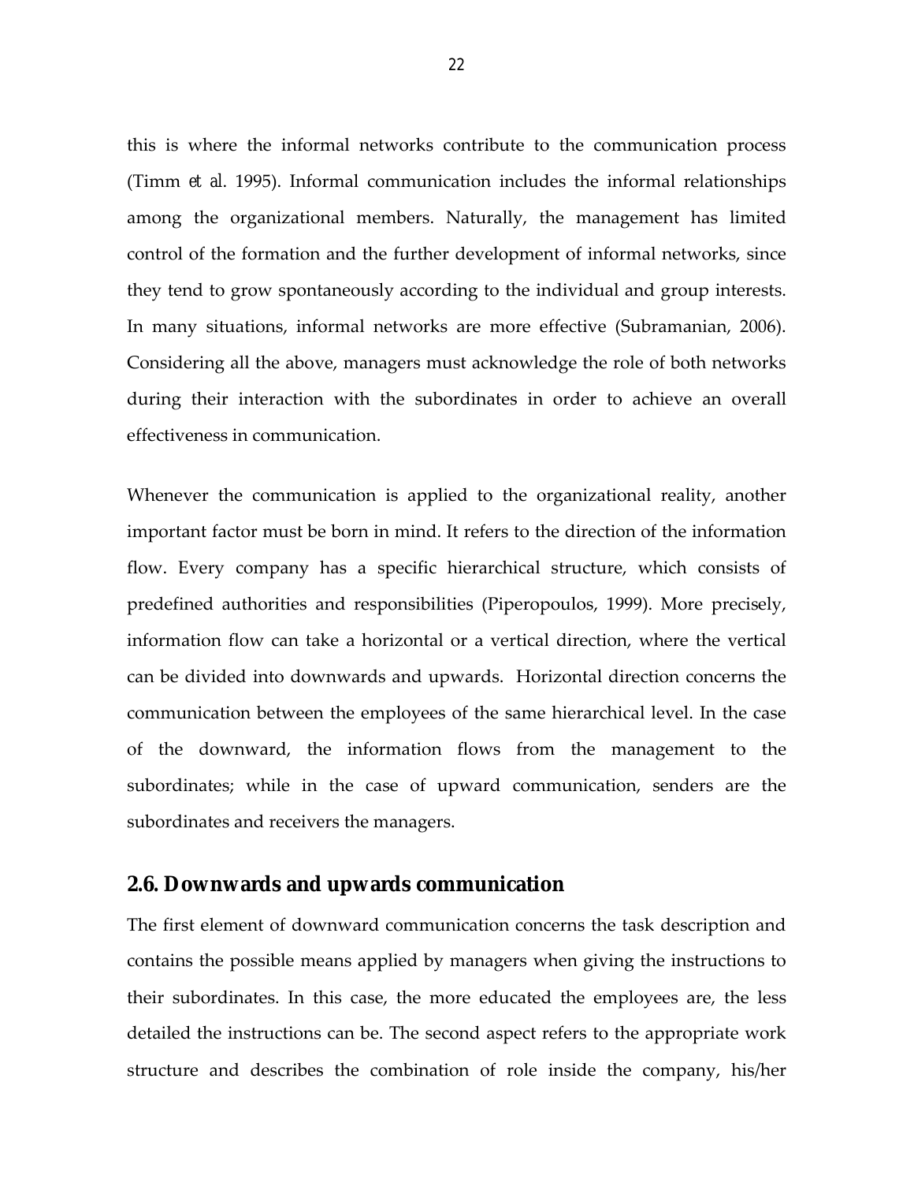this is where the informal networks contribute to the communication process (Timm *et al.* 1995). Informal communication includes the informal relationships among the organizational members. Naturally, the management has limited control of the formation and the further development of informal networks, since they tend to grow spontaneously according to the individual and group interests. In many situations, informal networks are more effective (Subramanian, 2006). Considering all the above, managers must acknowledge the role of both networks during their interaction with the subordinates in order to achieve an overall effectiveness in communication.

Whenever the communication is applied to the organizational reality, another important factor must be born in mind. It refers to the direction of the information flow. Every company has a specific hierarchical structure, which consists of predefined authorities and responsibilities (Piperopoulos, 1999). More precisely, information flow can take a horizontal or a vertical direction, where the vertical can be divided into downwards and upwards. Horizontal direction concerns the communication between the employees of the same hierarchical level. In the case of the downward, the information flows from the management to the subordinates; while in the case of upward communication, senders are the subordinates and receivers the managers.

## 2.6. Downwards and upwards communication

The first element of downward communication concerns the task description and contains the possible means applied by managers when giving the instructions to their subordinates. In this case, the more educated the employees are, the less detailed the instructions can be. The second aspect refers to the appropriate work structure and describes the combination of role inside the company, his/her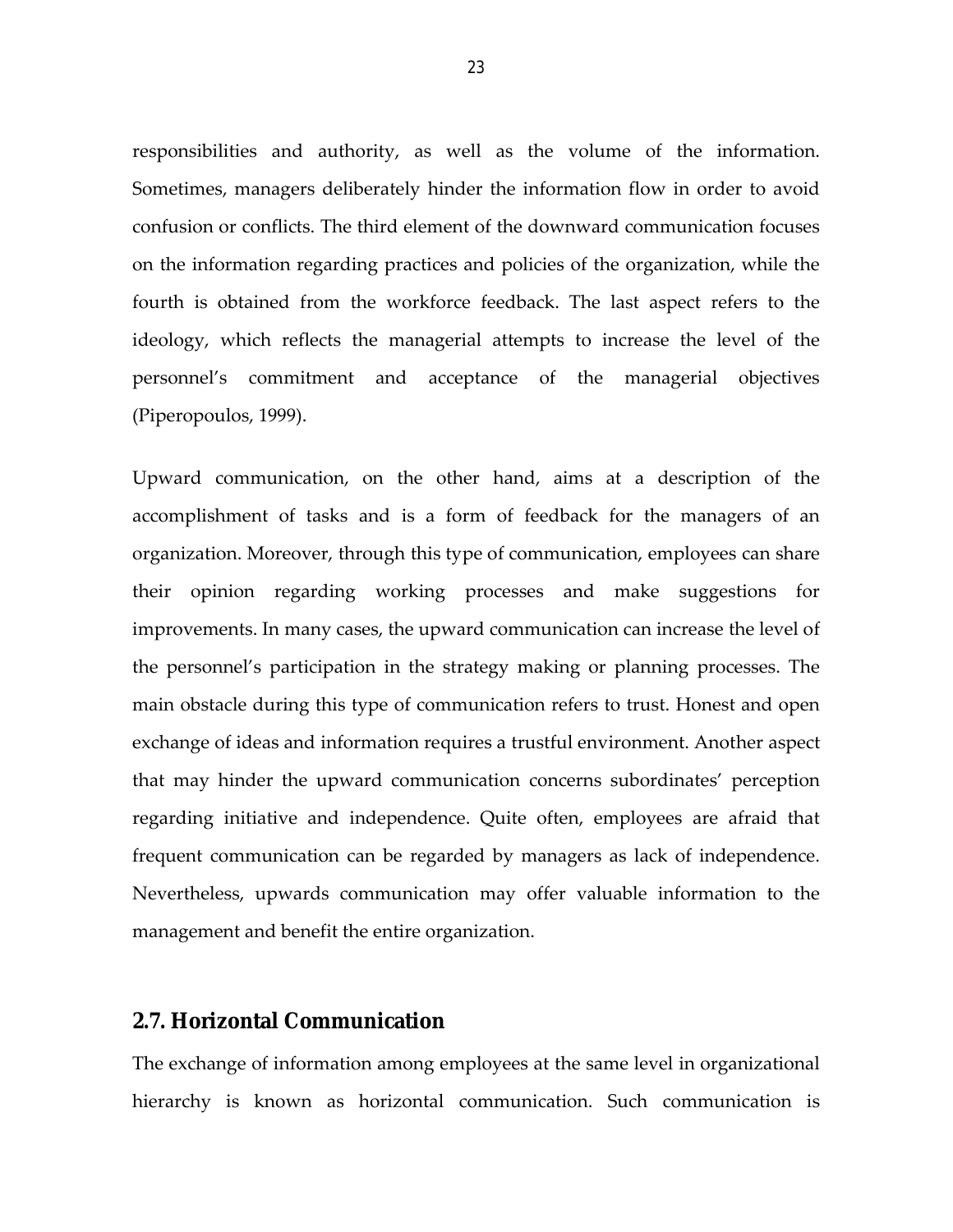responsibilities and authority, as well as the volume of the information. Sometimes, managers deliberately hinder the information flow in order to avoid confusion or conflicts. The third element of the downward communication focuses on the information regarding practices and policies of the organization, while the fourth is obtained from the workforce feedback. The last aspect refers to the ideology, which reflects the managerial attempts to increase the level of the personnel's commitment and acceptance of the managerial objectives (Piperopoulos, 1999).

Upward communication, on the other hand, aims at a description of the accomplishment of tasks and is a form of feedback for the managers of an organization. Moreover, through this type of communication, employees can share their opinion regarding working processes and make suggestions for improvements. In many cases, the upward communication can increase the level of the personnel's participation in the strategy making or planning processes. The main obstacle during this type of communication refers to trust. Honest and open exchange of ideas and information requires a trustful environment. Another aspect that may hinder the upward communication concerns subordinates' perception regarding initiative and independence. Quite often, employees are afraid that frequent communication can be regarded by managers as lack of independence. Nevertheless, upwards communication may offer valuable information to the management and benefit the entire organization.

## 2.7. Horizontal Communication

The exchange of information among employees at the same level in organizational hierarchy is known as horizontal communication. Such communication is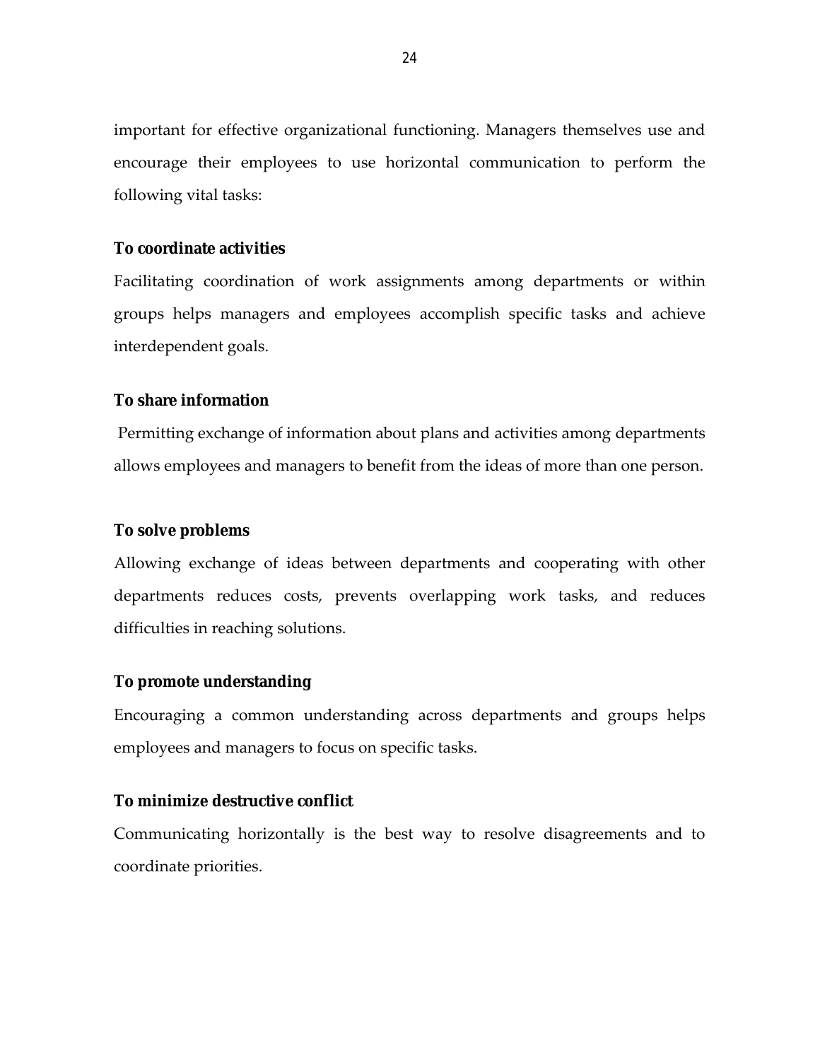important for effective organizational functioning. Managers themselves use and encourage their employees to use horizontal communication to perform the following vital tasks:

**To coordinate activities**

Facilitating coordination of work assignments among departments or within groups helps managers and employees accomplish specific tasks and achieve interdependent goals.

**To share information**

Permitting exchange of information about plans and activities among departments allows employees and managers to benefit from the ideas of more than one person.

**To solve problems**

Allowing exchange of ideas between departments and cooperating with other departments reduces costs, prevents overlapping work tasks, and reduces difficulties in reaching solutions.

**To promote understanding**

Encouraging a common understanding across departments and groups helps employees and managers to focus on specific tasks.

**To minimize destructive conflict**

Communicating horizontally is the best way to resolve disagreements and to coordinate priorities.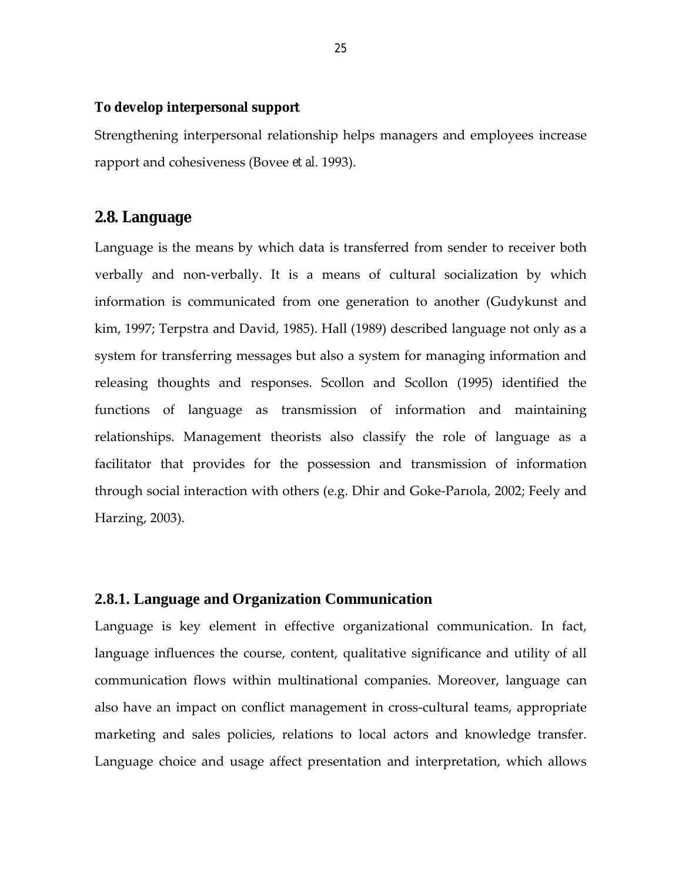**To develop interpersonal support**

Strengthening interpersonal relationship helps managers and employees increase rapport and cohesiveness (Bovee *et al*. 1993).

## 2.8. Language

Language is the means by which data is transferred from sender to receiver both verbally and non-verbally. It is a means of cultural socialization by which information is communicated from one generation to another (Gudykunst and kim, 1997; Terpstra and David, 1985). Hall (1989) described language not only as a system for transferring messages but also a system for managing information and releasing thoughts and responses. Scollon and Scollon (1995) identified the functions of language as transmission of information and maintaining relationships. Management theorists also classify the role of language as a facilitator that provides for the possession and transmission of information through social interaction with others (e.g. Dhir and Goke-Parıola, 2002; Feely and Harzing, 2003).

### 2.8.1. Language and Organization Communication

Language is key element in effective organizational communication. In fact, language influences the course, content, qualitative significance and utility of all communication flows within multinational companies. Moreover, language can also have an impact on conflict management in cross-cultural teams, appropriate marketing and sales policies, relations to local actors and knowledge transfer. Language choice and usage affect presentation and interpretation, which allows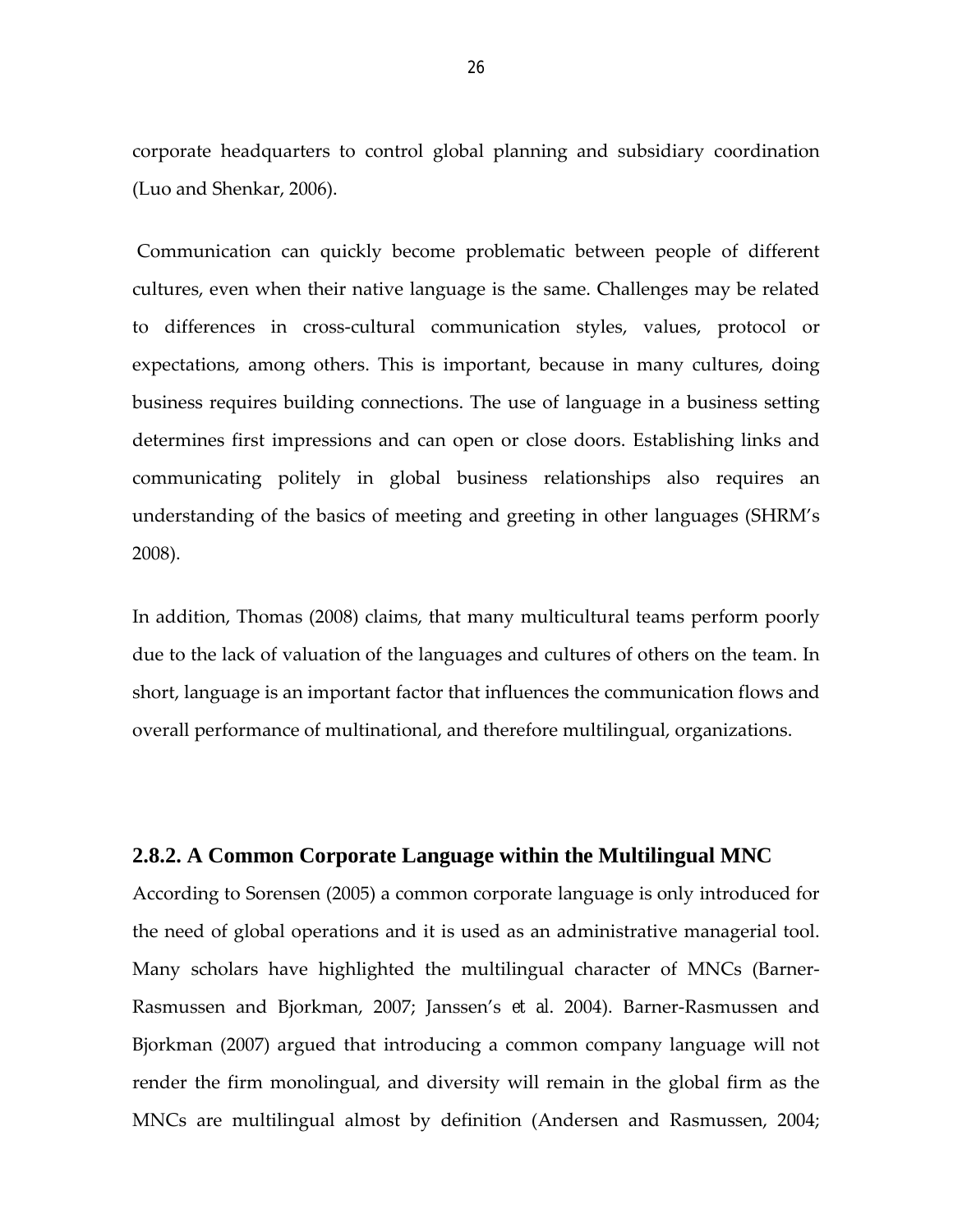corporate headquarters to control global planning and subsidiary coordination (Luo and Shenkar, 2006).

Communication can quickly become problematic between people of different cultures, even when their native language is the same. Challenges may be related to differences in cross-cultural communication styles, values, protocol or expectations, among others. This is important, because in many cultures, doing business requires building connections. The use of language in a business setting determines first impressions and can open or close doors. Establishing links and communicating politely in global business relationships also requires an understanding of the basics of meeting and greeting in other languages (SHRM's 2008).

In addition, Thomas (2008) claims, that many multicultural teams perform poorly due to the lack of valuation of the languages and cultures of others on the team. In short, language is an important factor that influences the communication flows and overall performance of multinational, and therefore multilingual, organizations.

### 2.8.2. A Common Corporate Language within the Multilingual MNC

According to Sorensen (2005) a common corporate language is only introduced for the need of global operations and it is used as an administrative managerial tool. Many scholars have highlighted the multilingual character of MNCs (Barner-Rasmussen and Bjorkman, 2007; Janssen's *et al.* 2004). Barner-Rasmussen and Bjorkman (2007) argued that introducing a common company language will not render the firm monolingual, and diversity will remain in the global firm as the MNCs are multilingual almost by definition (Andersen and Rasmussen, 2004;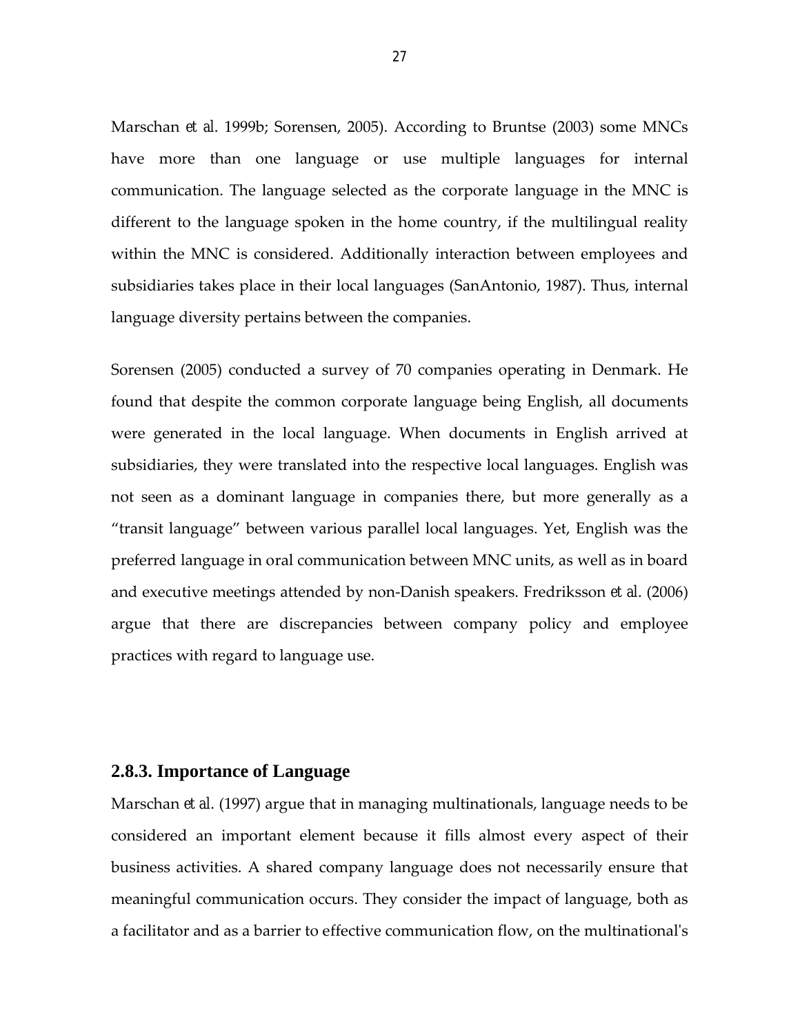Marschan *et al.* 1999b; Sorensen, 2005). According to Bruntse (2003) some MNCs have more than one language or use multiple languages for internal communication. The language selected as the corporate language in the MNC is different to the language spoken in the home country, if the multilingual reality within the MNC is considered. Additionally interaction between employees and subsidiaries takes place in their local languages (SanAntonio, 1987). Thus, internal language diversity pertains between the companies.

Sorensen (2005) conducted a survey of 70 companies operating in Denmark. He found that despite the common corporate language being English, all documents were generated in the local language. When documents in English arrived at subsidiaries, they were translated into the respective local languages. English was not seen as a dominant language in companies there, but more generally as a "transit language" between various parallel local languages. Yet, English was the preferred language in oral communication between MNC units, as well as in board and executive meetings attended by non-Danish speakers. Fredriksson *et al.* (2006) argue that there are discrepancies between company policy and employee practices with regard to language use.

### 2.8.3. Importance of Language

Marschan *et al.* (1997) argue that in managing multinationals, language needs to be considered an important element because it fills almost every aspect of their business activities. A shared company language does not necessarily ensure that meaningful communication occurs. They consider the impact of language, both as a facilitator and as a barrier to effective communication flow, on the multinational's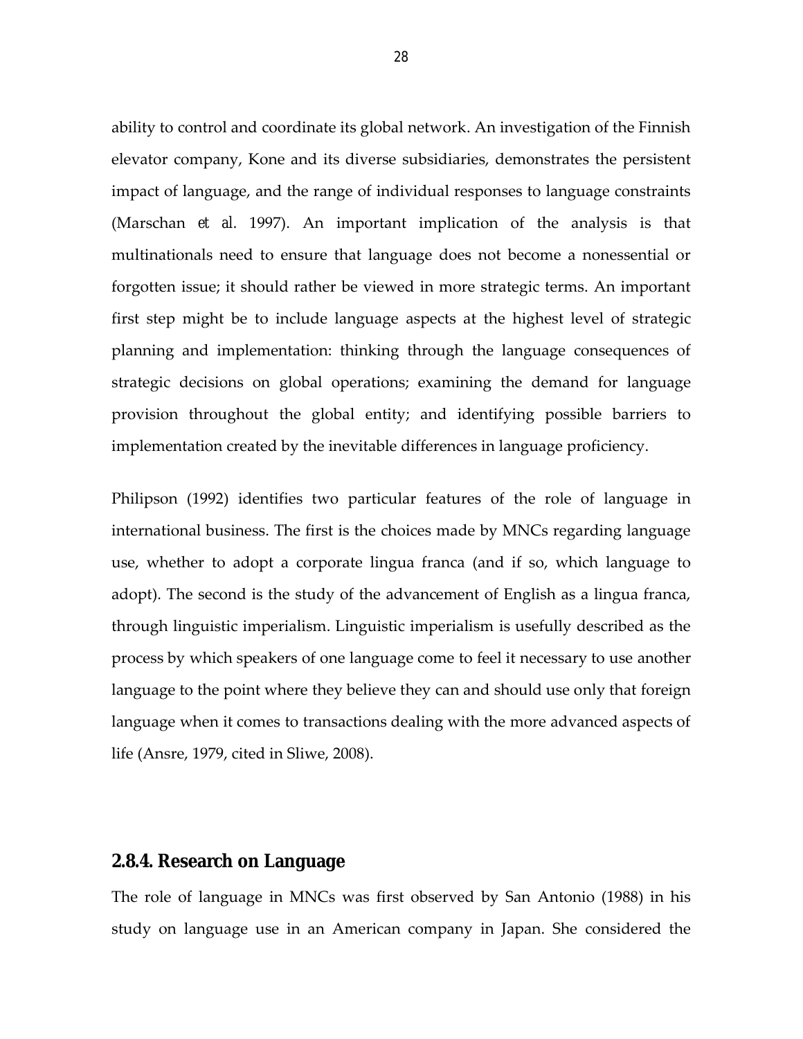ability to control and coordinate its global network. An investigation of the Finnish elevator company, Kone and its diverse subsidiaries, demonstrates the persistent impact of language, and the range of individual responses to language constraints (Marschan *et al*. 1997). An important implication of the analysis is that multinationals need to ensure that language does not become a nonessential or forgotten issue; it should rather be viewed in more strategic terms. An important first step might be to include language aspects at the highest level of strategic planning and implementation: thinking through the language consequences of strategic decisions on global operations; examining the demand for language provision throughout the global entity; and identifying possible barriers to implementation created by the inevitable differences in language proficiency.

Philipson (1992) identifies two particular features of the role of language in international business. The first is the choices made by MNCs regarding language use, whether to adopt a corporate lingua franca (and if so, which language to adopt). The second is the study of the advancement of English as a lingua franca, through linguistic imperialism. Linguistic imperialism is usefully described as the process by which speakers of one language come to feel it necessary to use another language to the point where they believe they can and should use only that foreign language when it comes to transactions dealing with the more advanced aspects of life (Ansre, 1979, cited in Sliwe, 2008).

### 2.8.4. Research on Language

The role of language in MNCs was first observed by San Antonio (1988) in his study on language use in an American company in Japan. She considered the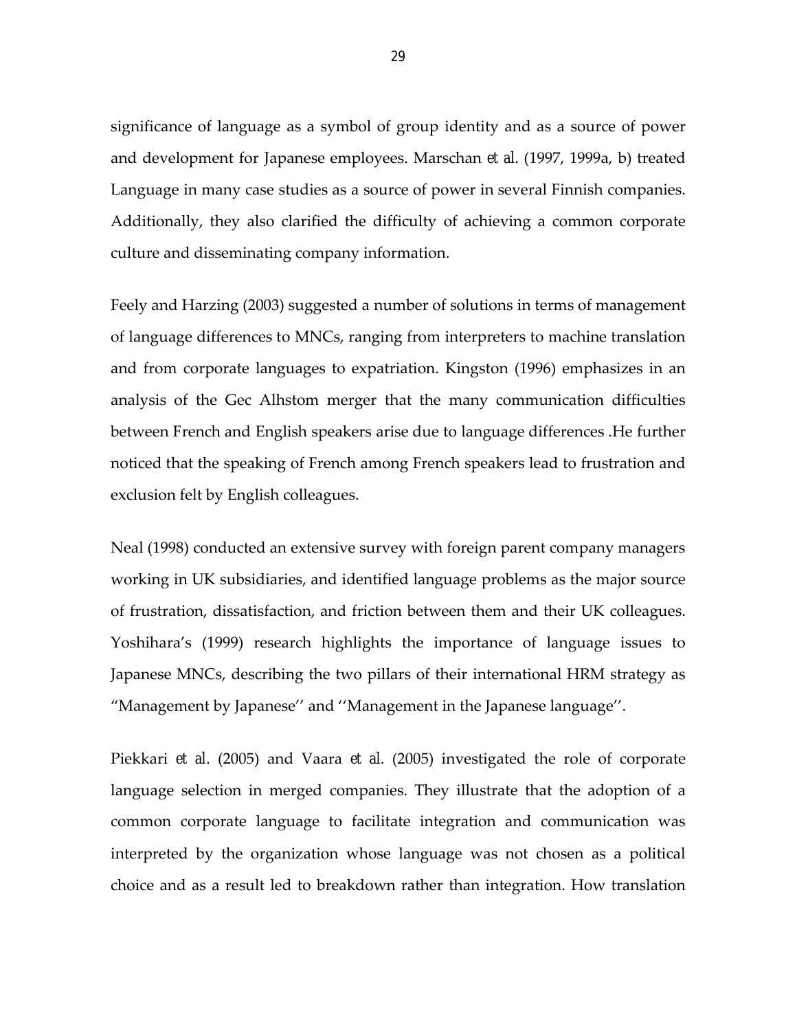significance of language as a symbol of group identity and as a source of power and development for Japanese employees. Marschan *et al.* (1997, 1999a, b) treated Language in many case studies as a source of power in several Finnish companies. Additionally, they also clarified the difficulty of achieving a common corporate culture and disseminating company information.

Feely and Harzing (2003) suggested a number of solutions in terms of management of language differences to MNCs, ranging from interpreters to machine translation and from corporate languages to expatriation. Kingston (1996) emphasizes in an analysis of the Gec Alhstom merger that the many communication difficulties between French and English speakers arise due to language differences .He further noticed that the speaking of French among French speakers lead to frustration and exclusion felt by English colleagues.

Neal (1998) conducted an extensive survey with foreign parent company managers working in UK subsidiaries, and identified language problems as the major source of frustration, dissatisfaction, and friction between them and their UK colleagues. Yoshihara's (1999) research highlights the importance of language issues to Japanese MNCs, describing the two pillars of their international HRM strategy as "Management by Japanese'' and ''Management in the Japanese language''.

Piekkari *et al.* (2005) and Vaara *et al.* (2005) investigated the role of corporate language selection in merged companies. They illustrate that the adoption of a common corporate language to facilitate integration and communication was interpreted by the organization whose language was not chosen as a political choice and as a result led to breakdown rather than integration. How translation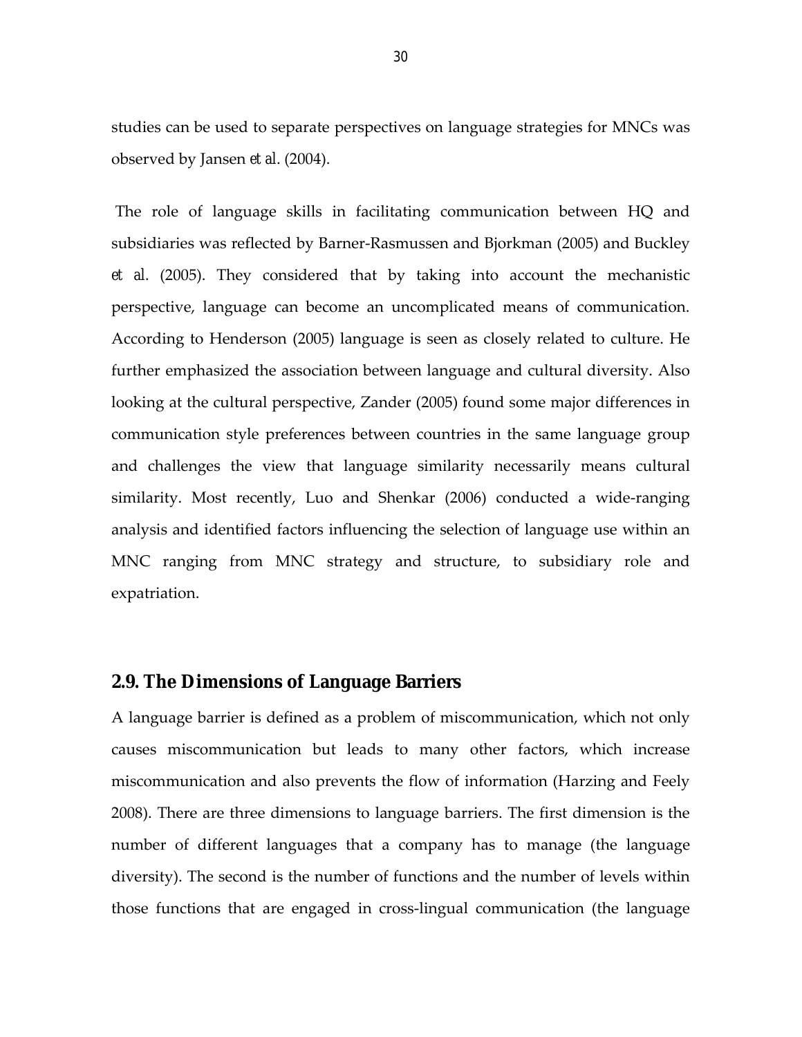studies can be used to separate perspectives on language strategies for MNCs was observed by Jansen *et al.* (2004).

The role of language skills in facilitating communication between HQ and subsidiaries was reflected by Barner-Rasmussen and Bjorkman (2005) and Buckley *et al.* (2005). They considered that by taking into account the mechanistic perspective, language can become an uncomplicated means of communication. According to Henderson (2005) language is seen as closely related to culture. He further emphasized the association between language and cultural diversity. Also looking at the cultural perspective, Zander (2005) found some major differences in communication style preferences between countries in the same language group and challenges the view that language similarity necessarily means cultural similarity. Most recently, Luo and Shenkar (2006) conducted a wide-ranging analysis and identified factors influencing the selection of language use within an MNC ranging from MNC strategy and structure, to subsidiary role and expatriation.

## 2.9. The Dimensions of Language Barriers

A language barrier is defined as a problem of miscommunication, which not only causes miscommunication but leads to many other factors, which increase miscommunication and also prevents the flow of information (Harzing and Feely 2008). There are three dimensions to language barriers. The first dimension is the number of different languages that a company has to manage (the language diversity). The second is the number of functions and the number of levels within those functions that are engaged in cross-lingual communication (the language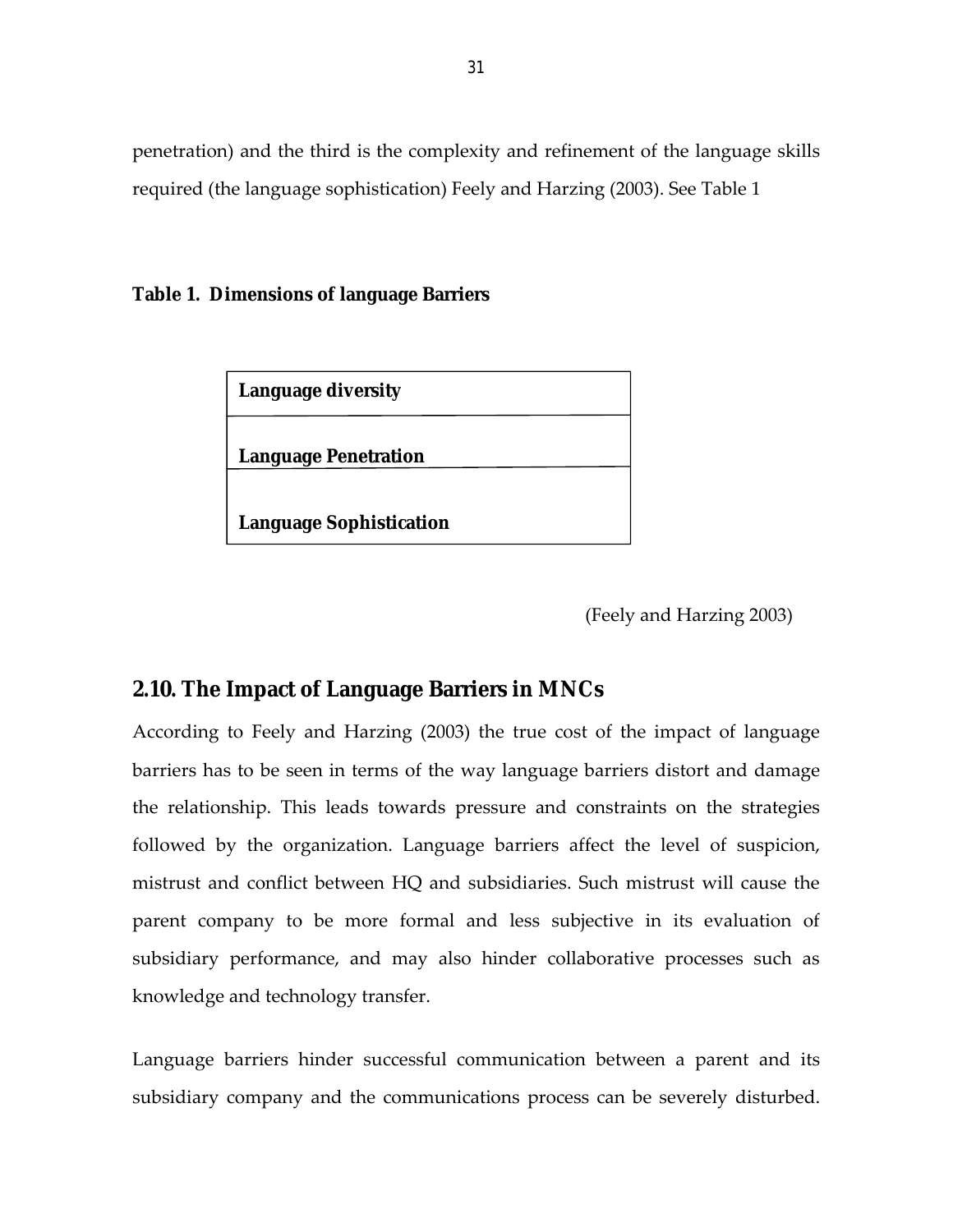penetration) and the third is the complexity and refinement of the language skills required (the language sophistication) Feely and Harzing (2003). See Table 1

**Table 1. Dimensions of language Barriers**

| |
|---|
| **Language diversity** |
| **Language Penetration** |
| **Language Sophistication** |

(Feely and Harzing 2003)

## 2.10. The Impact of Language Barriers in MNCs

According to Feely and Harzing (2003) the true cost of the impact of language barriers has to be seen in terms of the way language barriers distort and damage the relationship. This leads towards pressure and constraints on the strategies followed by the organization. Language barriers affect the level of suspicion, mistrust and conflict between HQ and subsidiaries. Such mistrust will cause the parent company to be more formal and less subjective in its evaluation of subsidiary performance, and may also hinder collaborative processes such as knowledge and technology transfer.

Language barriers hinder successful communication between a parent and its subsidiary company and the communications process can be severely disturbed.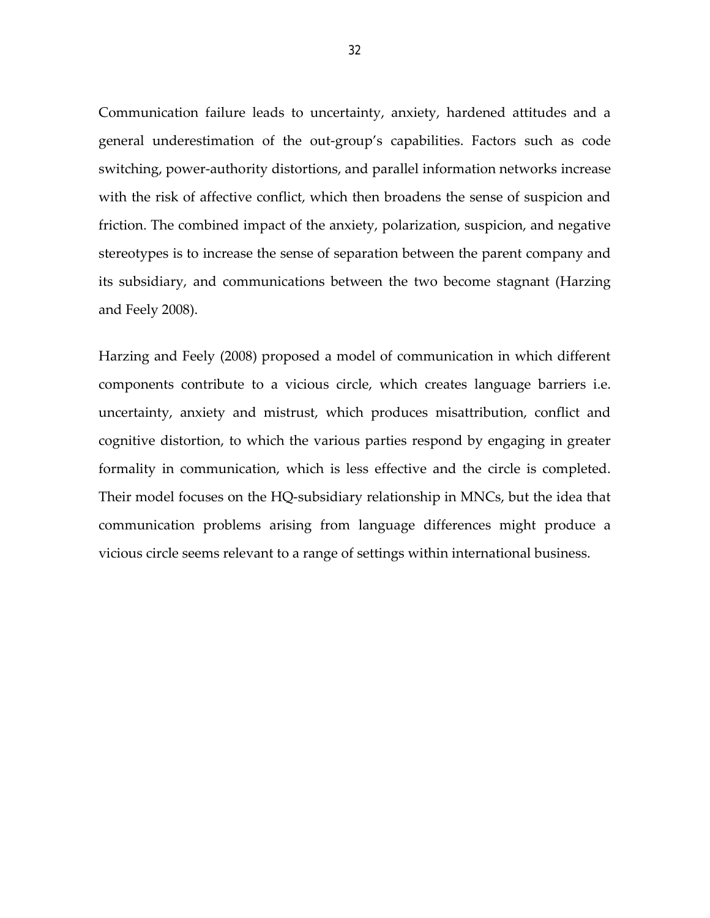Communication failure leads to uncertainty, anxiety, hardened attitudes and a general underestimation of the out-group's capabilities. Factors such as code switching, power-authority distortions, and parallel information networks increase with the risk of affective conflict, which then broadens the sense of suspicion and friction. The combined impact of the anxiety, polarization, suspicion, and negative stereotypes is to increase the sense of separation between the parent company and its subsidiary, and communications between the two become stagnant (Harzing and Feely 2008).

Harzing and Feely (2008) proposed a model of communication in which different components contribute to a vicious circle, which creates language barriers i.e. uncertainty, anxiety and mistrust, which produces misattribution, conflict and cognitive distortion, to which the various parties respond by engaging in greater formality in communication, which is less effective and the circle is completed. Their model focuses on the HQ-subsidiary relationship in MNCs, but the idea that communication problems arising from language differences might produce a vicious circle seems relevant to a range of settings within international business.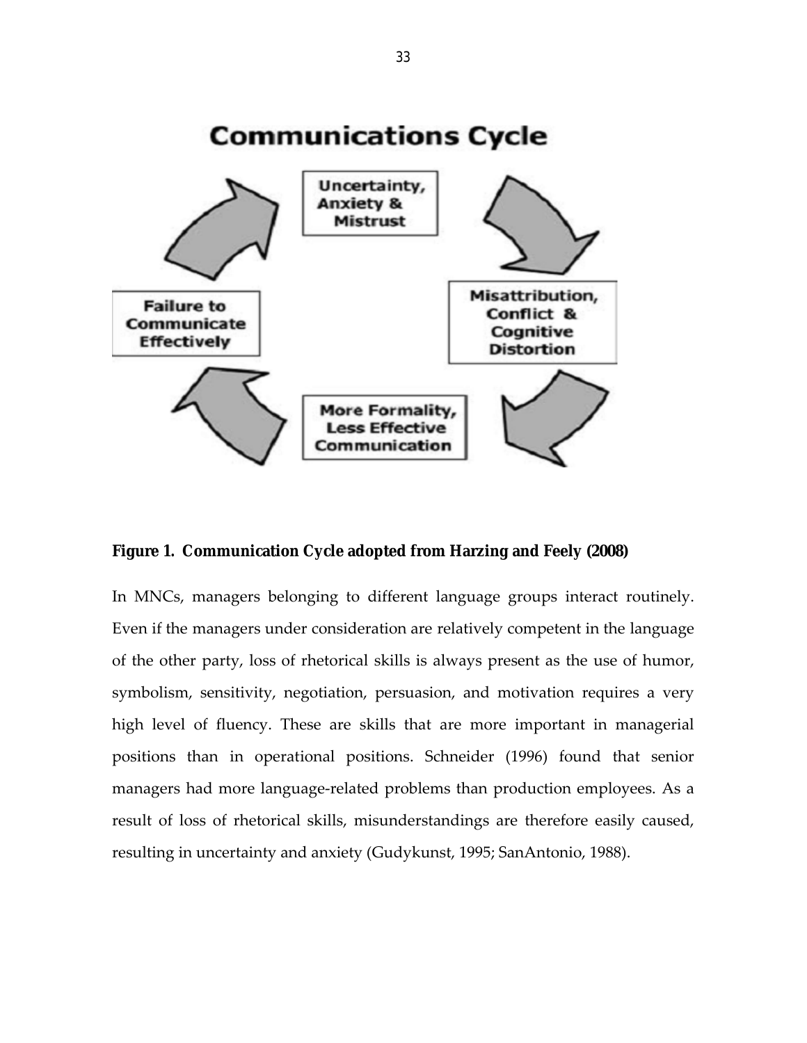Communications Cycle

Uncertainty, Anxiety & Mistrust

Misattribution, Conflict & Cognitive Distortion

More Formality, Less Effective Communication

Failure to Communicate Effectively

**Figure 1. Communication Cycle adopted from Harzing and Feely (2008)**

In MNCs, managers belonging to different language groups interact routinely. Even if the managers under consideration are relatively competent in the language of the other party, loss of rhetorical skills is always present as the use of humor, symbolism, sensitivity, negotiation, persuasion, and motivation requires a very high level of fluency. These are skills that are more important in managerial positions than in operational positions. Schneider (1996) found that senior managers had more language-related problems than production employees. As a result of loss of rhetorical skills, misunderstandings are therefore easily caused, resulting in uncertainty and anxiety (Gudykunst, 1995; SanAntonio, 1988).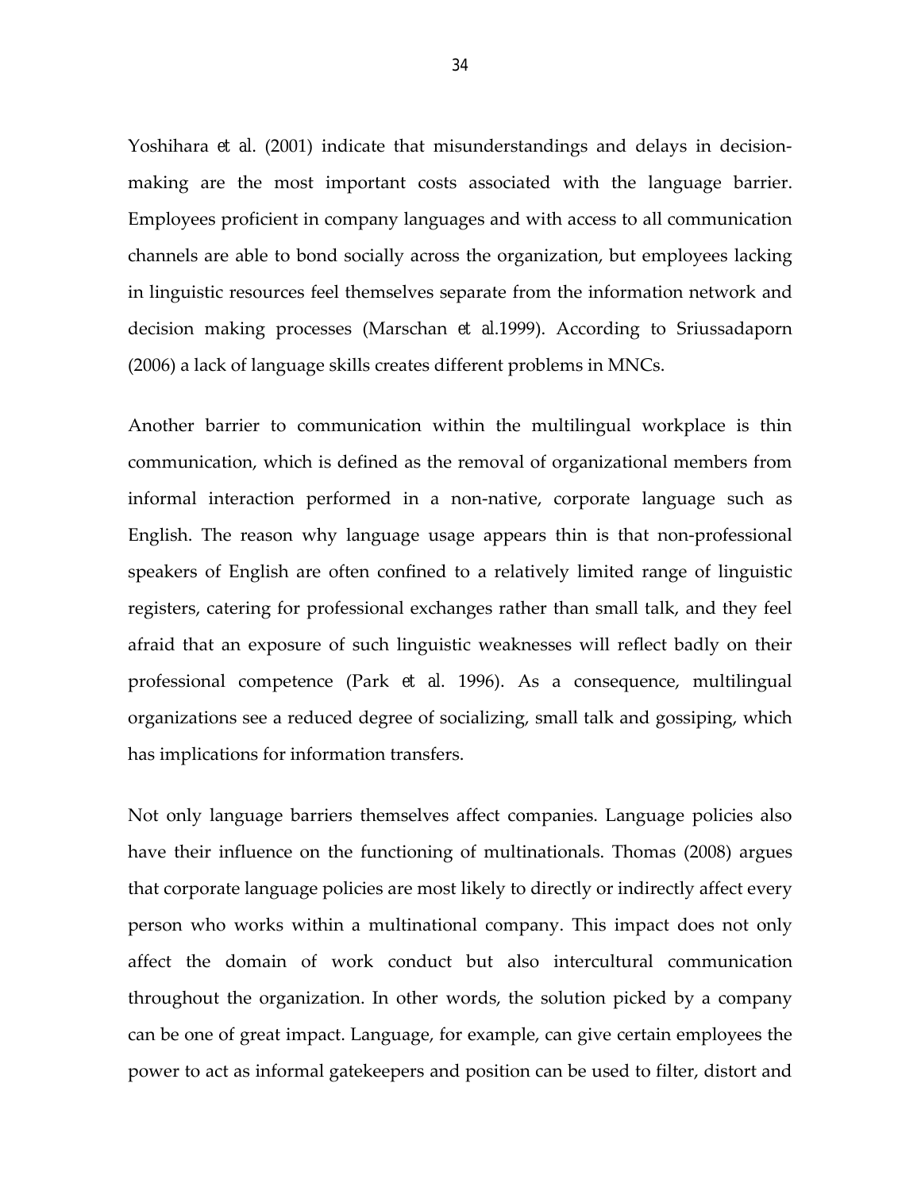Yoshihara *et al.* (2001) indicate that misunderstandings and delays in decision-making are the most important costs associated with the language barrier. Employees proficient in company languages and with access to all communication channels are able to bond socially across the organization, but employees lacking in linguistic resources feel themselves separate from the information network and decision making processes (Marschan *et al.*1999). According to Sriussadaporn (2006) a lack of language skills creates different problems in MNCs.

Another barrier to communication within the multilingual workplace is thin communication, which is defined as the removal of organizational members from informal interaction performed in a non-native, corporate language such as English. The reason why language usage appears thin is that non-professional speakers of English are often confined to a relatively limited range of linguistic registers, catering for professional exchanges rather than small talk, and they feel afraid that an exposure of such linguistic weaknesses will reflect badly on their professional competence (Park *et al.* 1996). As a consequence, multilingual organizations see a reduced degree of socializing, small talk and gossiping, which has implications for information transfers.

Not only language barriers themselves affect companies. Language policies also have their influence on the functioning of multinationals. Thomas (2008) argues that corporate language policies are most likely to directly or indirectly affect every person who works within a multinational company. This impact does not only affect the domain of work conduct but also intercultural communication throughout the organization. In other words, the solution picked by a company can be one of great impact. Language, for example, can give certain employees the power to act as informal gatekeepers and position can be used to filter, distort and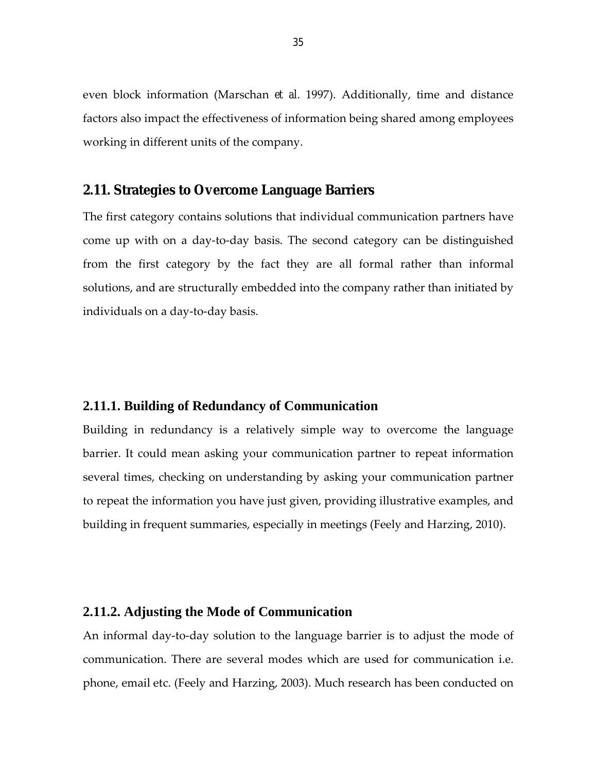even block information (Marschan *et al.* 1997). Additionally, time and distance factors also impact the effectiveness of information being shared among employees working in different units of the company.

## 2.11. Strategies to Overcome Language Barriers

The first category contains solutions that individual communication partners have come up with on a day-to-day basis. The second category can be distinguished from the first category by the fact they are all formal rather than informal solutions, and are structurally embedded into the company rather than initiated by individuals on a day-to-day basis.

### 2.11.1. Building of Redundancy of Communication

Building in redundancy is a relatively simple way to overcome the language barrier. It could mean asking your communication partner to repeat information several times, checking on understanding by asking your communication partner to repeat the information you have just given, providing illustrative examples, and building in frequent summaries, especially in meetings (Feely and Harzing, 2010).

### 2.11.2. Adjusting the Mode of Communication

An informal day-to-day solution to the language barrier is to adjust the mode of communication. There are several modes which are used for communication i.e. phone, email etc. (Feely and Harzing, 2003). Much research has been conducted on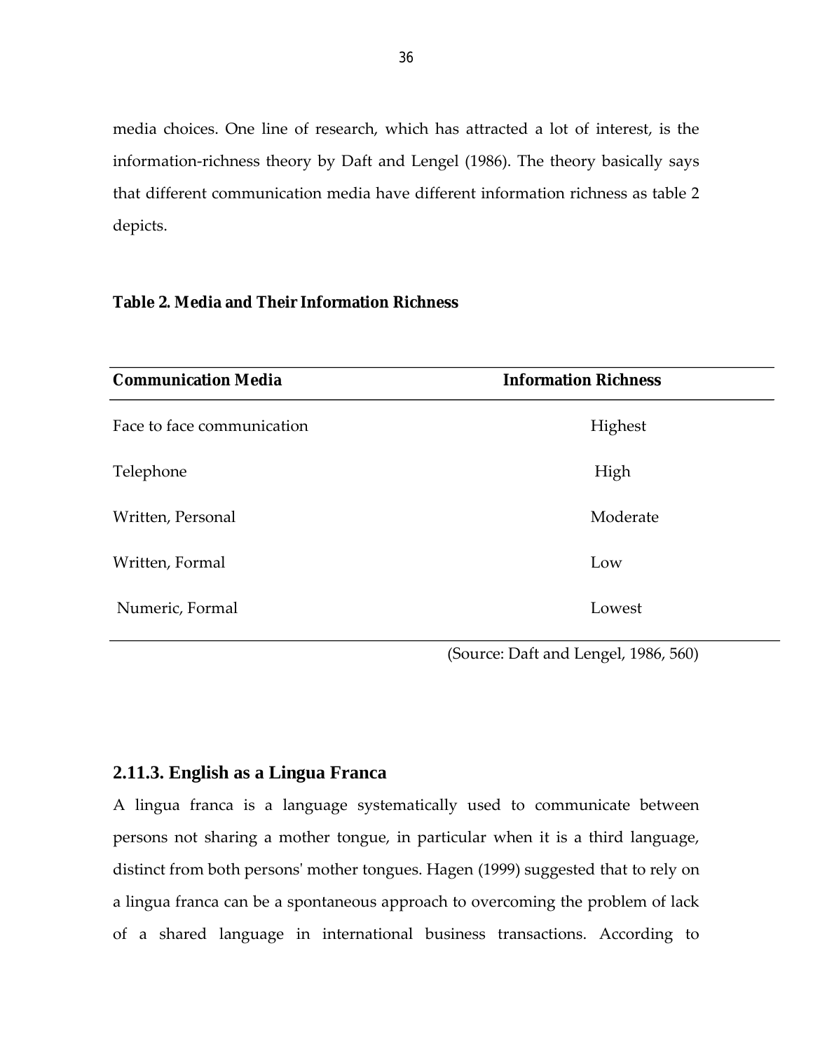media choices. One line of research, which has attracted a lot of interest, is the information-richness theory by Daft and Lengel (1986). The theory basically says that different communication media have different information richness as table 2 depicts.

**Table 2. Media and Their Information Richness**

| Communication Media | Information Richness |
|---|---|
| Face to face communication | Highest |
| Telephone | High |
| Written, Personal | Moderate |
| Written, Formal | Low |
| Numeric, Formal | Lowest |

(Source: Daft and Lengel, 1986, 560)

### 2.11.3. English as a Lingua Franca

A lingua franca is a language systematically used to communicate between persons not sharing a mother tongue, in particular when it is a third language, distinct from both persons' mother tongues. Hagen (1999) suggested that to rely on a lingua franca can be a spontaneous approach to overcoming the problem of lack of a shared language in international business transactions. According to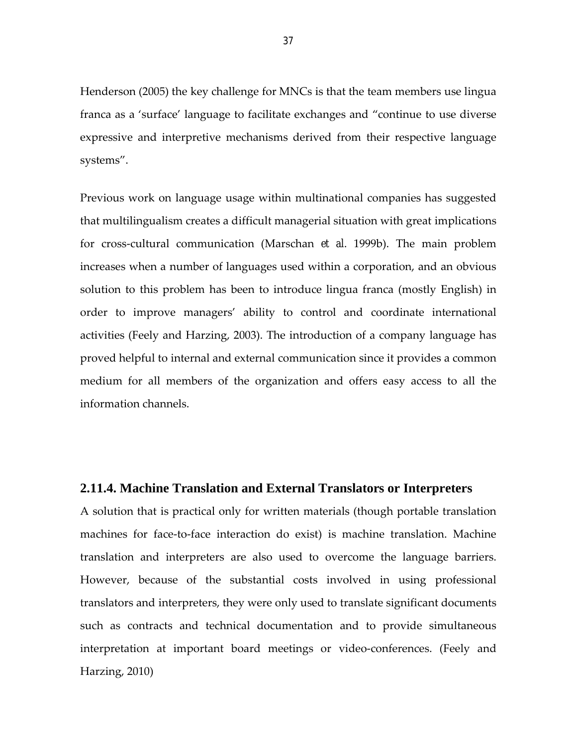Henderson (2005) the key challenge for MNCs is that the team members use lingua franca as a 'surface' language to facilitate exchanges and "continue to use diverse expressive and interpretive mechanisms derived from their respective language systems".

Previous work on language usage within multinational companies has suggested that multilingualism creates a difficult managerial situation with great implications for cross-cultural communication (Marschan *et al.* 1999b). The main problem increases when a number of languages used within a corporation, and an obvious solution to this problem has been to introduce lingua franca (mostly English) in order to improve managers' ability to control and coordinate international activities (Feely and Harzing, 2003). The introduction of a company language has proved helpful to internal and external communication since it provides a common medium for all members of the organization and offers easy access to all the information channels.

### 2.11.4. Machine Translation and External Translators or Interpreters

A solution that is practical only for written materials (though portable translation machines for face-to-face interaction do exist) is machine translation. Machine translation and interpreters are also used to overcome the language barriers. However, because of the substantial costs involved in using professional translators and interpreters, they were only used to translate significant documents such as contracts and technical documentation and to provide simultaneous interpretation at important board meetings or video-conferences. (Feely and Harzing, 2010)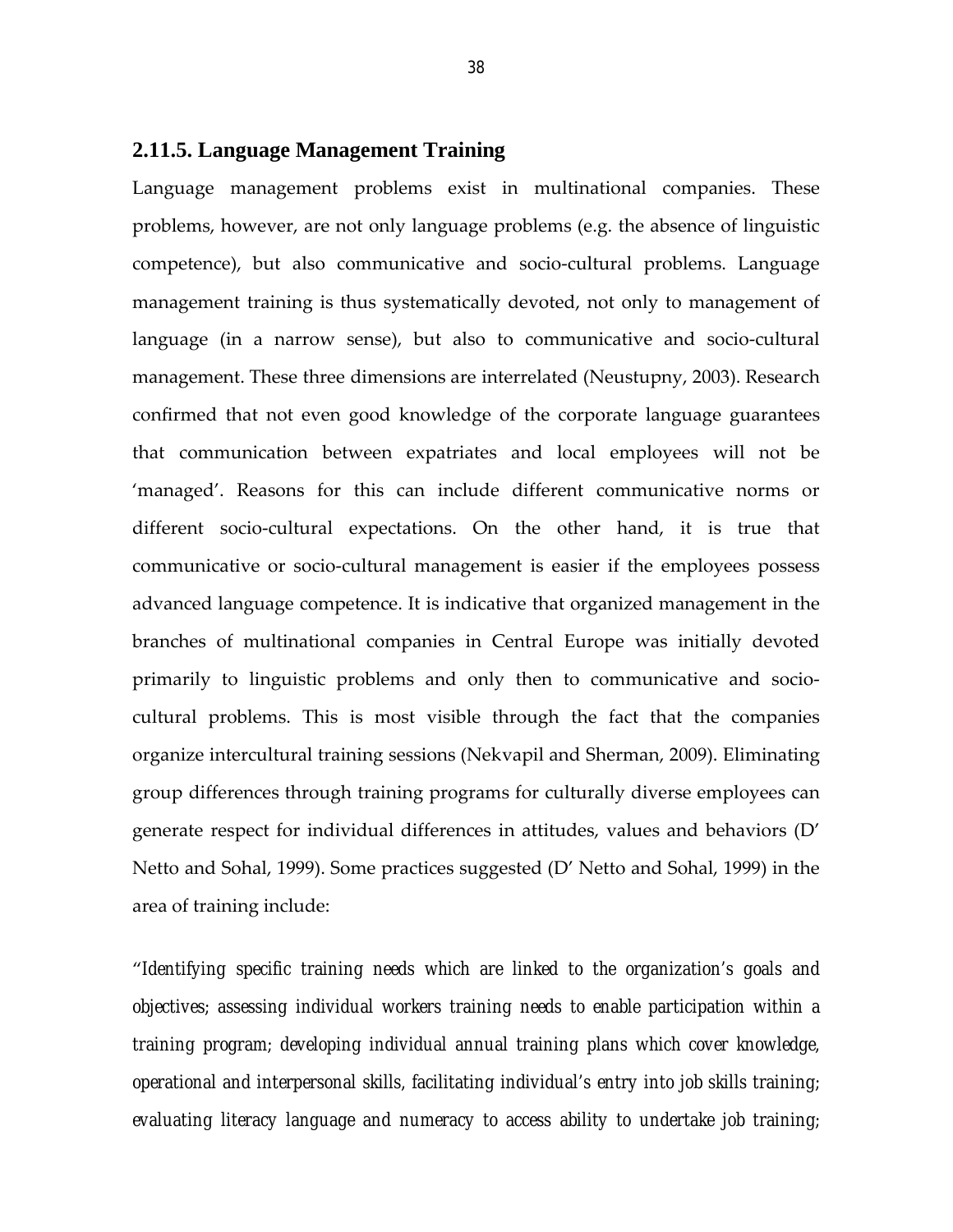### 2.11.5. Language Management Training

Language management problems exist in multinational companies. These problems, however, are not only language problems (e.g. the absence of linguistic competence), but also communicative and socio-cultural problems. Language management training is thus systematically devoted, not only to management of language (in a narrow sense), but also to communicative and socio-cultural management. These three dimensions are interrelated (Neustupny, 2003). Research confirmed that not even good knowledge of the corporate language guarantees that communication between expatriates and local employees will not be 'managed'. Reasons for this can include different communicative norms or different socio-cultural expectations. On the other hand, it is true that communicative or socio-cultural management is easier if the employees possess advanced language competence. It is indicative that organized management in the branches of multinational companies in Central Europe was initially devoted primarily to linguistic problems and only then to communicative and socio-cultural problems. This is most visible through the fact that the companies organize intercultural training sessions (Nekvapil and Sherman, 2009). Eliminating group differences through training programs for culturally diverse employees can generate respect for individual differences in attitudes, values and behaviors (D' Netto and Sohal, 1999). Some practices suggested (D' Netto and Sohal, 1999) in the area of training include:

"Identifying specific training needs which are linked to the organization's goals and objectives; assessing individual workers training needs to enable participation within a training program; developing individual annual training plans which cover knowledge, operational and interpersonal skills, facilitating individual's entry into job skills training; evaluating literacy language and numeracy to access ability to undertake job training;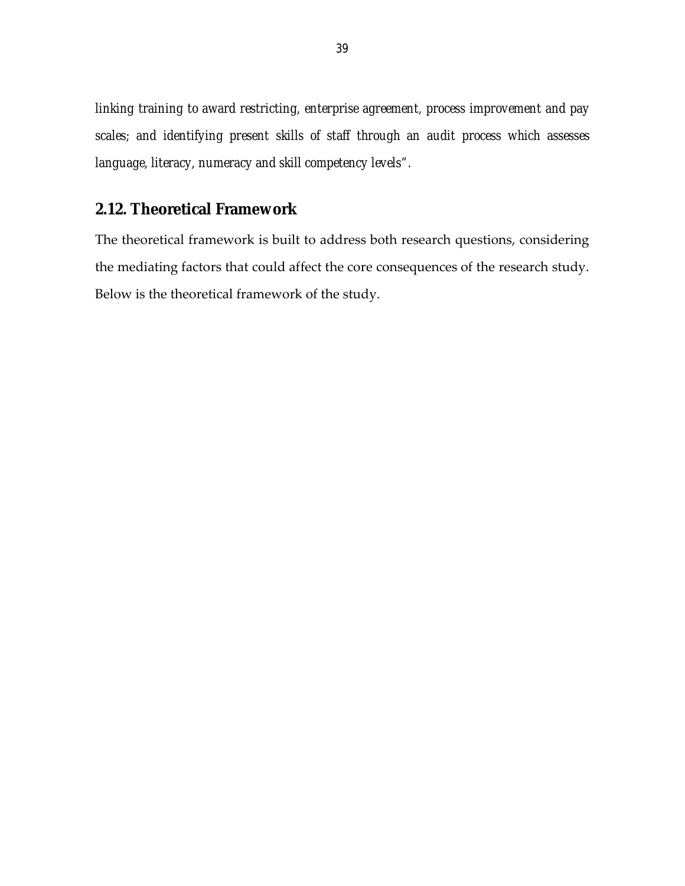*linking training to award restricting, enterprise agreement, process improvement and pay scales; and identifying present skills of staff through an audit process which assesses language, literacy, numeracy and skill competency levels".*

## 2.12. Theoretical Framework

The theoretical framework is built to address both research questions, considering the mediating factors that could affect the core consequences of the research study. Below is the theoretical framework of the study.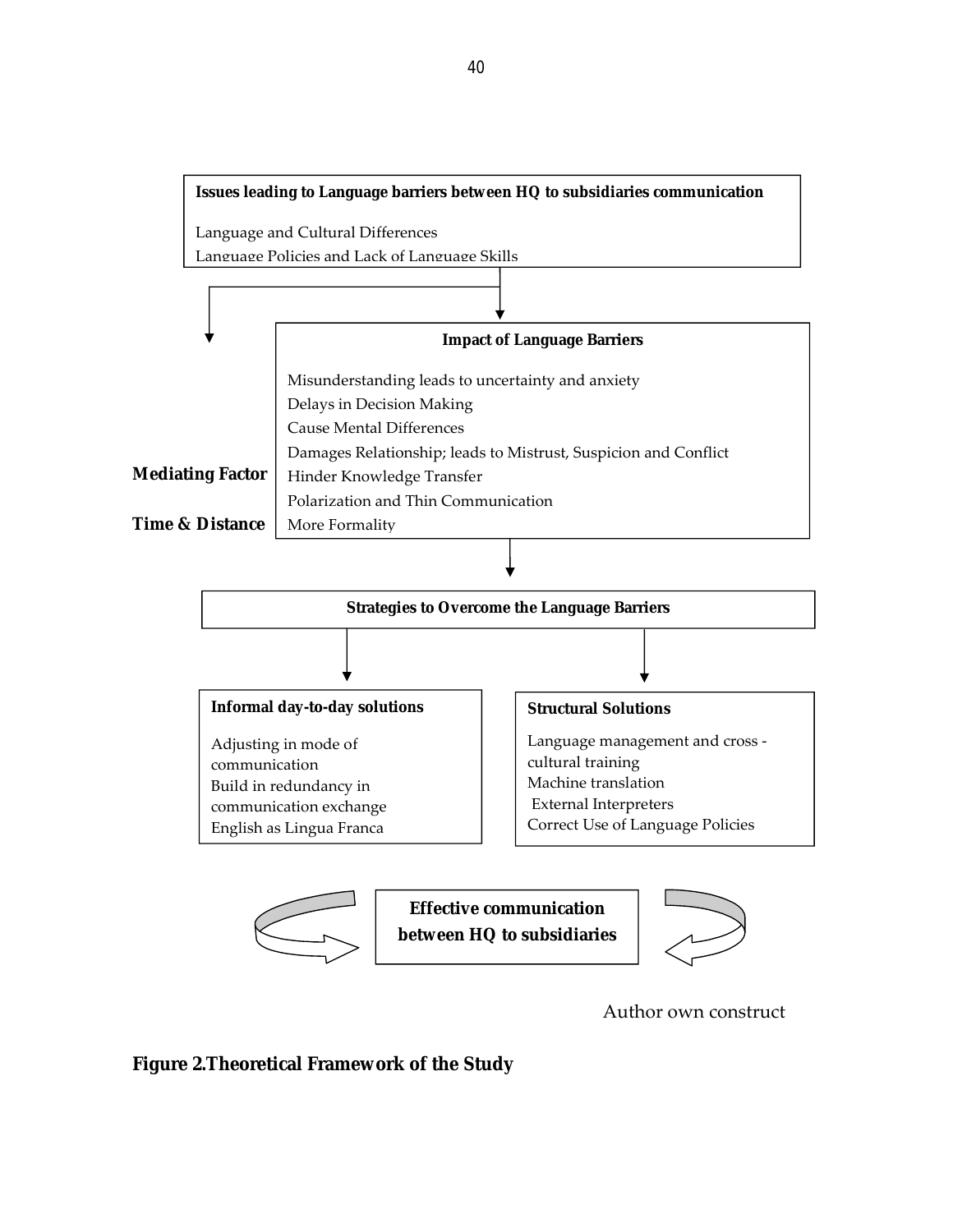**Issues leading to Language barriers between HQ to subsidiaries communication**

Language and Cultural Differences
Language Policies and Lack of Language Skills

**Impact of Language Barriers**

Misunderstanding leads to uncertainty and anxiety
Delays in Decision Making
Cause Mental Differences
Damages Relationship; leads to Mistrust, Suspicion and Conflict
Hinder Knowledge Transfer
Polarization and Thin Communication
More Formality

**Mediating Factor**

**Time & Distance**

**Strategies to Overcome the Language Barriers**

**Informal day-to-day solutions**

Adjusting in mode of communication
Build in redundancy in communication exchange
English as Lingua Franca

**Structural Solutions**

Language management and cross - cultural training
Machine translation
External Interpreters
Correct Use of Language Policies

**Effective communication between HQ to subsidiaries**

Author own construct

**Figure 2.Theoretical Framework of the Study**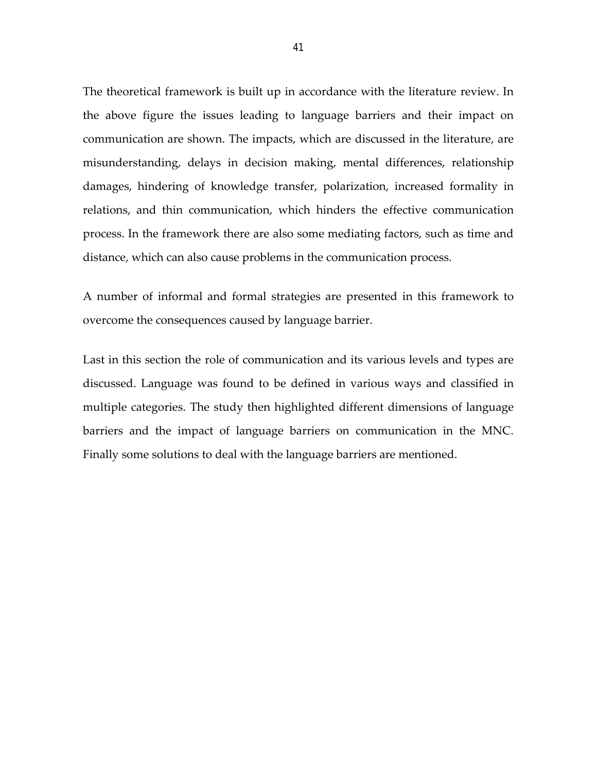The theoretical framework is built up in accordance with the literature review. In the above figure the issues leading to language barriers and their impact on communication are shown. The impacts, which are discussed in the literature, are misunderstanding, delays in decision making, mental differences, relationship damages, hindering of knowledge transfer, polarization, increased formality in relations, and thin communication, which hinders the effective communication process. In the framework there are also some mediating factors, such as time and distance, which can also cause problems in the communication process.

A number of informal and formal strategies are presented in this framework to overcome the consequences caused by language barrier.

Last in this section the role of communication and its various levels and types are discussed. Language was found to be defined in various ways and classified in multiple categories. The study then highlighted different dimensions of language barriers and the impact of language barriers on communication in the MNC. Finally some solutions to deal with the language barriers are mentioned.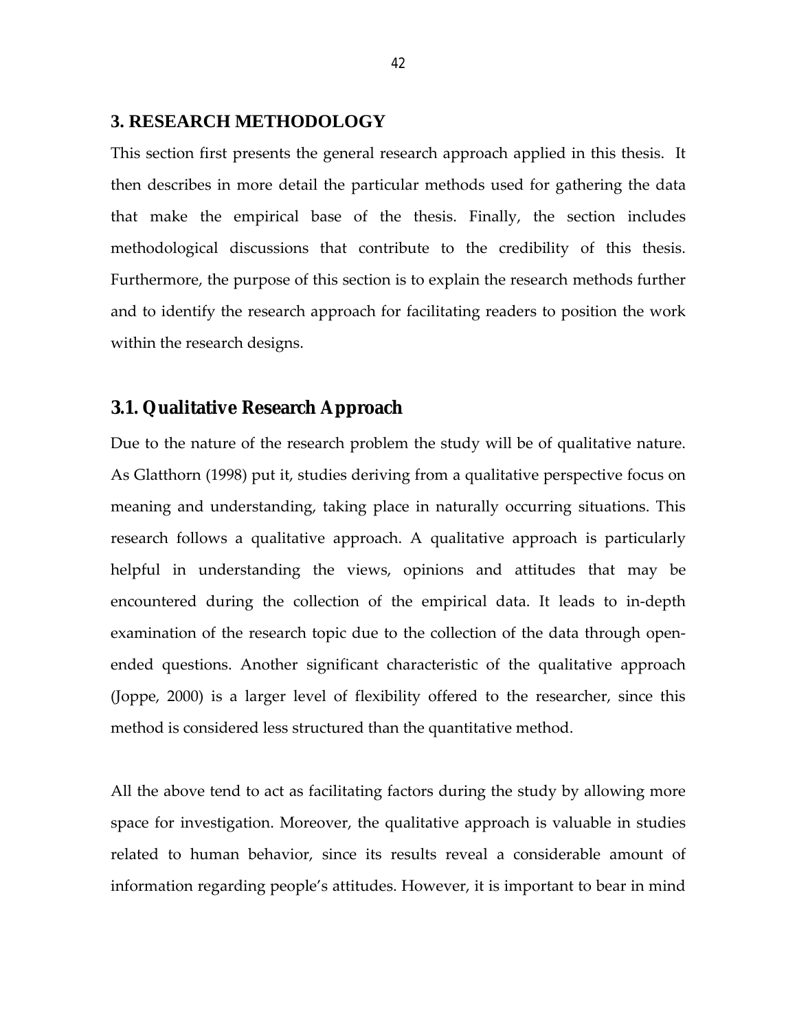# 3. RESEARCH METHODOLOGY

This section first presents the general research approach applied in this thesis. It then describes in more detail the particular methods used for gathering the data that make the empirical base of the thesis. Finally, the section includes methodological discussions that contribute to the credibility of this thesis. Furthermore, the purpose of this section is to explain the research methods further and to identify the research approach for facilitating readers to position the work within the research designs.

## 3.1. Qualitative Research Approach

Due to the nature of the research problem the study will be of qualitative nature. As Glatthorn (1998) put it, studies deriving from a qualitative perspective focus on meaning and understanding, taking place in naturally occurring situations. This research follows a qualitative approach. A qualitative approach is particularly helpful in understanding the views, opinions and attitudes that may be encountered during the collection of the empirical data. It leads to in-depth examination of the research topic due to the collection of the data through open-ended questions. Another significant characteristic of the qualitative approach (Joppe, 2000) is a larger level of flexibility offered to the researcher, since this method is considered less structured than the quantitative method.

All the above tend to act as facilitating factors during the study by allowing more space for investigation. Moreover, the qualitative approach is valuable in studies related to human behavior, since its results reveal a considerable amount of information regarding people's attitudes. However, it is important to bear in mind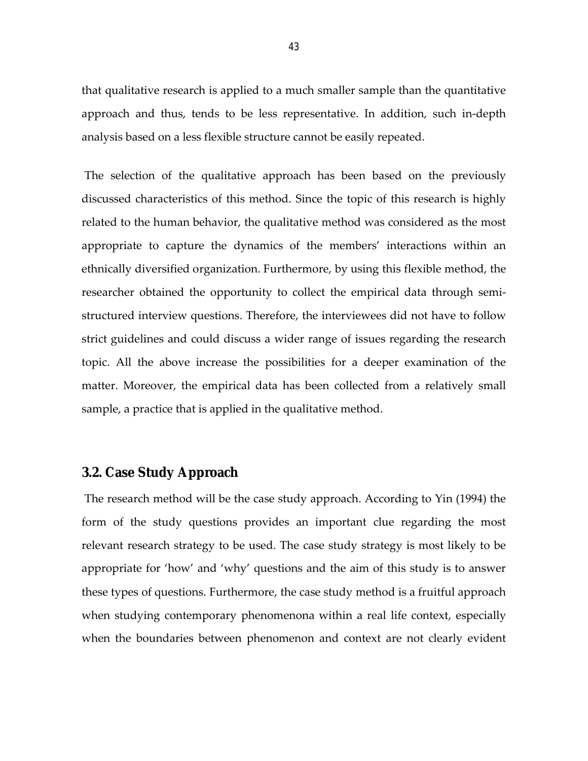that qualitative research is applied to a much smaller sample than the quantitative approach and thus, tends to be less representative. In addition, such in-depth analysis based on a less flexible structure cannot be easily repeated.

The selection of the qualitative approach has been based on the previously discussed characteristics of this method. Since the topic of this research is highly related to the human behavior, the qualitative method was considered as the most appropriate to capture the dynamics of the members' interactions within an ethnically diversified organization. Furthermore, by using this flexible method, the researcher obtained the opportunity to collect the empirical data through semi-structured interview questions. Therefore, the interviewees did not have to follow strict guidelines and could discuss a wider range of issues regarding the research topic. All the above increase the possibilities for a deeper examination of the matter. Moreover, the empirical data has been collected from a relatively small sample, a practice that is applied in the qualitative method.

## 3.2. Case Study Approach

The research method will be the case study approach. According to Yin (1994) the form of the study questions provides an important clue regarding the most relevant research strategy to be used. The case study strategy is most likely to be appropriate for 'how' and 'why' questions and the aim of this study is to answer these types of questions. Furthermore, the case study method is a fruitful approach when studying contemporary phenomenona within a real life context, especially when the boundaries between phenomenon and context are not clearly evident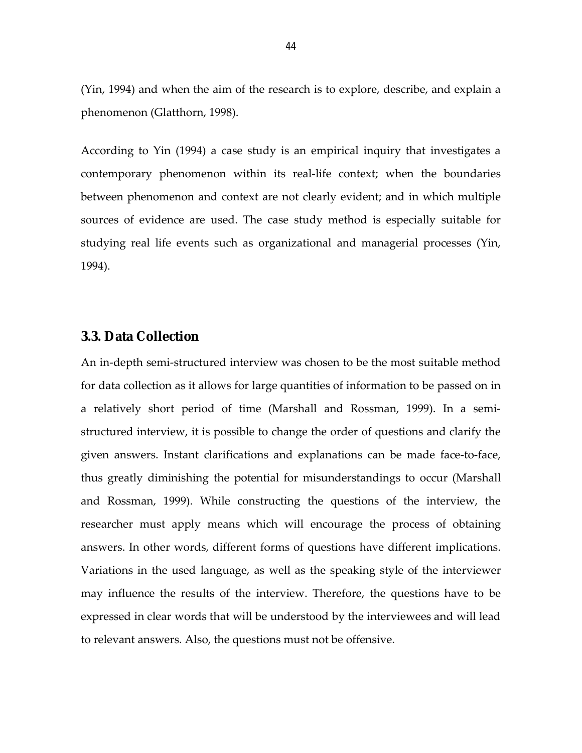(Yin, 1994) and when the aim of the research is to explore, describe, and explain a phenomenon (Glatthorn, 1998).

According to Yin (1994) a case study is an empirical inquiry that investigates a contemporary phenomenon within its real-life context; when the boundaries between phenomenon and context are not clearly evident; and in which multiple sources of evidence are used. The case study method is especially suitable for studying real life events such as organizational and managerial processes (Yin, 1994).

## 3.3. Data Collection

An in-depth semi-structured interview was chosen to be the most suitable method for data collection as it allows for large quantities of information to be passed on in a relatively short period of time (Marshall and Rossman, 1999). In a semi-structured interview, it is possible to change the order of questions and clarify the given answers. Instant clarifications and explanations can be made face-to-face, thus greatly diminishing the potential for misunderstandings to occur (Marshall and Rossman, 1999). While constructing the questions of the interview, the researcher must apply means which will encourage the process of obtaining answers. In other words, different forms of questions have different implications. Variations in the used language, as well as the speaking style of the interviewer may influence the results of the interview. Therefore, the questions have to be expressed in clear words that will be understood by the interviewees and will lead to relevant answers. Also, the questions must not be offensive.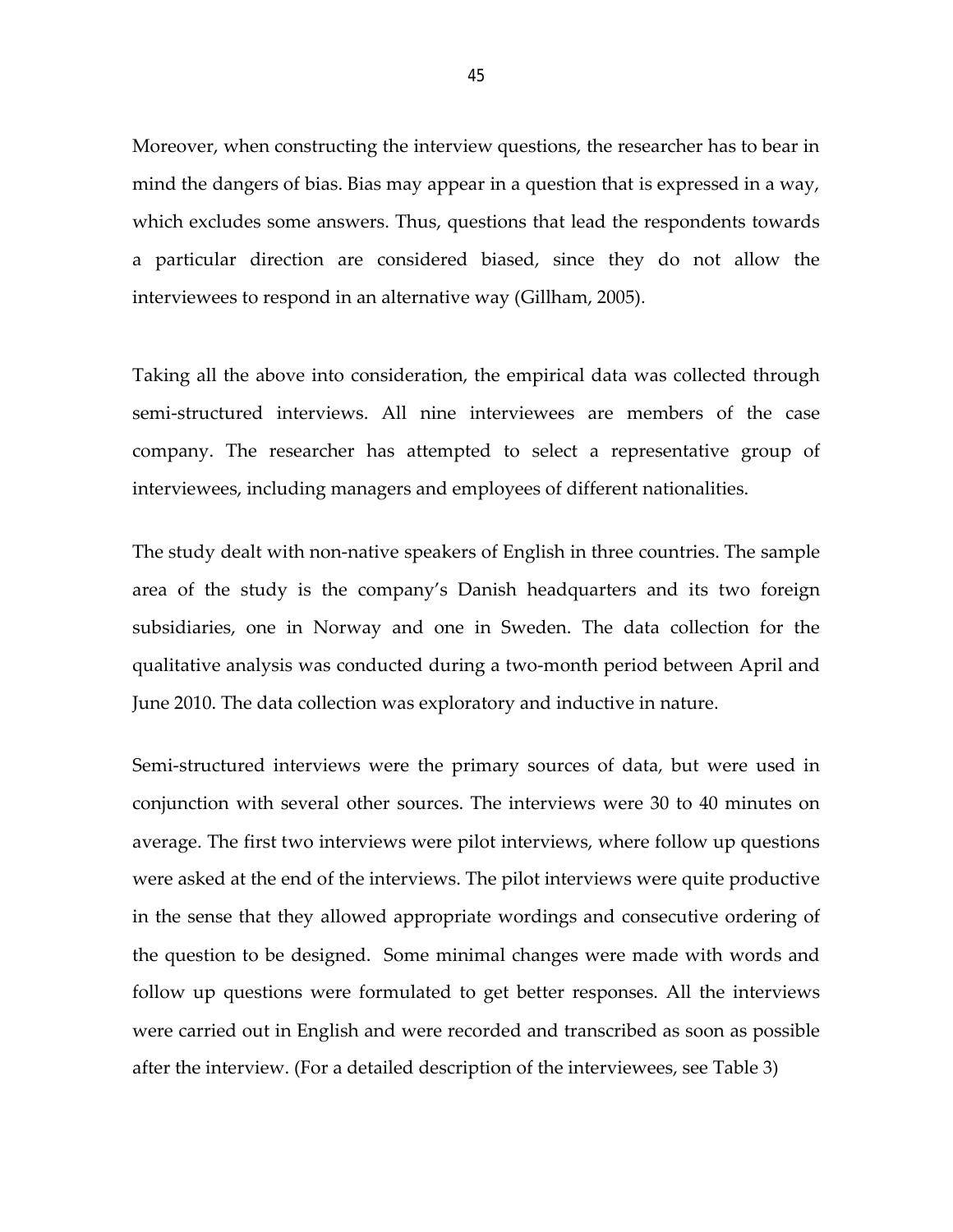Moreover, when constructing the interview questions, the researcher has to bear in mind the dangers of bias. Bias may appear in a question that is expressed in a way, which excludes some answers. Thus, questions that lead the respondents towards a particular direction are considered biased, since they do not allow the interviewees to respond in an alternative way (Gillham, 2005).

Taking all the above into consideration, the empirical data was collected through semi-structured interviews. All nine interviewees are members of the case company. The researcher has attempted to select a representative group of interviewees, including managers and employees of different nationalities.

The study dealt with non-native speakers of English in three countries. The sample area of the study is the company's Danish headquarters and its two foreign subsidiaries, one in Norway and one in Sweden. The data collection for the qualitative analysis was conducted during a two-month period between April and June 2010. The data collection was exploratory and inductive in nature.

Semi-structured interviews were the primary sources of data, but were used in conjunction with several other sources. The interviews were 30 to 40 minutes on average. The first two interviews were pilot interviews, where follow up questions were asked at the end of the interviews. The pilot interviews were quite productive in the sense that they allowed appropriate wordings and consecutive ordering of the question to be designed. Some minimal changes were made with words and follow up questions were formulated to get better responses. All the interviews were carried out in English and were recorded and transcribed as soon as possible after the interview. (For a detailed description of the interviewees, see Table 3)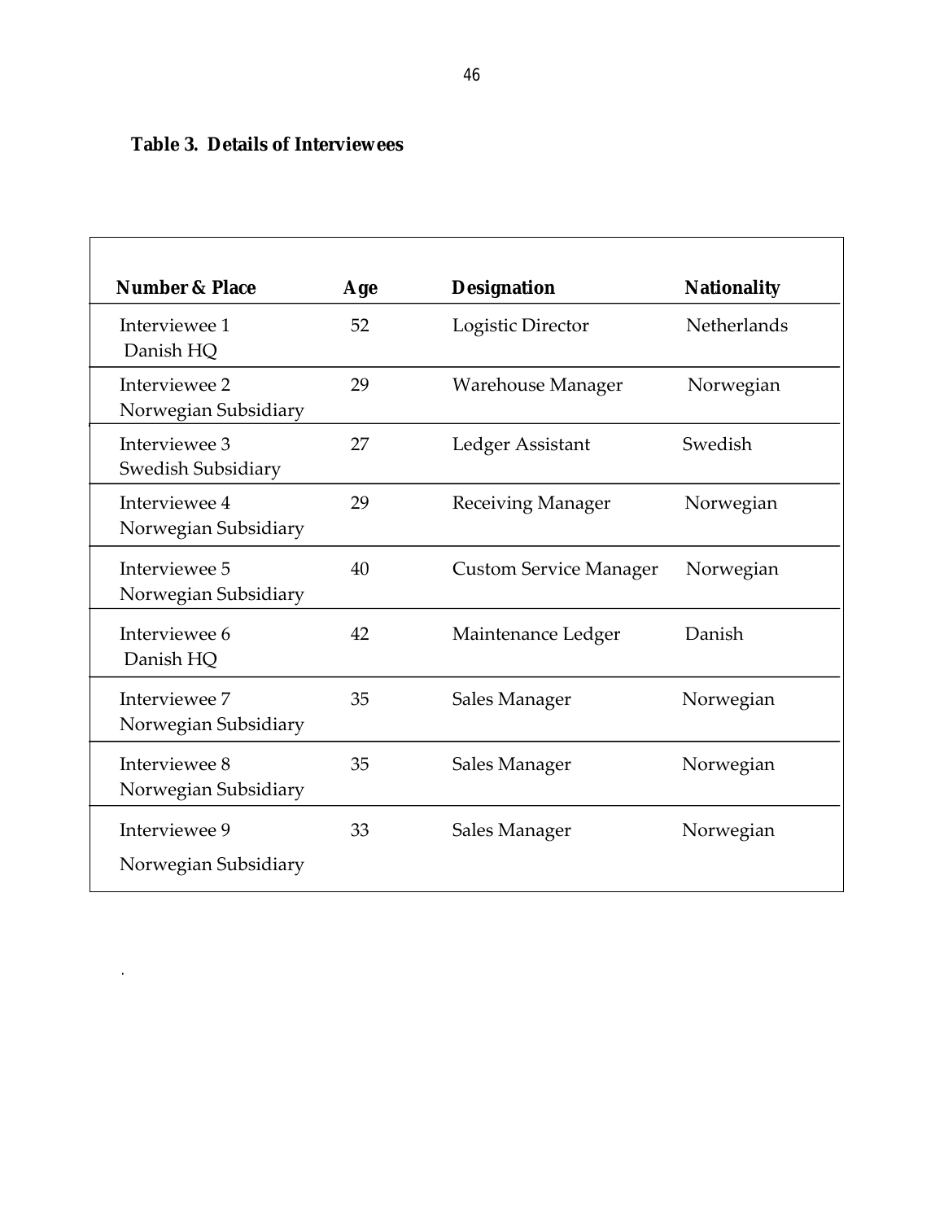**Table 3. Details of Interviewees**

| Number & Place | Age | Designation | Nationality |
|---|---|---|---|
| Interviewee 1 Danish HQ | 52 | Logistic Director | Netherlands |
| Interviewee 2 Norwegian Subsidiary | 29 | Warehouse Manager | Norwegian |
| Interviewee 3 Swedish Subsidiary | 27 | Ledger Assistant | Swedish |
| Interviewee 4 Norwegian Subsidiary | 29 | Receiving Manager | Norwegian |
| Interviewee 5 Norwegian Subsidiary | 40 | Custom Service Manager | Norwegian |
| Interviewee 6 Danish HQ | 42 | Maintenance Ledger | Danish |
| Interviewee 7 Norwegian Subsidiary | 35 | Sales Manager | Norwegian |
| Interviewee 8 Norwegian Subsidiary | 35 | Sales Manager | Norwegian |
| Interviewee 9 Norwegian Subsidiary | 33 | Sales Manager | Norwegian |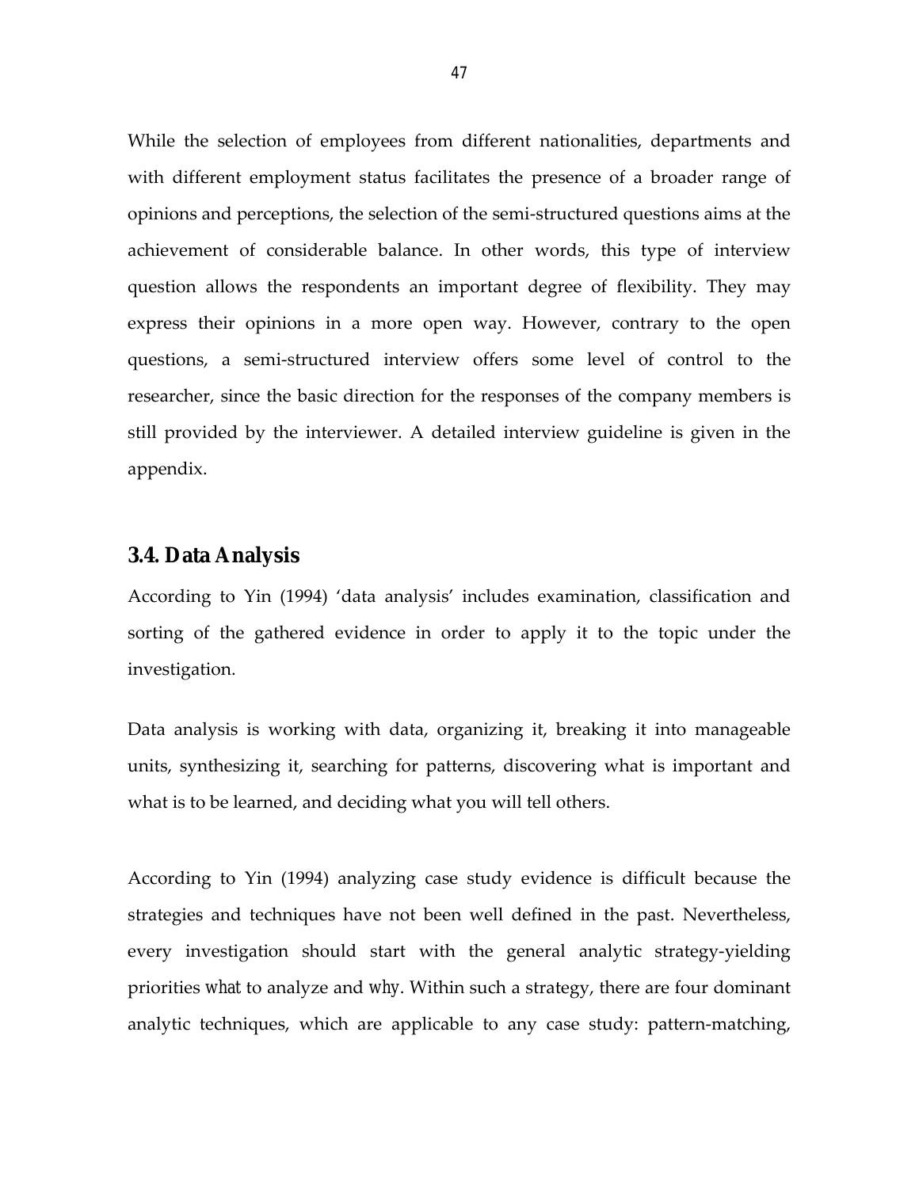While the selection of employees from different nationalities, departments and with different employment status facilitates the presence of a broader range of opinions and perceptions, the selection of the semi-structured questions aims at the achievement of considerable balance. In other words, this type of interview question allows the respondents an important degree of flexibility. They may express their opinions in a more open way. However, contrary to the open questions, a semi-structured interview offers some level of control to the researcher, since the basic direction for the responses of the company members is still provided by the interviewer. A detailed interview guideline is given in the appendix.

## 3.4. Data Analysis

According to Yin (1994) 'data analysis' includes examination, classification and sorting of the gathered evidence in order to apply it to the topic under the investigation.

Data analysis is working with data, organizing it, breaking it into manageable units, synthesizing it, searching for patterns, discovering what is important and what is to be learned, and deciding what you will tell others.

According to Yin (1994) analyzing case study evidence is difficult because the strategies and techniques have not been well defined in the past. Nevertheless, every investigation should start with the general analytic strategy-yielding priorities *what* to analyze and *why*. Within such a strategy, there are four dominant analytic techniques, which are applicable to any case study: pattern-matching,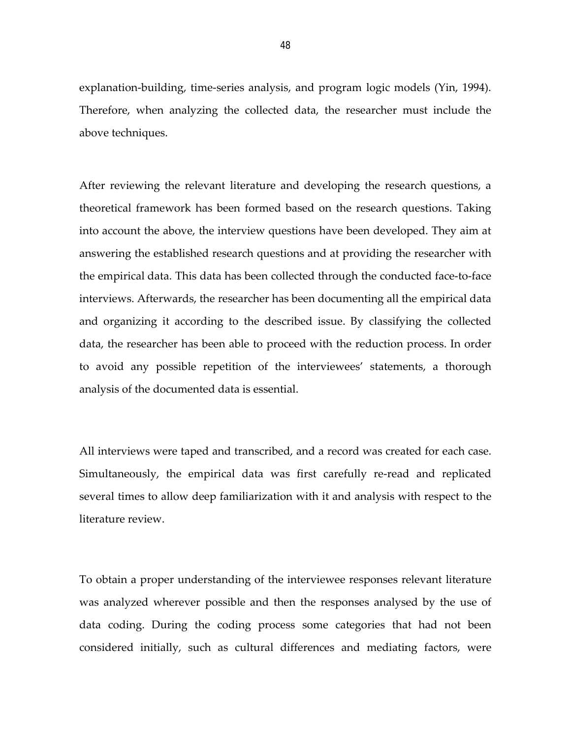explanation-building, time-series analysis, and program logic models (Yin, 1994). Therefore, when analyzing the collected data, the researcher must include the above techniques.

After reviewing the relevant literature and developing the research questions, a theoretical framework has been formed based on the research questions. Taking into account the above, the interview questions have been developed. They aim at answering the established research questions and at providing the researcher with the empirical data. This data has been collected through the conducted face-to-face interviews. Afterwards, the researcher has been documenting all the empirical data and organizing it according to the described issue. By classifying the collected data, the researcher has been able to proceed with the reduction process. In order to avoid any possible repetition of the interviewees' statements, a thorough analysis of the documented data is essential.

All interviews were taped and transcribed, and a record was created for each case. Simultaneously, the empirical data was first carefully re-read and replicated several times to allow deep familiarization with it and analysis with respect to the literature review.

To obtain a proper understanding of the interviewee responses relevant literature was analyzed wherever possible and then the responses analysed by the use of data coding. During the coding process some categories that had not been considered initially, such as cultural differences and mediating factors, were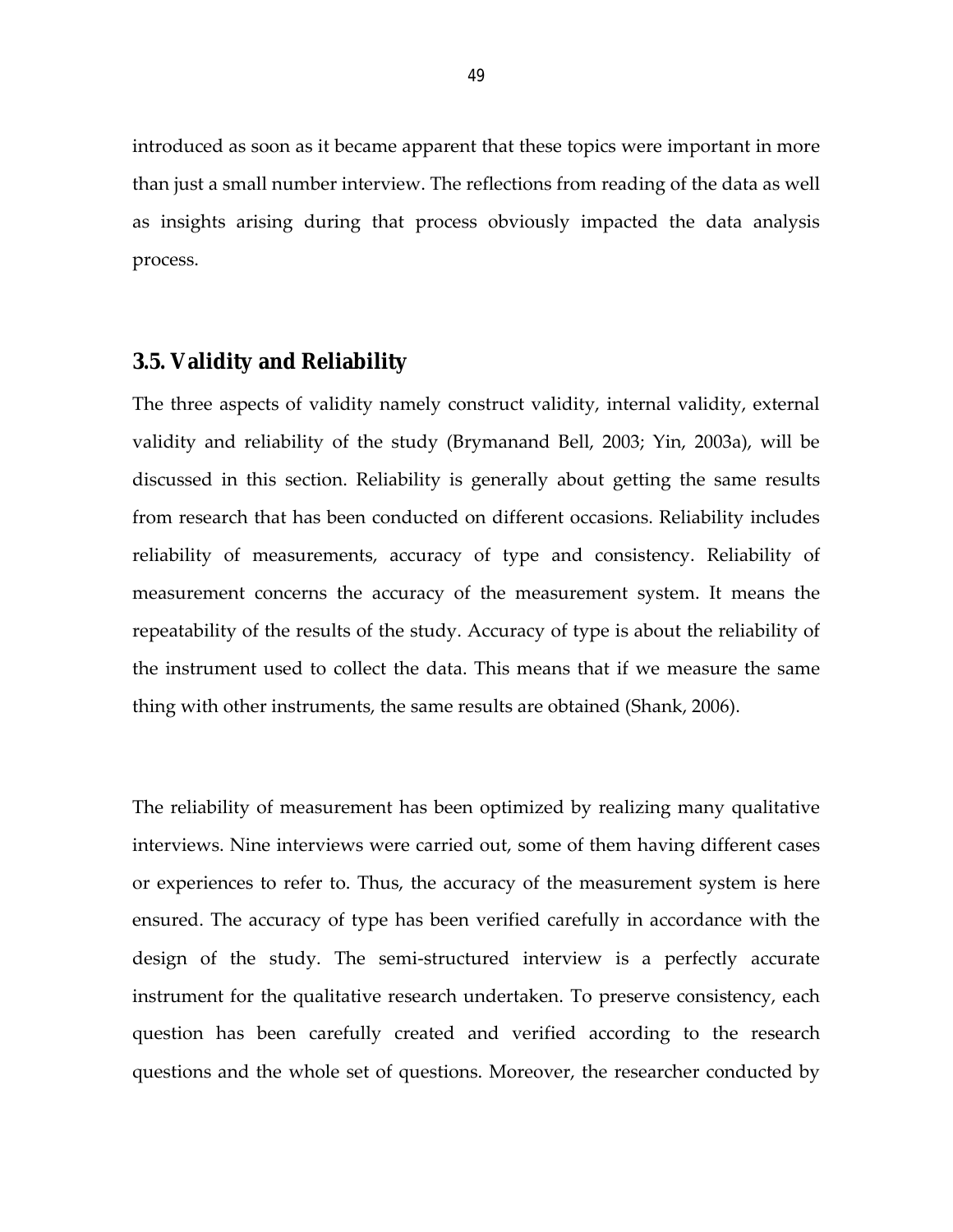introduced as soon as it became apparent that these topics were important in more than just a small number interview. The reflections from reading of the data as well as insights arising during that process obviously impacted the data analysis process.

## 3.5. Validity and Reliability

The three aspects of validity namely construct validity, internal validity, external validity and reliability of the study (Brymanand Bell, 2003; Yin, 2003a), will be discussed in this section. Reliability is generally about getting the same results from research that has been conducted on different occasions. Reliability includes reliability of measurements, accuracy of type and consistency. Reliability of measurement concerns the accuracy of the measurement system. It means the repeatability of the results of the study. Accuracy of type is about the reliability of the instrument used to collect the data. This means that if we measure the same thing with other instruments, the same results are obtained (Shank, 2006).

The reliability of measurement has been optimized by realizing many qualitative interviews. Nine interviews were carried out, some of them having different cases or experiences to refer to. Thus, the accuracy of the measurement system is here ensured. The accuracy of type has been verified carefully in accordance with the design of the study. The semi-structured interview is a perfectly accurate instrument for the qualitative research undertaken. To preserve consistency, each question has been carefully created and verified according to the research questions and the whole set of questions. Moreover, the researcher conducted by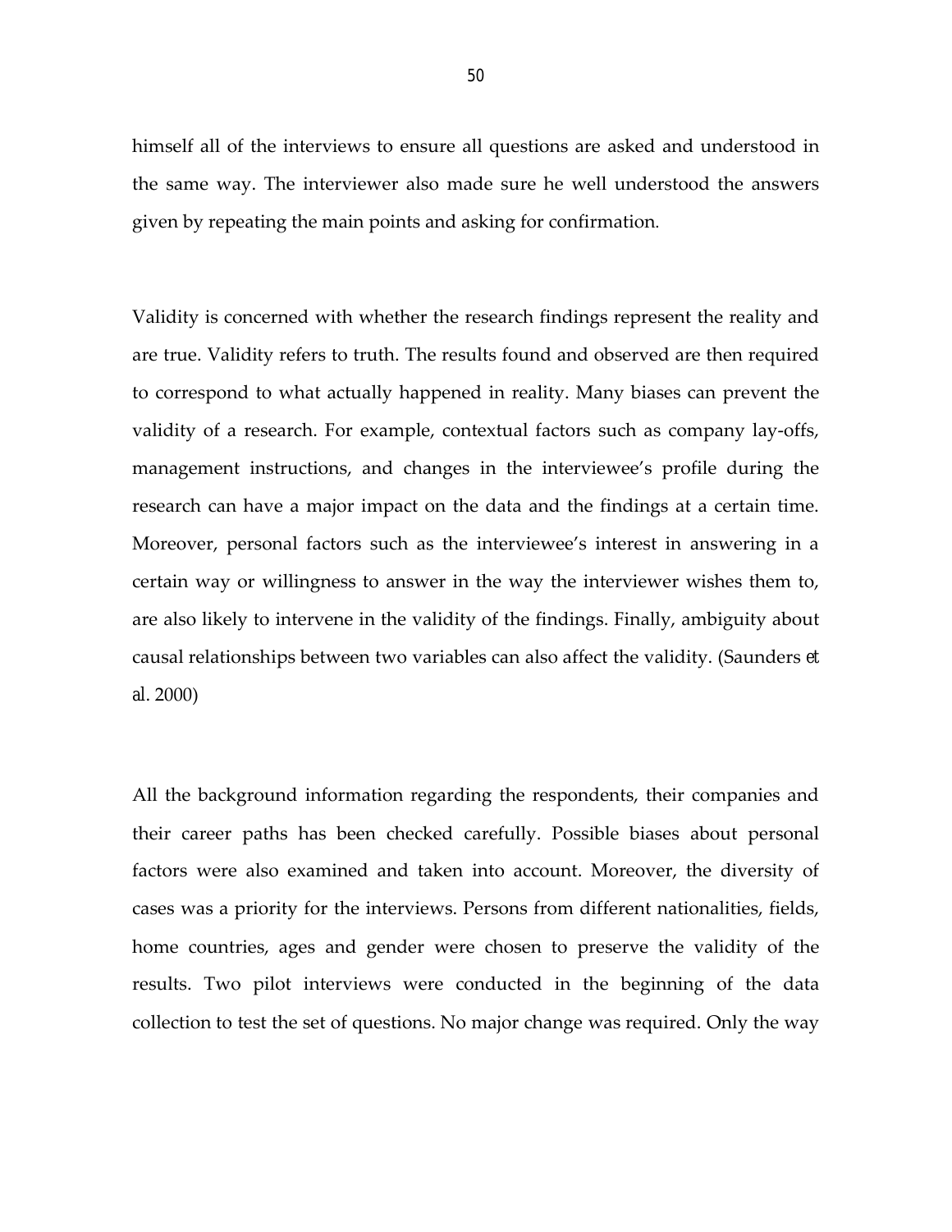himself all of the interviews to ensure all questions are asked and understood in the same way. The interviewer also made sure he well understood the answers given by repeating the main points and asking for confirmation.

Validity is concerned with whether the research findings represent the reality and are true. Validity refers to truth. The results found and observed are then required to correspond to what actually happened in reality. Many biases can prevent the validity of a research. For example, contextual factors such as company lay-offs, management instructions, and changes in the interviewee's profile during the research can have a major impact on the data and the findings at a certain time. Moreover, personal factors such as the interviewee's interest in answering in a certain way or willingness to answer in the way the interviewer wishes them to, are also likely to intervene in the validity of the findings. Finally, ambiguity about causal relationships between two variables can also affect the validity. (Saunders *et al.* 2000)

All the background information regarding the respondents, their companies and their career paths has been checked carefully. Possible biases about personal factors were also examined and taken into account. Moreover, the diversity of cases was a priority for the interviews. Persons from different nationalities, fields, home countries, ages and gender were chosen to preserve the validity of the results. Two pilot interviews were conducted in the beginning of the data collection to test the set of questions. No major change was required. Only the way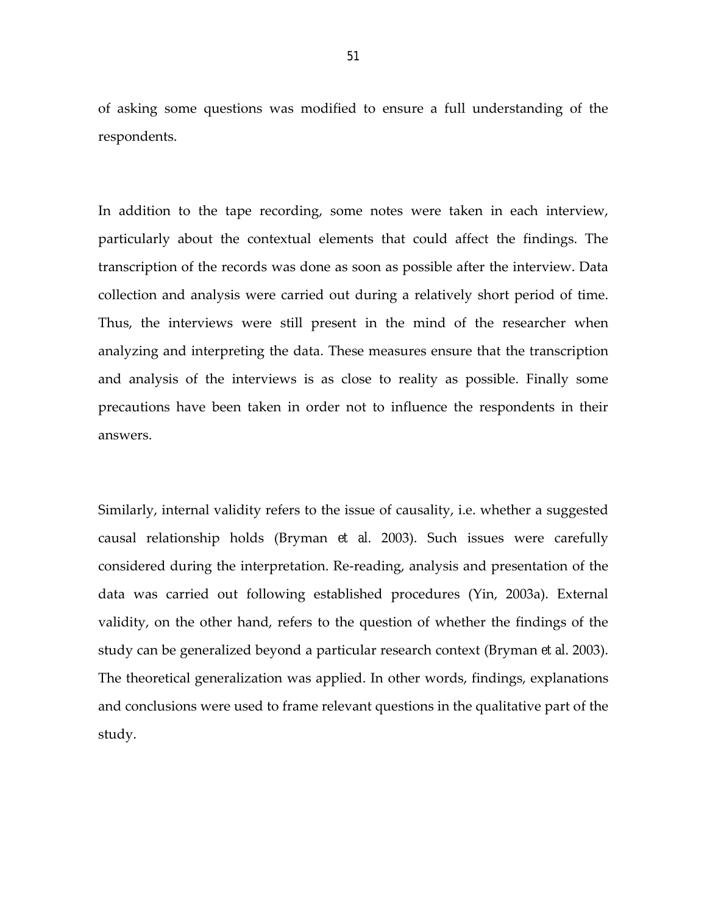of asking some questions was modified to ensure a full understanding of the respondents.

In addition to the tape recording, some notes were taken in each interview, particularly about the contextual elements that could affect the findings. The transcription of the records was done as soon as possible after the interview. Data collection and analysis were carried out during a relatively short period of time. Thus, the interviews were still present in the mind of the researcher when analyzing and interpreting the data. These measures ensure that the transcription and analysis of the interviews is as close to reality as possible. Finally some precautions have been taken in order not to influence the respondents in their answers.

Similarly, internal validity refers to the issue of causality, i.e. whether a suggested causal relationship holds (Bryman *et al.* 2003). Such issues were carefully considered during the interpretation. Re-reading, analysis and presentation of the data was carried out following established procedures (Yin, 2003a). External validity, on the other hand, refers to the question of whether the findings of the study can be generalized beyond a particular research context (Bryman *et al.* 2003). The theoretical generalization was applied. In other words, findings, explanations and conclusions were used to frame relevant questions in the qualitative part of the study.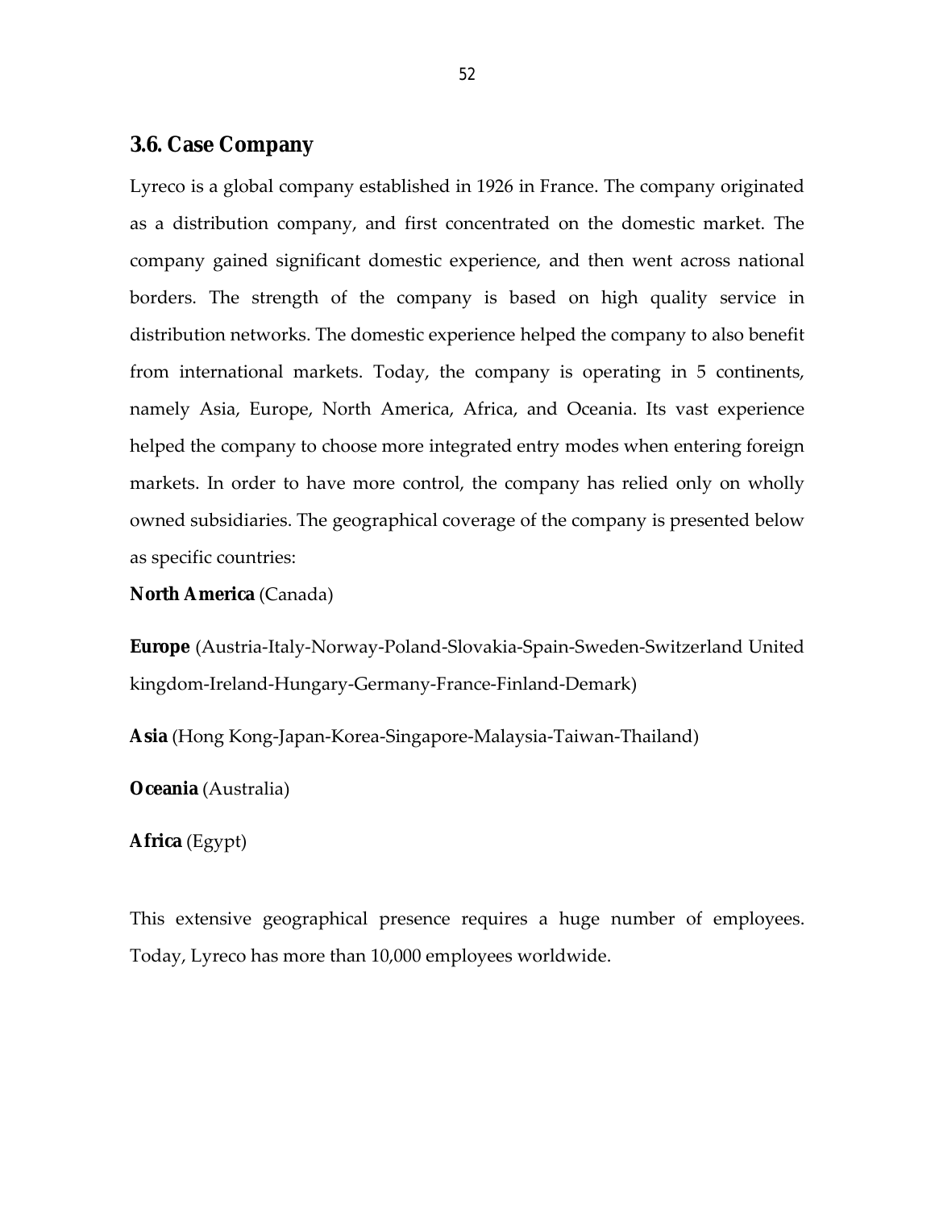### 3.6. Case Company

Lyreco is a global company established in 1926 in France. The company originated as a distribution company, and first concentrated on the domestic market. The company gained significant domestic experience, and then went across national borders. The strength of the company is based on high quality service in distribution networks. The domestic experience helped the company to also benefit from international markets. Today, the company is operating in 5 continents, namely Asia, Europe, North America, Africa, and Oceania. Its vast experience helped the company to choose more integrated entry modes when entering foreign markets. In order to have more control, the company has relied only on wholly owned subsidiaries. The geographical coverage of the company is presented below as specific countries:

**North America** (Canada)

**Europe** (Austria-Italy-Norway-Poland-Slovakia-Spain-Sweden-Switzerland United kingdom-Ireland-Hungary-Germany-France-Finland-Demark)

**Asia** (Hong Kong-Japan-Korea-Singapore-Malaysia-Taiwan-Thailand)

**Oceania** (Australia)

**Africa** (Egypt)

This extensive geographical presence requires a huge number of employees. Today, Lyreco has more than 10,000 employees worldwide.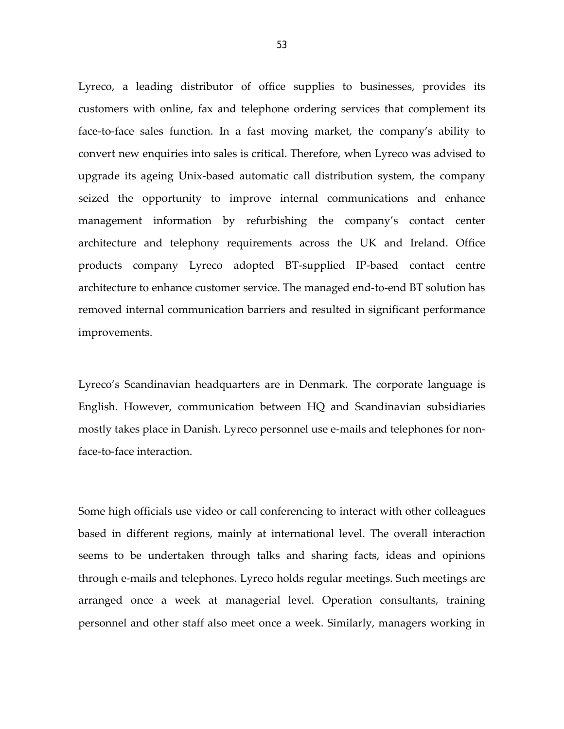Lyreco, a leading distributor of office supplies to businesses, provides its customers with online, fax and telephone ordering services that complement its face-to-face sales function. In a fast moving market, the company's ability to convert new enquiries into sales is critical. Therefore, when Lyreco was advised to upgrade its ageing Unix-based automatic call distribution system, the company seized the opportunity to improve internal communications and enhance management information by refurbishing the company's contact center architecture and telephony requirements across the UK and Ireland. Office products company Lyreco adopted BT-supplied IP-based contact centre architecture to enhance customer service. The managed end-to-end BT solution has removed internal communication barriers and resulted in significant performance improvements.

Lyreco's Scandinavian headquarters are in Denmark. The corporate language is English. However, communication between HQ and Scandinavian subsidiaries mostly takes place in Danish. Lyreco personnel use e-mails and telephones for non-face-to-face interaction.

Some high officials use video or call conferencing to interact with other colleagues based in different regions, mainly at international level. The overall interaction seems to be undertaken through talks and sharing facts, ideas and opinions through e-mails and telephones. Lyreco holds regular meetings. Such meetings are arranged once a week at managerial level. Operation consultants, training personnel and other staff also meet once a week. Similarly, managers working in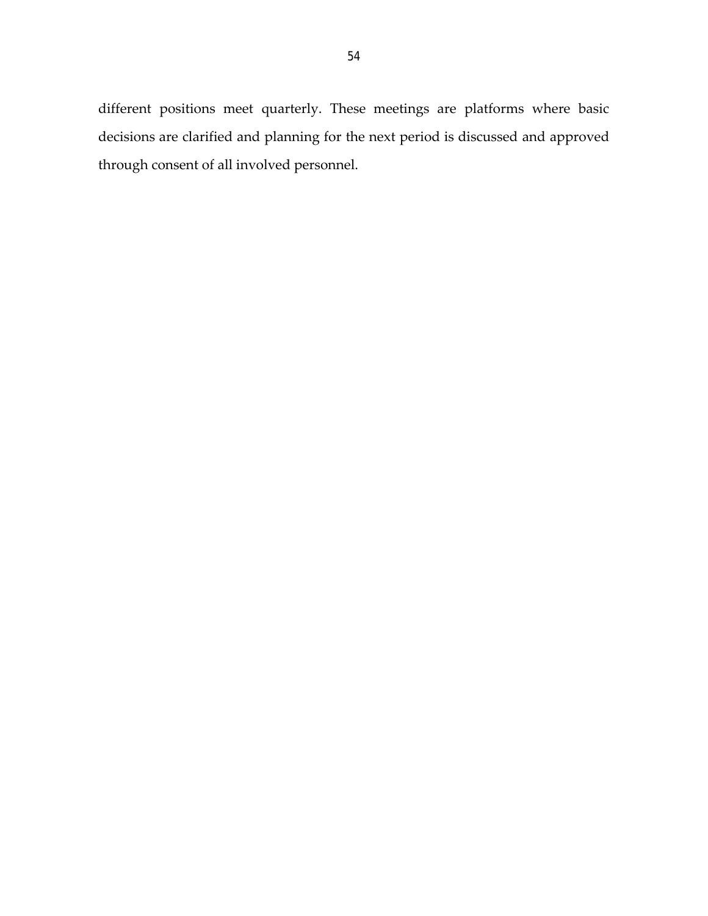different positions meet quarterly. These meetings are platforms where basic decisions are clarified and planning for the next period is discussed and approved through consent of all involved personnel.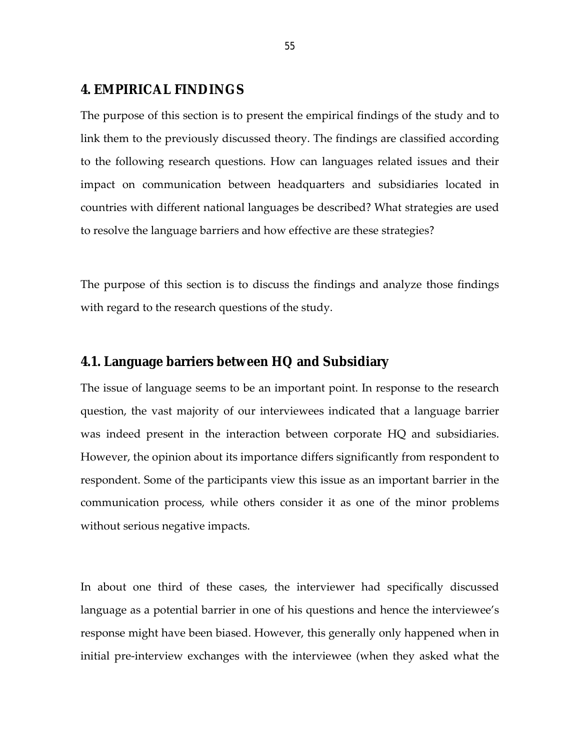# 4. EMPIRICAL FINDINGS

The purpose of this section is to present the empirical findings of the study and to link them to the previously discussed theory. The findings are classified according to the following research questions. How can languages related issues and their impact on communication between headquarters and subsidiaries located in countries with different national languages be described? What strategies are used to resolve the language barriers and how effective are these strategies?

The purpose of this section is to discuss the findings and analyze those findings with regard to the research questions of the study.

## 4.1. Language barriers between HQ and Subsidiary

The issue of language seems to be an important point. In response to the research question, the vast majority of our interviewees indicated that a language barrier was indeed present in the interaction between corporate HQ and subsidiaries. However, the opinion about its importance differs significantly from respondent to respondent. Some of the participants view this issue as an important barrier in the communication process, while others consider it as one of the minor problems without serious negative impacts.

In about one third of these cases, the interviewer had specifically discussed language as a potential barrier in one of his questions and hence the interviewee's response might have been biased. However, this generally only happened when in initial pre-interview exchanges with the interviewee (when they asked what the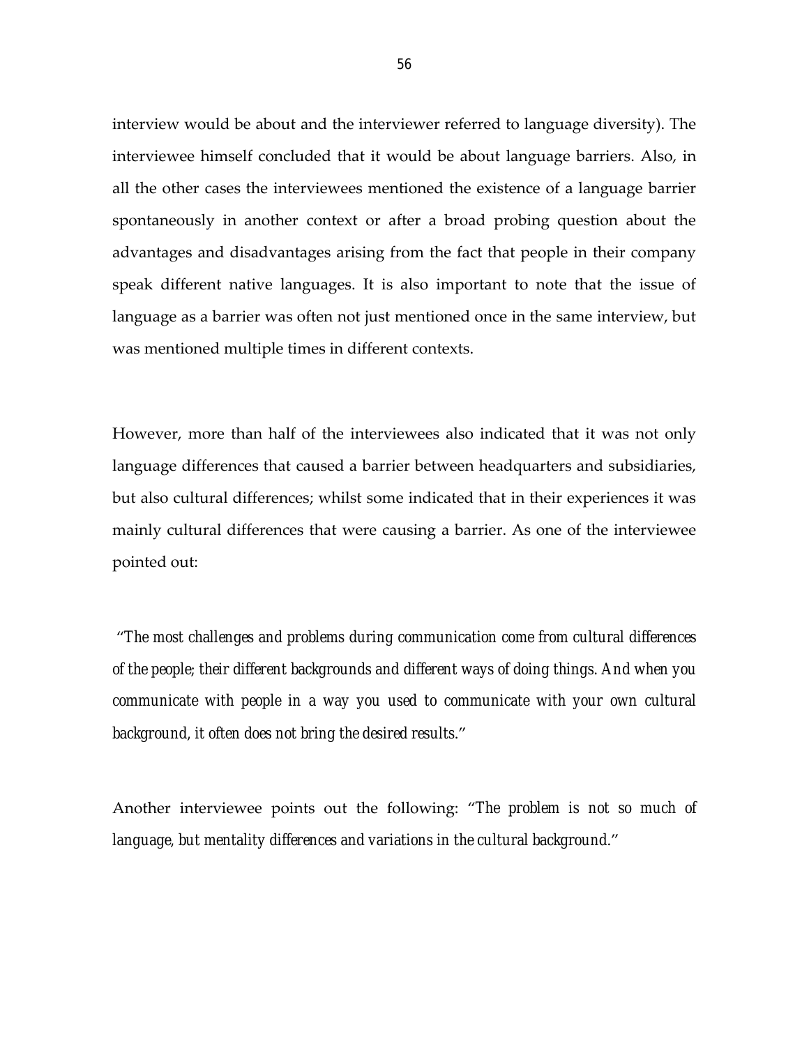interview would be about and the interviewer referred to language diversity). The interviewee himself concluded that it would be about language barriers. Also, in all the other cases the interviewees mentioned the existence of a language barrier spontaneously in another context or after a broad probing question about the advantages and disadvantages arising from the fact that people in their company speak different native languages. It is also important to note that the issue of language as a barrier was often not just mentioned once in the same interview, but was mentioned multiple times in different contexts.

However, more than half of the interviewees also indicated that it was not only language differences that caused a barrier between headquarters and subsidiaries, but also cultural differences; whilst some indicated that in their experiences it was mainly cultural differences that were causing a barrier. As one of the interviewee pointed out:

*"The most challenges and problems during communication come from cultural differences of the people; their different backgrounds and different ways of doing things. And when you communicate with people in a way you used to communicate with your own cultural background, it often does not bring the desired results."*

Another interviewee points out the following: *"The problem is not so much of language, but mentality differences and variations in the cultural background."*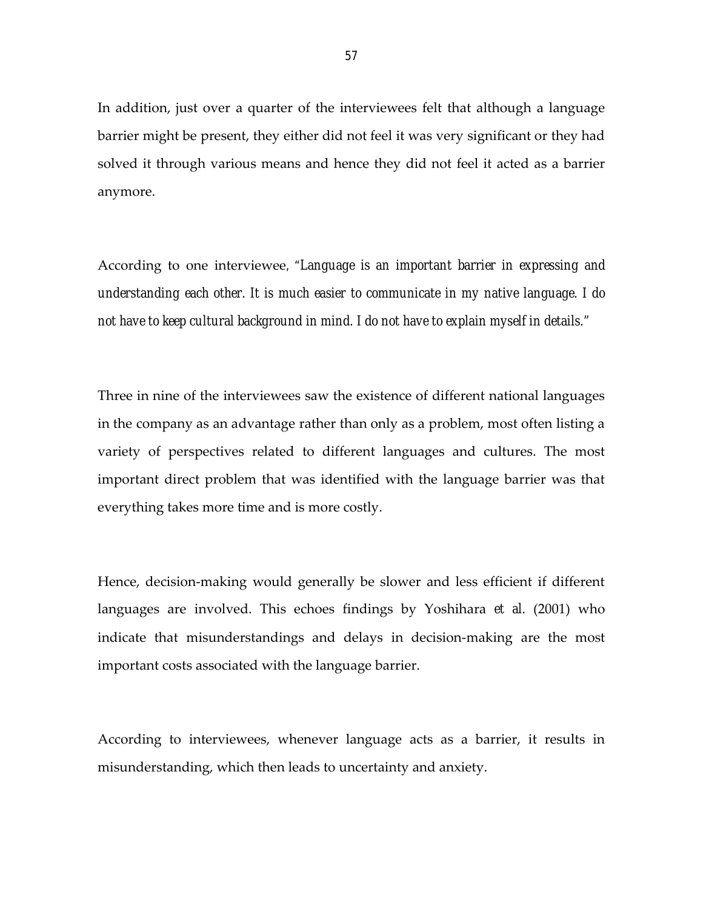In addition, just over a quarter of the interviewees felt that although a language barrier might be present, they either did not feel it was very significant or they had solved it through various means and hence they did not feel it acted as a barrier anymore.

According to one interviewee, "*Language is an important barrier in expressing and understanding each other. It is much easier to communicate in my native language. I do not have to keep cultural background in mind. I do not have to explain myself in details.*"

Three in nine of the interviewees saw the existence of different national languages in the company as an advantage rather than only as a problem, most often listing a variety of perspectives related to different languages and cultures. The most important direct problem that was identified with the language barrier was that everything takes more time and is more costly.

Hence, decision-making would generally be slower and less efficient if different languages are involved. This echoes findings by Yoshihara *et al.* (2001) who indicate that misunderstandings and delays in decision-making are the most important costs associated with the language barrier.

According to interviewees, whenever language acts as a barrier, it results in misunderstanding, which then leads to uncertainty and anxiety.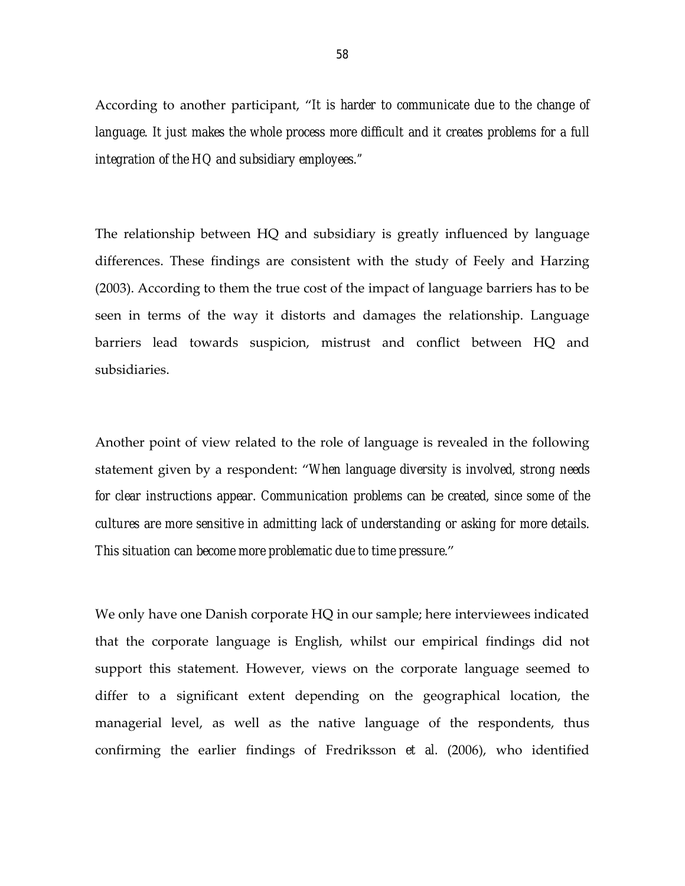According to another participant, "*It is harder to communicate due to the change of language. It just makes the whole process more difficult and it creates problems for a full integration of the HQ and subsidiary employees.*"

The relationship between HQ and subsidiary is greatly influenced by language differences. These findings are consistent with the study of Feely and Harzing (2003). According to them the true cost of the impact of language barriers has to be seen in terms of the way it distorts and damages the relationship. Language barriers lead towards suspicion, mistrust and conflict between HQ and subsidiaries.

Another point of view related to the role of language is revealed in the following statement given by a respondent: "*When language diversity is involved, strong needs for clear instructions appear. Communication problems can be created, since some of the cultures are more sensitive in admitting lack of understanding or asking for more details. This situation can become more problematic due to time pressure.*"

We only have one Danish corporate HQ in our sample; here interviewees indicated that the corporate language is English, whilst our empirical findings did not support this statement. However, views on the corporate language seemed to differ to a significant extent depending on the geographical location, the managerial level, as well as the native language of the respondents, thus confirming the earlier findings of Fredriksson *et al.* (2006), who identified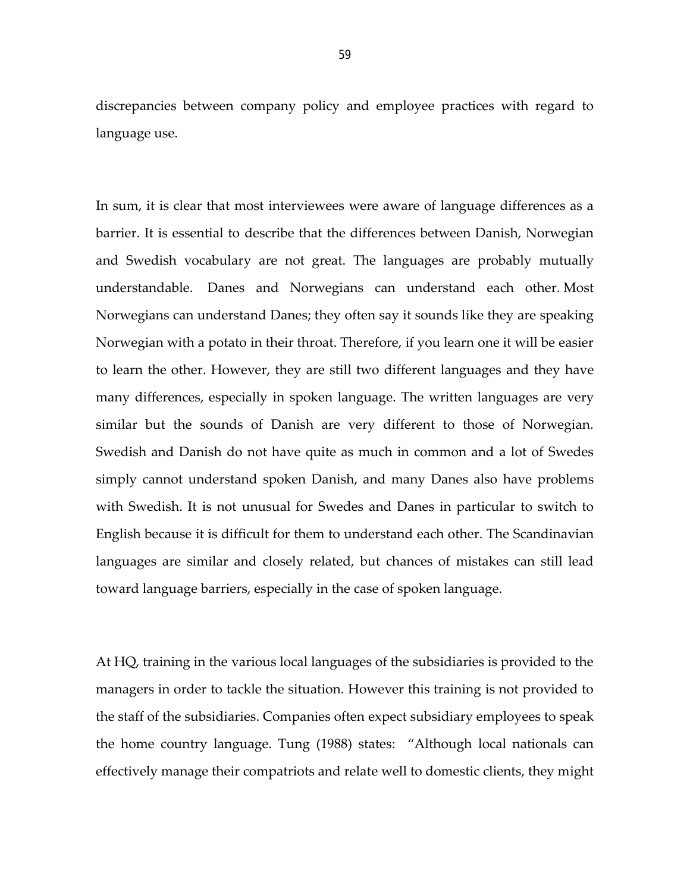discrepancies between company policy and employee practices with regard to language use.

In sum, it is clear that most interviewees were aware of language differences as a barrier. It is essential to describe that the differences between Danish, Norwegian and Swedish vocabulary are not great. The languages are probably mutually understandable. Danes and Norwegians can understand each other. Most Norwegians can understand Danes; they often say it sounds like they are speaking Norwegian with a potato in their throat. Therefore, if you learn one it will be easier to learn the other. However, they are still two different languages and they have many differences, especially in spoken language. The written languages are very similar but the sounds of Danish are very different to those of Norwegian. Swedish and Danish do not have quite as much in common and a lot of Swedes simply cannot understand spoken Danish, and many Danes also have problems with Swedish. It is not unusual for Swedes and Danes in particular to switch to English because it is difficult for them to understand each other. The Scandinavian languages are similar and closely related, but chances of mistakes can still lead toward language barriers, especially in the case of spoken language.

At HQ, training in the various local languages of the subsidiaries is provided to the managers in order to tackle the situation. However this training is not provided to the staff of the subsidiaries. Companies often expect subsidiary employees to speak the home country language. Tung (1988) states: "Although local nationals can effectively manage their compatriots and relate well to domestic clients, they might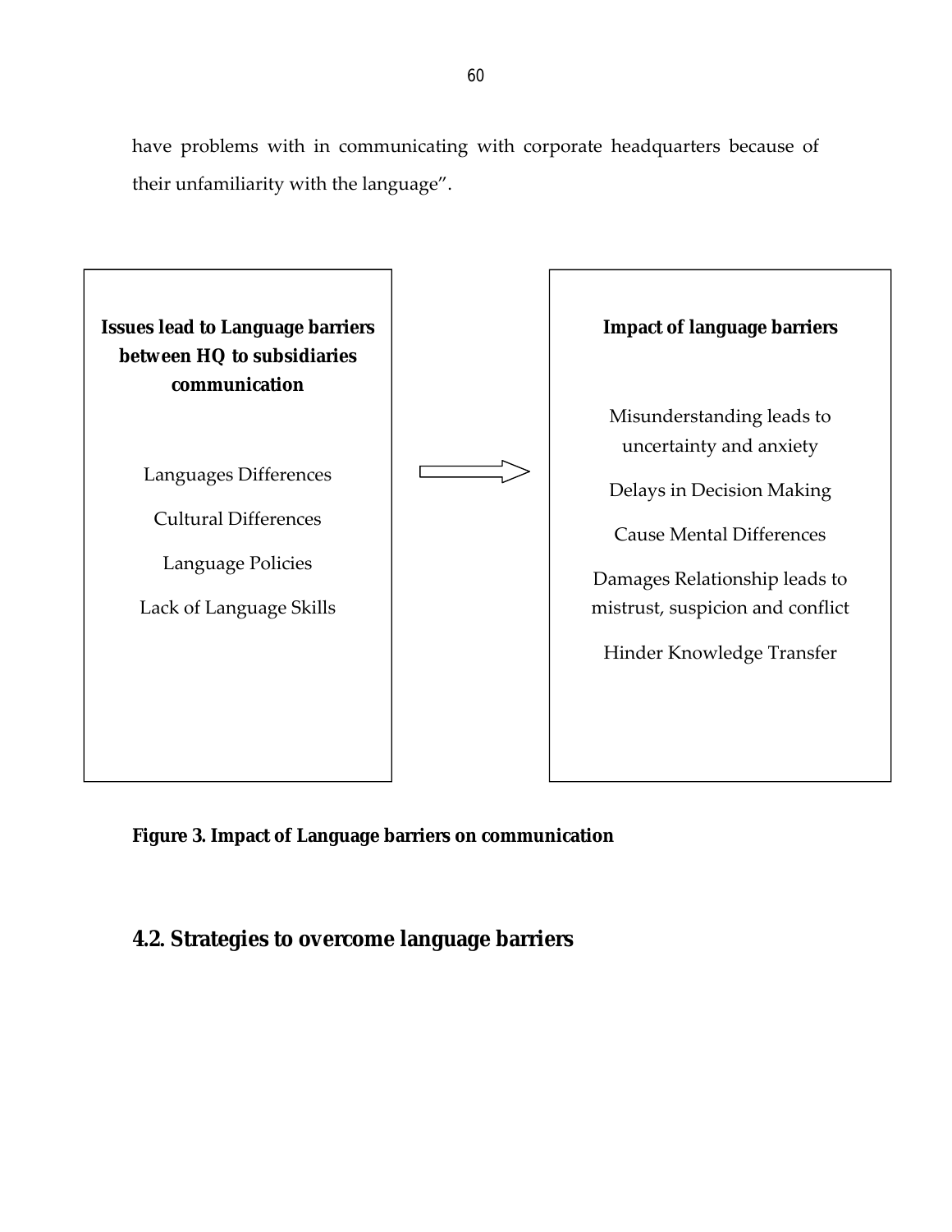have problems with in communicating with corporate headquarters because of their unfamiliarity with the language".

**Issues lead to Language barriers between HQ to subsidiaries communication**

Languages Differences

Cultural Differences

Language Policies

Lack of Language Skills

**Impact of language barriers**

Misunderstanding leads to uncertainty and anxiety

Delays in Decision Making

Cause Mental Differences

Damages Relationship leads to mistrust, suspicion and conflict

Hinder Knowledge Transfer

**Figure 3. Impact of Language barriers on communication**

## 4.2. Strategies to overcome language barriers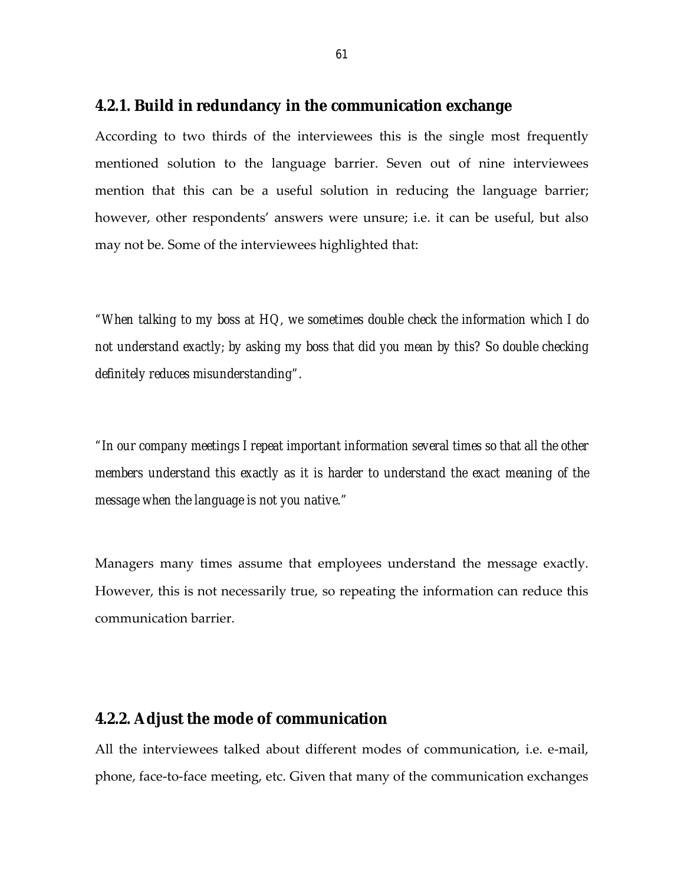### 4.2.1. Build in redundancy in the communication exchange

According to two thirds of the interviewees this is the single most frequently mentioned solution to the language barrier. Seven out of nine interviewees mention that this can be a useful solution in reducing the language barrier; however, other respondents' answers were unsure; i.e. it can be useful, but also may not be. Some of the interviewees highlighted that:

*"When talking to my boss at HQ, we sometimes double check the information which I do not understand exactly; by asking my boss that did you mean by this? So double checking definitely reduces misunderstanding".*

*"In our company meetings I repeat important information several times so that all the other members understand this exactly as it is harder to understand the exact meaning of the message when the language is not you native."*

Managers many times assume that employees understand the message exactly. However, this is not necessarily true, so repeating the information can reduce this communication barrier.

### 4.2.2. Adjust the mode of communication

All the interviewees talked about different modes of communication, i.e. e-mail, phone, face-to-face meeting, etc. Given that many of the communication exchanges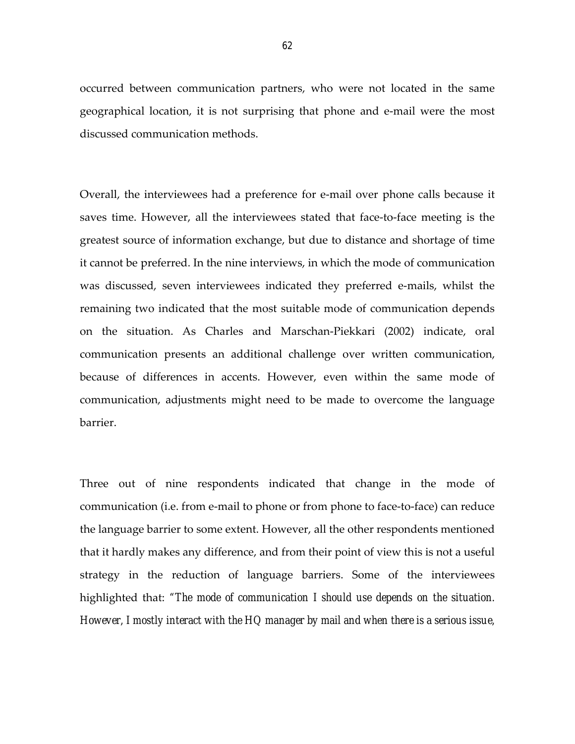occurred between communication partners, who were not located in the same geographical location, it is not surprising that phone and e-mail were the most discussed communication methods.

Overall, the interviewees had a preference for e-mail over phone calls because it saves time. However, all the interviewees stated that face-to-face meeting is the greatest source of information exchange, but due to distance and shortage of time it cannot be preferred. In the nine interviews, in which the mode of communication was discussed, seven interviewees indicated they preferred e-mails, whilst the remaining two indicated that the most suitable mode of communication depends on the situation. As Charles and Marschan-Piekkari (2002) indicate, oral communication presents an additional challenge over written communication, because of differences in accents. However, even within the same mode of communication, adjustments might need to be made to overcome the language barrier.

Three out of nine respondents indicated that change in the mode of communication (i.e. from e-mail to phone or from phone to face-to-face) can reduce the language barrier to some extent. However, all the other respondents mentioned that it hardly makes any difference, and from their point of view this is not a useful strategy in the reduction of language barriers. Some of the interviewees highlighted that: "*The mode of communication I should use depends on the situation. However, I mostly interact with the HQ manager by mail and when there is a serious issue,*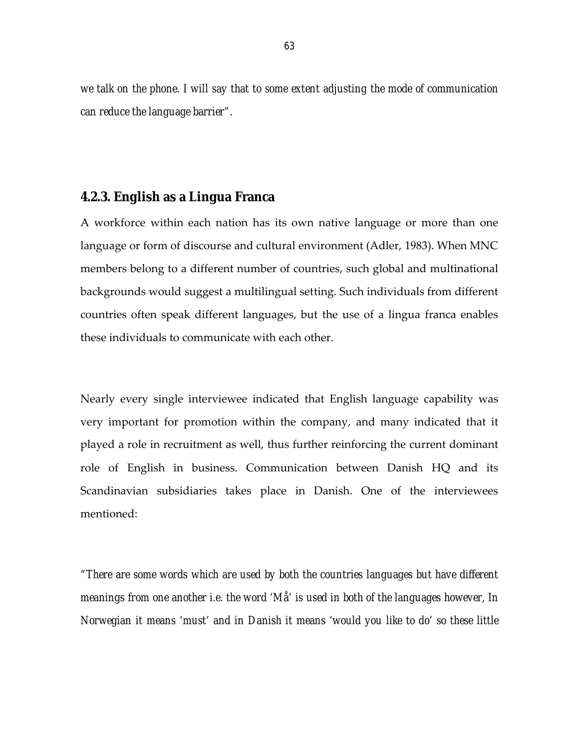*we talk on the phone. I will say that to some extent adjusting the mode of communication can reduce the language barrier".*

### 4.2.3. English as a Lingua Franca

A workforce within each nation has its own native language or more than one language or form of discourse and cultural environment (Adler, 1983). When MNC members belong to a different number of countries, such global and multinational backgrounds would suggest a multilingual setting. Such individuals from different countries often speak different languages, but the use of a lingua franca enables these individuals to communicate with each other.

Nearly every single interviewee indicated that English language capability was very important for promotion within the company, and many indicated that it played a role in recruitment as well, thus further reinforcing the current dominant role of English in business. Communication between Danish HQ and its Scandinavian subsidiaries takes place in Danish. One of the interviewees mentioned:

*"There are some words which are used by both the countries languages but have different meanings from one another i.e. the word 'Må' is used in both of the languages however, In Norwegian it means 'must' and in Danish it means 'would you like to do' so these little*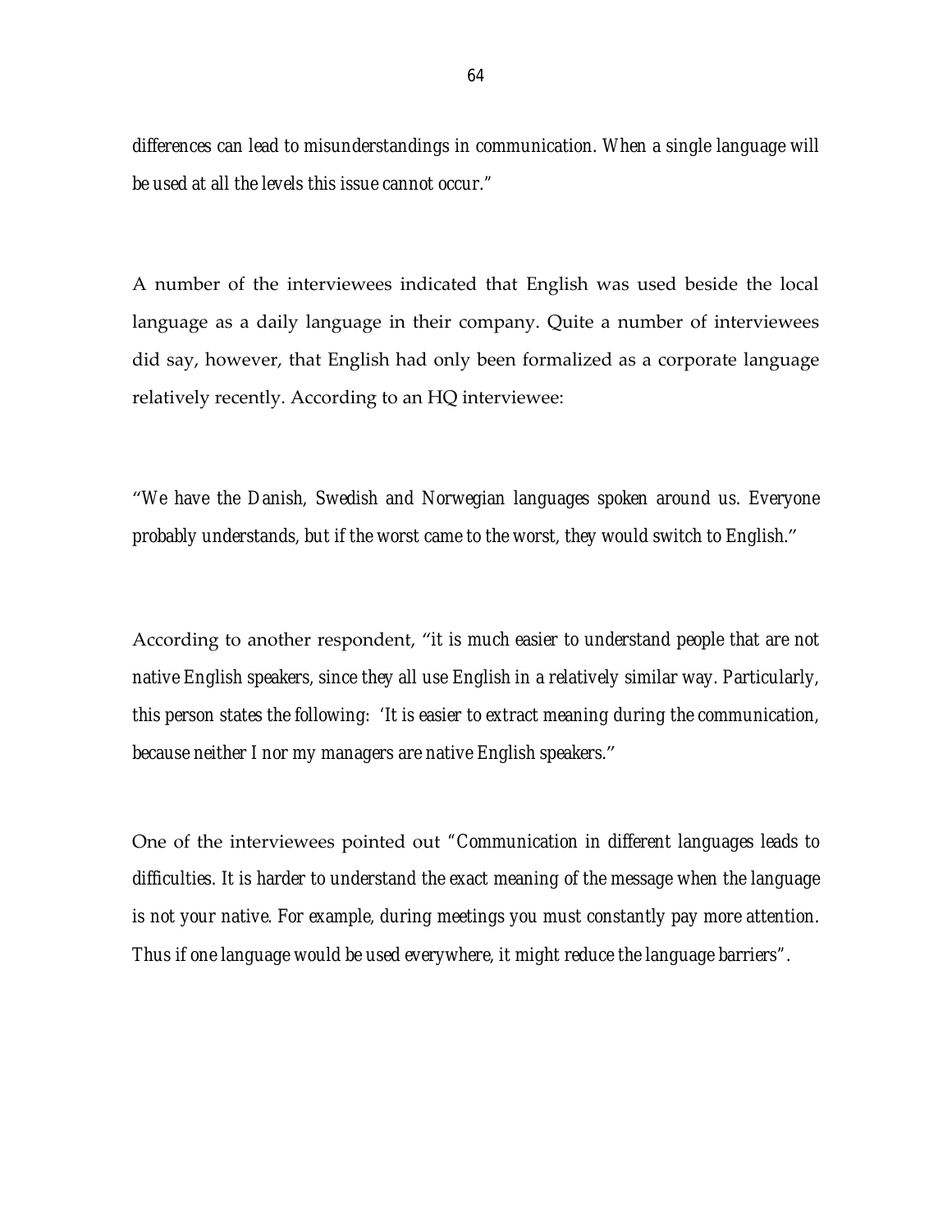*differences can lead to misunderstandings in communication. When a single language will be used at all the levels this issue cannot occur."*

A number of the interviewees indicated that English was used beside the local language as a daily language in their company. Quite a number of interviewees did say, however, that English had only been formalized as a corporate language relatively recently. According to an HQ interviewee:

*"We have the Danish, Swedish and Norwegian languages spoken around us. Everyone probably understands, but if the worst came to the worst, they would switch to English."*

According to another respondent, *"it is much easier to understand people that are not native English speakers, since they all use English in a relatively similar way. Particularly, this person states the following: 'It is easier to extract meaning during the communication, because neither I nor my managers are native English speakers."*

One of the interviewees pointed out *"Communication in different languages leads to difficulties. It is harder to understand the exact meaning of the message when the language is not your native. For example, during meetings you must constantly pay more attention. Thus if one language would be used everywhere, it might reduce the language barriers".*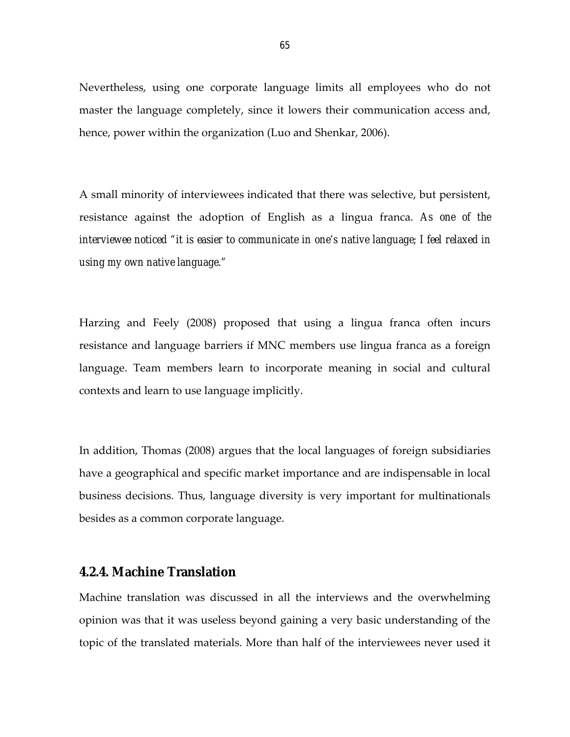Nevertheless, using one corporate language limits all employees who do not master the language completely, since it lowers their communication access and, hence, power within the organization (Luo and Shenkar, 2006).

A small minority of interviewees indicated that there was selective, but persistent, resistance against the adoption of English as a lingua franca. *As one of the interviewee noticed "it is easier to communicate in one's native language; I feel relaxed in using my own native language."*

Harzing and Feely (2008) proposed that using a lingua franca often incurs resistance and language barriers if MNC members use lingua franca as a foreign language. Team members learn to incorporate meaning in social and cultural contexts and learn to use language implicitly.

In addition, Thomas (2008) argues that the local languages of foreign subsidiaries have a geographical and specific market importance and are indispensable in local business decisions. Thus, language diversity is very important for multinationals besides as a common corporate language.

### 4.2.4. Machine Translation

Machine translation was discussed in all the interviews and the overwhelming opinion was that it was useless beyond gaining a very basic understanding of the topic of the translated materials. More than half of the interviewees never used it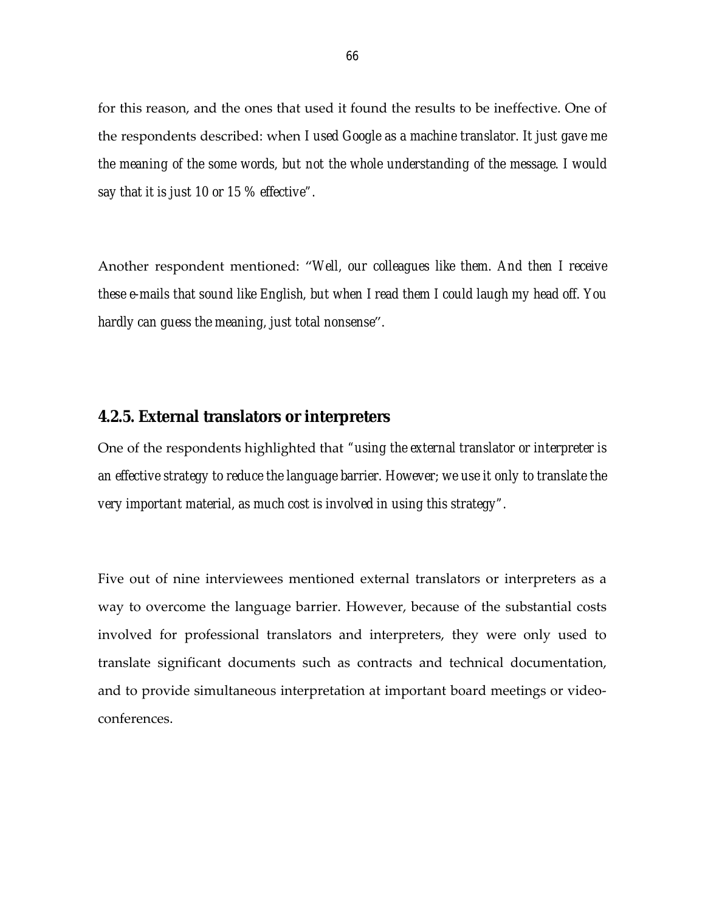for this reason, and the ones that used it found the results to be ineffective. One of the respondents described: when *I used Google as a machine translator. It just gave me the meaning of the some words, but not the whole understanding of the message. I would say that it is just 10 or 15 % effective*".

Another respondent mentioned: "*Well, our colleagues like them. And then I receive these e-mails that sound like English, but when I read them I could laugh my head off. You hardly can guess the meaning, just total nonsense*".

### 4.2.5. External translators or interpreters

One of the respondents highlighted that "*using the external translator or interpreter is an effective strategy to reduce the language barrier. However; we use it only to translate the very important material, as much cost is involved in using this strategy*".

Five out of nine interviewees mentioned external translators or interpreters as a way to overcome the language barrier. However, because of the substantial costs involved for professional translators and interpreters, they were only used to translate significant documents such as contracts and technical documentation, and to provide simultaneous interpretation at important board meetings or video-conferences.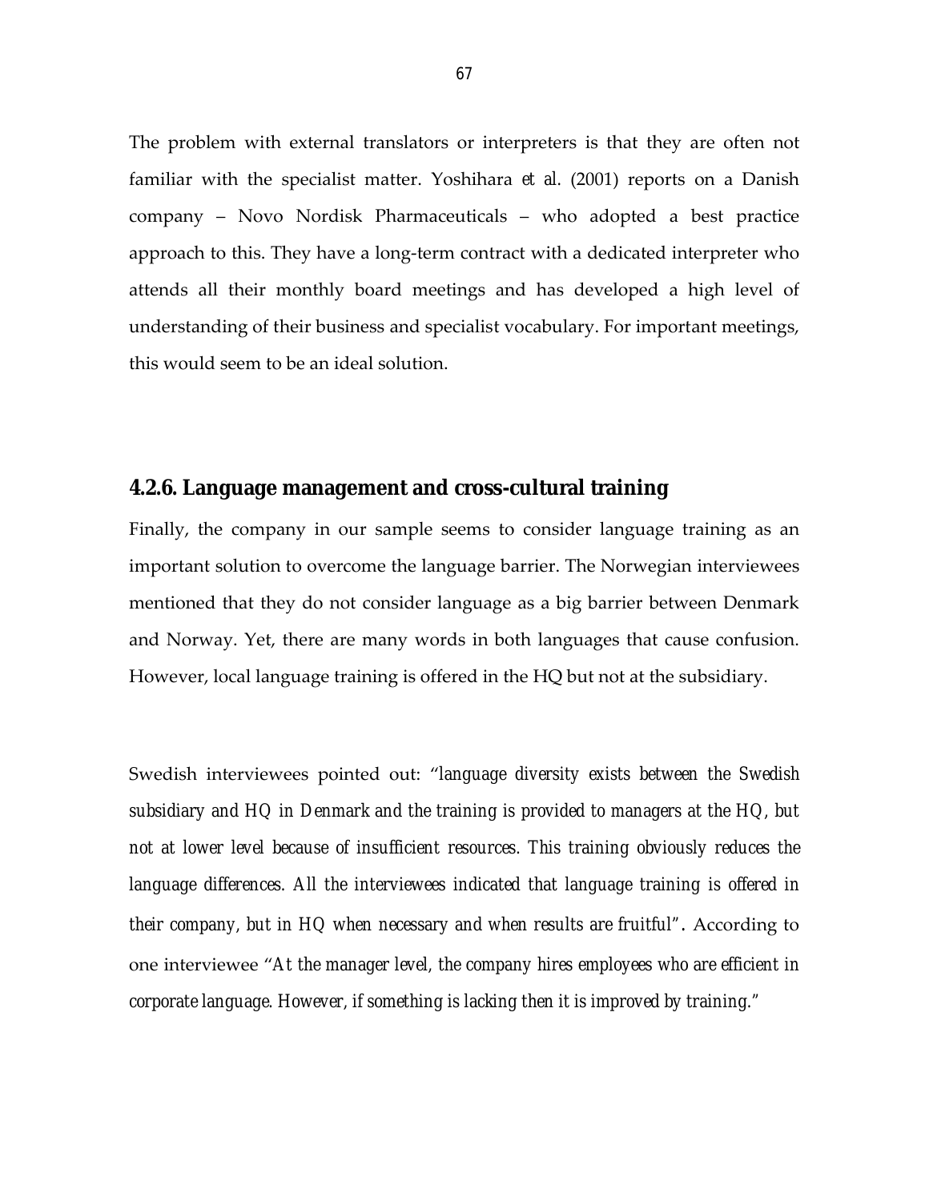The problem with external translators or interpreters is that they are often not familiar with the specialist matter. Yoshihara *et al.* (2001) reports on a Danish company – Novo Nordisk Pharmaceuticals – who adopted a best practice approach to this. They have a long-term contract with a dedicated interpreter who attends all their monthly board meetings and has developed a high level of understanding of their business and specialist vocabulary. For important meetings, this would seem to be an ideal solution.

### 4.2.6. Language management and cross-cultural training

Finally, the company in our sample seems to consider language training as an important solution to overcome the language barrier. The Norwegian interviewees mentioned that they do not consider language as a big barrier between Denmark and Norway. Yet, there are many words in both languages that cause confusion. However, local language training is offered in the HQ but not at the subsidiary.

Swedish interviewees pointed out: "*language diversity exists between the Swedish subsidiary and HQ in Denmark and the training is provided to managers at the HQ, but not at lower level because of insufficient resources. This training obviously reduces the language differences. All the interviewees indicated that language training is offered in their company, but in HQ when necessary and when results are fruitful*". According to one interviewee "*At the manager level, the company hires employees who are efficient in corporate language. However, if something is lacking then it is improved by training.*"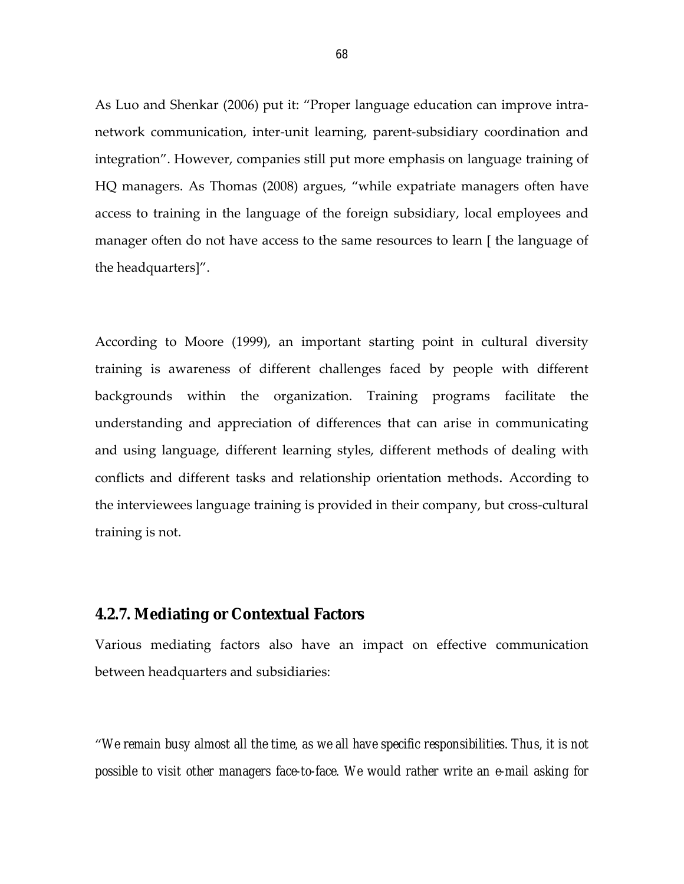As Luo and Shenkar (2006) put it: "Proper language education can improve intra-network communication, inter-unit learning, parent-subsidiary coordination and integration". However, companies still put more emphasis on language training of HQ managers. As Thomas (2008) argues, "while expatriate managers often have access to training in the language of the foreign subsidiary, local employees and manager often do not have access to the same resources to learn [ the language of the headquarters]".

According to Moore (1999), an important starting point in cultural diversity training is awareness of different challenges faced by people with different backgrounds within the organization. Training programs facilitate the understanding and appreciation of differences that can arise in communicating and using language, different learning styles, different methods of dealing with conflicts and different tasks and relationship orientation methods**.** According to the interviewees language training is provided in their company, but cross-cultural training is not.

### 4.2.7. Mediating or Contextual Factors

Various mediating factors also have an impact on effective communication between headquarters and subsidiaries:

*"We remain busy almost all the time, as we all have specific responsibilities. Thus, it is not possible to visit other managers face-to-face. We would rather write an e-mail asking for*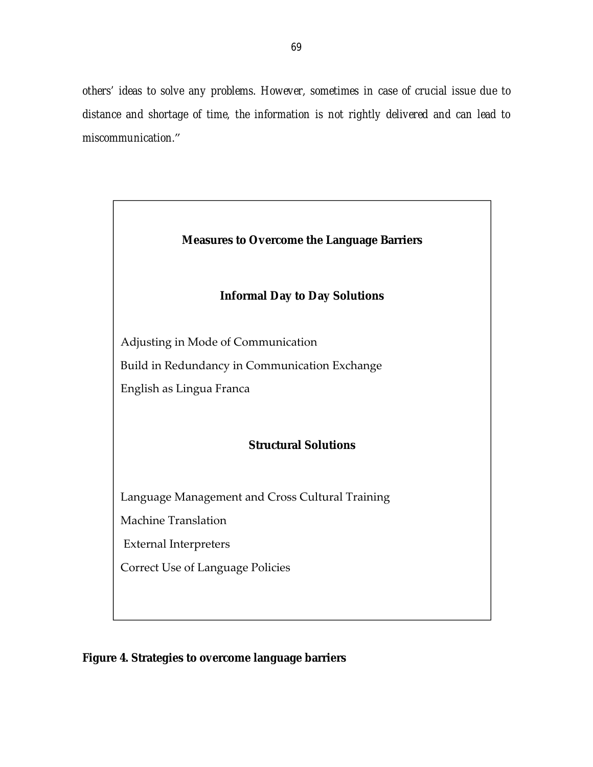*others' ideas to solve any problems. However, sometimes in case of crucial issue due to distance and shortage of time, the information is not rightly delivered and can lead to miscommunication."*

**Measures to Overcome the Language Barriers**

**Informal Day to Day Solutions**

Adjusting in Mode of Communication

Build in Redundancy in Communication Exchange

English as Lingua Franca

**Structural Solutions**

Language Management and Cross Cultural Training

Machine Translation

External Interpreters

Correct Use of Language Policies

**Figure 4. Strategies to overcome language barriers**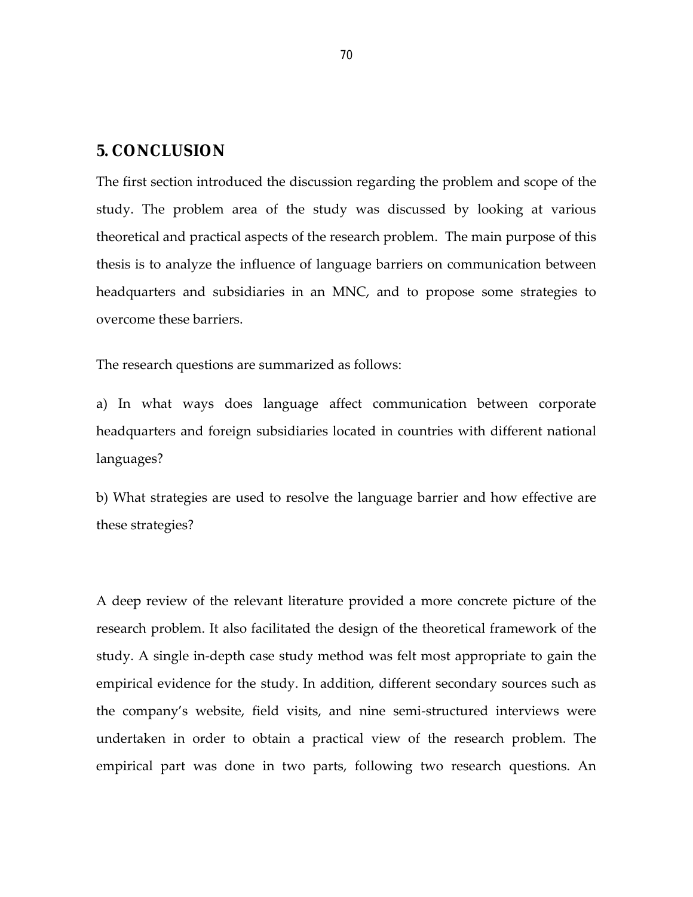# 5. CONCLUSION

The first section introduced the discussion regarding the problem and scope of the study. The problem area of the study was discussed by looking at various theoretical and practical aspects of the research problem. The main purpose of this thesis is to analyze the influence of language barriers on communication between headquarters and subsidiaries in an MNC, and to propose some strategies to overcome these barriers.

The research questions are summarized as follows:

a) In what ways does language affect communication between corporate headquarters and foreign subsidiaries located in countries with different national languages?

b) What strategies are used to resolve the language barrier and how effective are these strategies?

A deep review of the relevant literature provided a more concrete picture of the research problem. It also facilitated the design of the theoretical framework of the study. A single in-depth case study method was felt most appropriate to gain the empirical evidence for the study. In addition, different secondary sources such as the company's website, field visits, and nine semi-structured interviews were undertaken in order to obtain a practical view of the research problem. The empirical part was done in two parts, following two research questions. An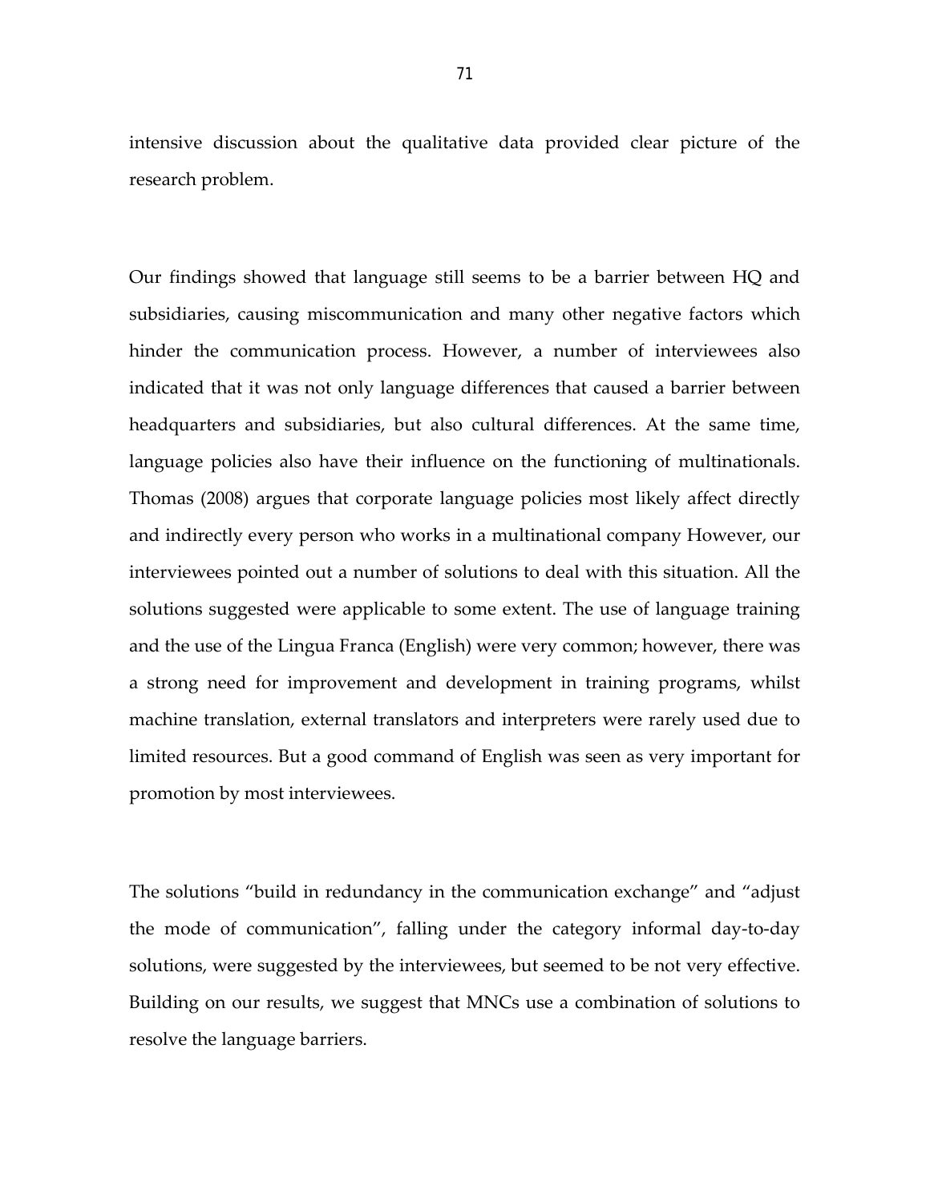intensive discussion about the qualitative data provided clear picture of the research problem.

Our findings showed that language still seems to be a barrier between HQ and subsidiaries, causing miscommunication and many other negative factors which hinder the communication process. However, a number of interviewees also indicated that it was not only language differences that caused a barrier between headquarters and subsidiaries, but also cultural differences. At the same time, language policies also have their influence on the functioning of multinationals. Thomas (2008) argues that corporate language policies most likely affect directly and indirectly every person who works in a multinational company However, our interviewees pointed out a number of solutions to deal with this situation. All the solutions suggested were applicable to some extent. The use of language training and the use of the Lingua Franca (English) were very common; however, there was a strong need for improvement and development in training programs, whilst machine translation, external translators and interpreters were rarely used due to limited resources. But a good command of English was seen as very important for promotion by most interviewees.

The solutions "build in redundancy in the communication exchange" and "adjust the mode of communication", falling under the category informal day-to-day solutions, were suggested by the interviewees, but seemed to be not very effective. Building on our results, we suggest that MNCs use a combination of solutions to resolve the language barriers.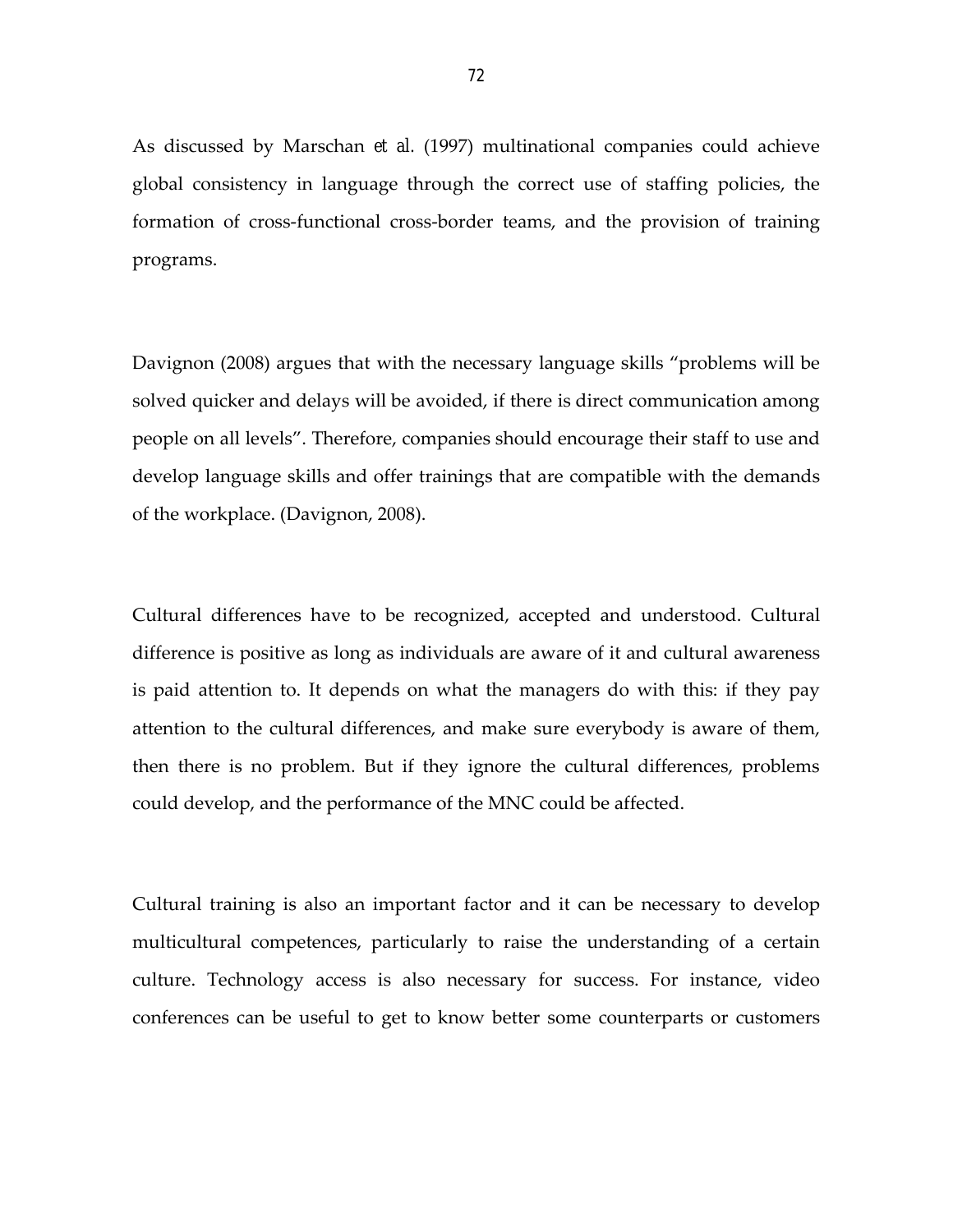As discussed by Marschan *et al.* (1997) multinational companies could achieve global consistency in language through the correct use of staffing policies, the formation of cross-functional cross-border teams, and the provision of training programs.

Davignon (2008) argues that with the necessary language skills "problems will be solved quicker and delays will be avoided, if there is direct communication among people on all levels". Therefore, companies should encourage their staff to use and develop language skills and offer trainings that are compatible with the demands of the workplace. (Davignon, 2008).

Cultural differences have to be recognized, accepted and understood. Cultural difference is positive as long as individuals are aware of it and cultural awareness is paid attention to. It depends on what the managers do with this: if they pay attention to the cultural differences, and make sure everybody is aware of them, then there is no problem. But if they ignore the cultural differences, problems could develop, and the performance of the MNC could be affected.

Cultural training is also an important factor and it can be necessary to develop multicultural competences, particularly to raise the understanding of a certain culture. Technology access is also necessary for success. For instance, video conferences can be useful to get to know better some counterparts or customers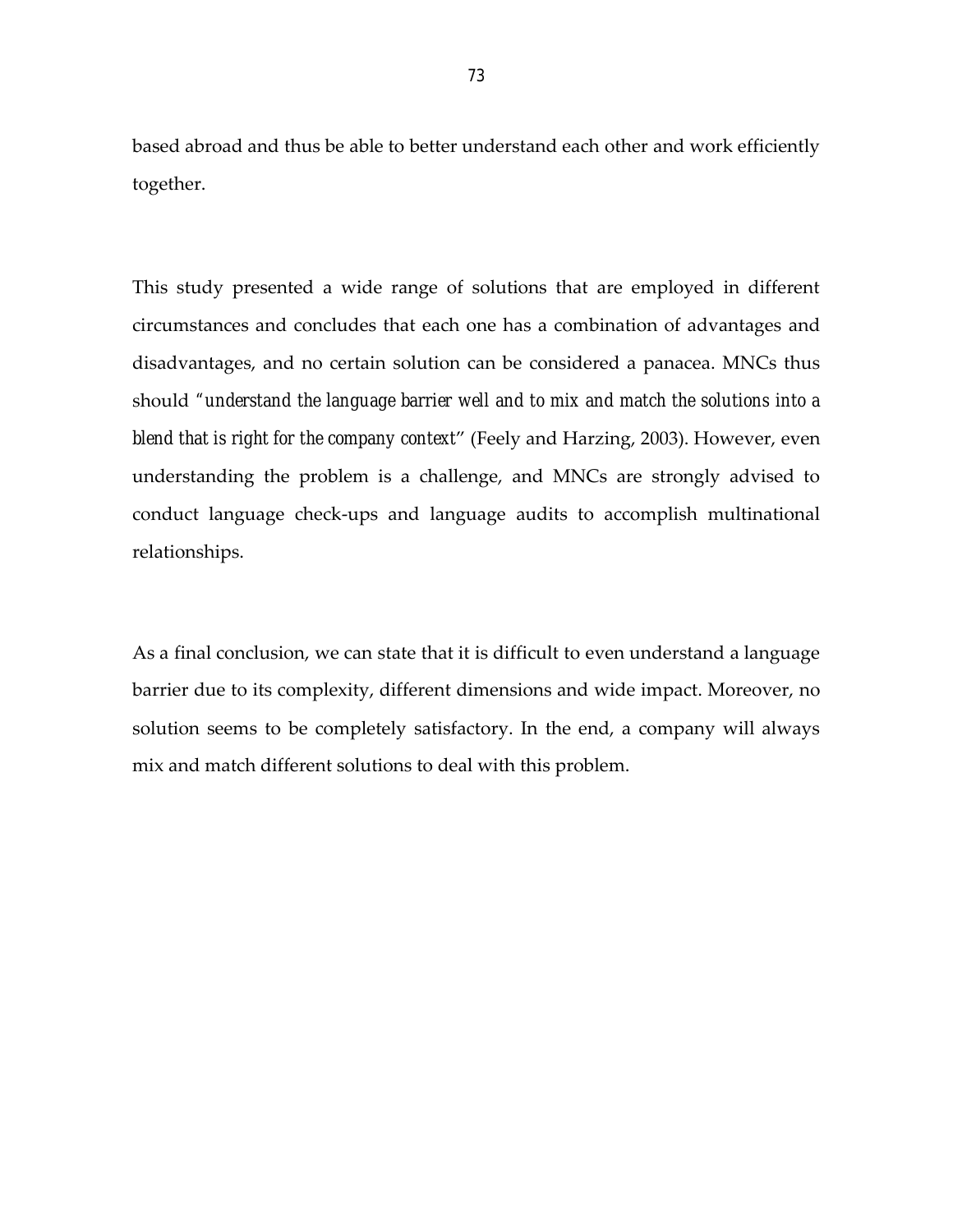based abroad and thus be able to better understand each other and work efficiently together.

This study presented a wide range of solutions that are employed in different circumstances and concludes that each one has a combination of advantages and disadvantages, and no certain solution can be considered a panacea. MNCs thus should "*understand the language barrier well and to mix and match the solutions into a blend that is right for the company context*" (Feely and Harzing, 2003). However, even understanding the problem is a challenge, and MNCs are strongly advised to conduct language check-ups and language audits to accomplish multinational relationships.

As a final conclusion, we can state that it is difficult to even understand a language barrier due to its complexity, different dimensions and wide impact. Moreover, no solution seems to be completely satisfactory. In the end, a company will always mix and match different solutions to deal with this problem.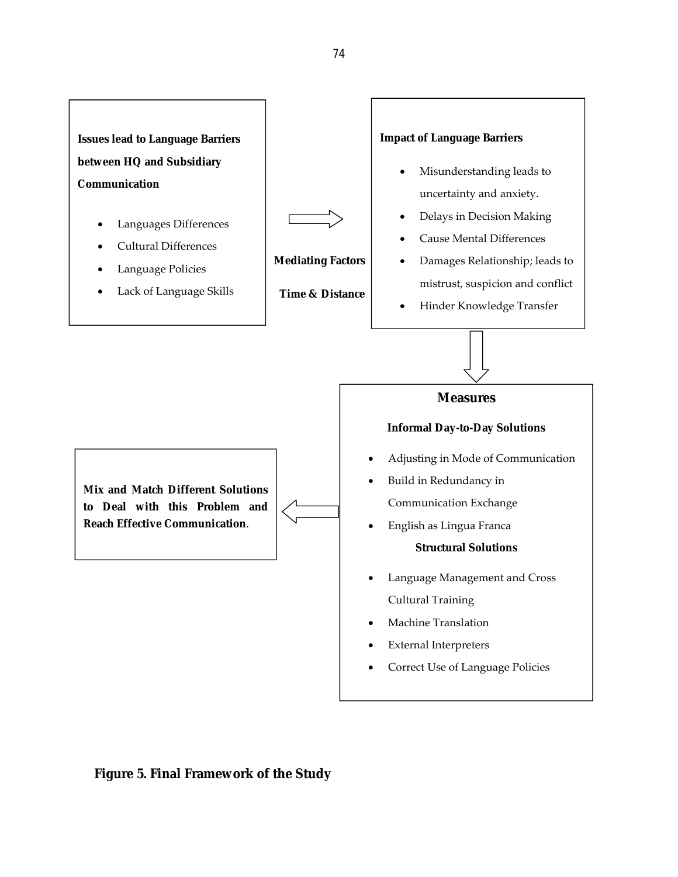**Issues lead to Language Barriers between HQ and Subsidiary Communication**

- Languages Differences
- Cultural Differences
- Language Policies
- Lack of Language Skills

**Mediating Factors**

**Time & Distance**

**Impact of Language Barriers**

- Misunderstanding leads to uncertainty and anxiety.
- Delays in Decision Making
- Cause Mental Differences
- Damages Relationship; leads to mistrust, suspicion and conflict
- Hinder Knowledge Transfer

**Measures**

**Informal Day-to-Day Solutions**

- Adjusting in Mode of Communication
- Build in Redundancy in Communication Exchange
- English as Lingua Franca

**Structural Solutions**

- Language Management and Cross Cultural Training
- Machine Translation
- External Interpreters
- Correct Use of Language Policies

**Mix and Match Different Solutions to Deal with this Problem and Reach Effective Communication**.

**Figure 5. Final Framework of the Study**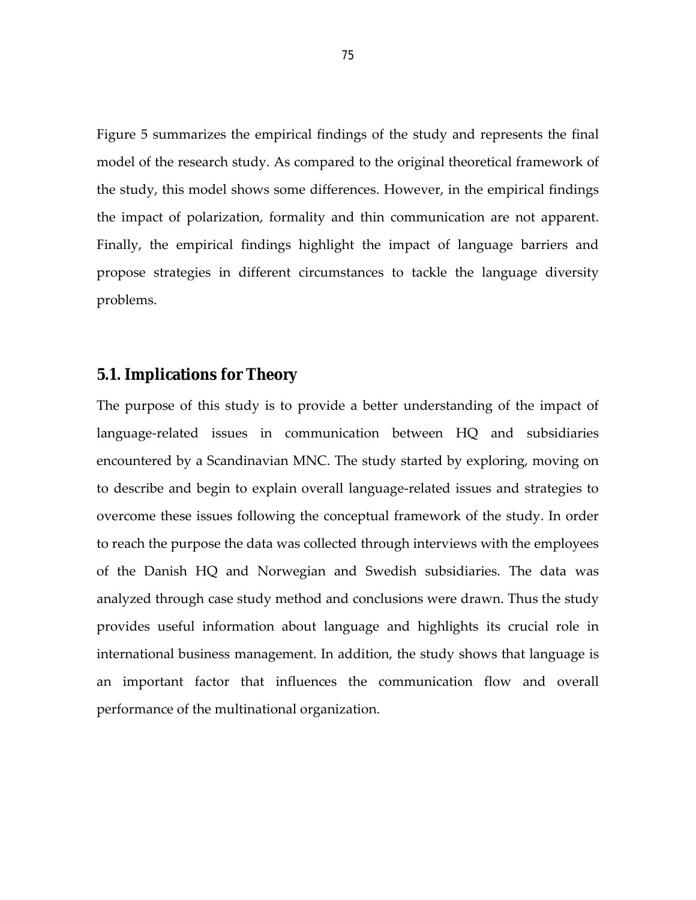Figure 5 summarizes the empirical findings of the study and represents the final model of the research study. As compared to the original theoretical framework of the study, this model shows some differences. However, in the empirical findings the impact of polarization, formality and thin communication are not apparent. Finally, the empirical findings highlight the impact of language barriers and propose strategies in different circumstances to tackle the language diversity problems.

## 5.1. Implications for Theory

The purpose of this study is to provide a better understanding of the impact of language-related issues in communication between HQ and subsidiaries encountered by a Scandinavian MNC. The study started by exploring, moving on to describe and begin to explain overall language-related issues and strategies to overcome these issues following the conceptual framework of the study. In order to reach the purpose the data was collected through interviews with the employees of the Danish HQ and Norwegian and Swedish subsidiaries. The data was analyzed through case study method and conclusions were drawn. Thus the study provides useful information about language and highlights its crucial role in international business management. In addition, the study shows that language is an important factor that influences the communication flow and overall performance of the multinational organization.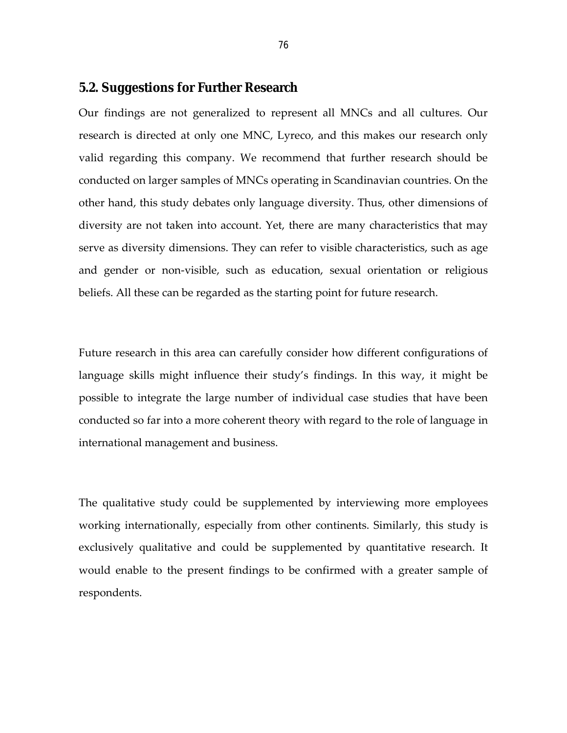## 5.2. Suggestions for Further Research

Our findings are not generalized to represent all MNCs and all cultures. Our research is directed at only one MNC, Lyreco, and this makes our research only valid regarding this company. We recommend that further research should be conducted on larger samples of MNCs operating in Scandinavian countries. On the other hand, this study debates only language diversity. Thus, other dimensions of diversity are not taken into account. Yet, there are many characteristics that may serve as diversity dimensions. They can refer to visible characteristics, such as age and gender or non-visible, such as education, sexual orientation or religious beliefs. All these can be regarded as the starting point for future research.

Future research in this area can carefully consider how different configurations of language skills might influence their study's findings. In this way, it might be possible to integrate the large number of individual case studies that have been conducted so far into a more coherent theory with regard to the role of language in international management and business.

The qualitative study could be supplemented by interviewing more employees working internationally, especially from other continents. Similarly, this study is exclusively qualitative and could be supplemented by quantitative research. It would enable to the present findings to be confirmed with a greater sample of respondents.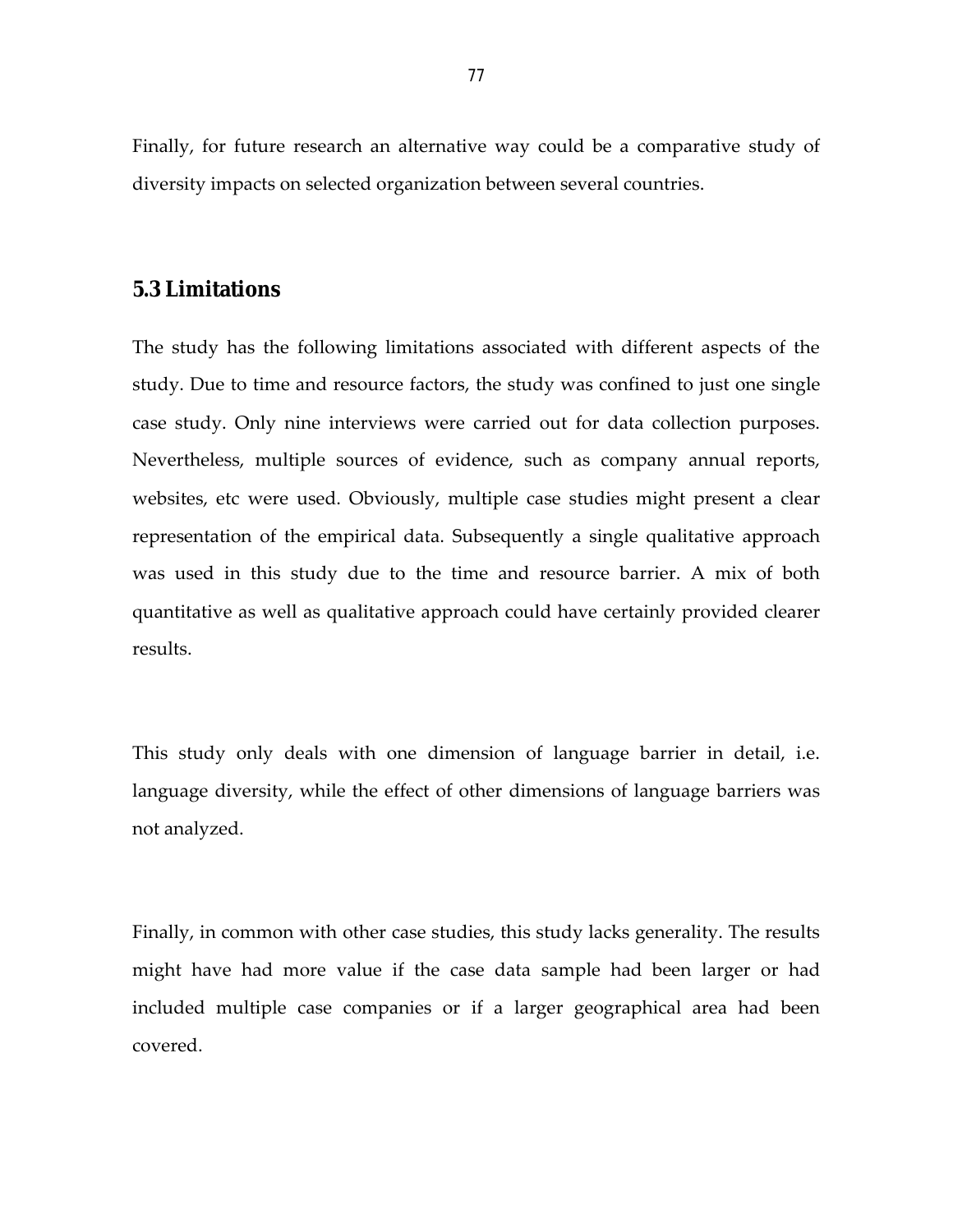Finally, for future research an alternative way could be a comparative study of diversity impacts on selected organization between several countries.

## 5.3 Limitations

The study has the following limitations associated with different aspects of the study. Due to time and resource factors, the study was confined to just one single case study. Only nine interviews were carried out for data collection purposes. Nevertheless, multiple sources of evidence, such as company annual reports, websites, etc were used. Obviously, multiple case studies might present a clear representation of the empirical data. Subsequently a single qualitative approach was used in this study due to the time and resource barrier. A mix of both quantitative as well as qualitative approach could have certainly provided clearer results.

This study only deals with one dimension of language barrier in detail, i.e. language diversity, while the effect of other dimensions of language barriers was not analyzed.

Finally, in common with other case studies, this study lacks generality. The results might have had more value if the case data sample had been larger or had included multiple case companies or if a larger geographical area had been covered.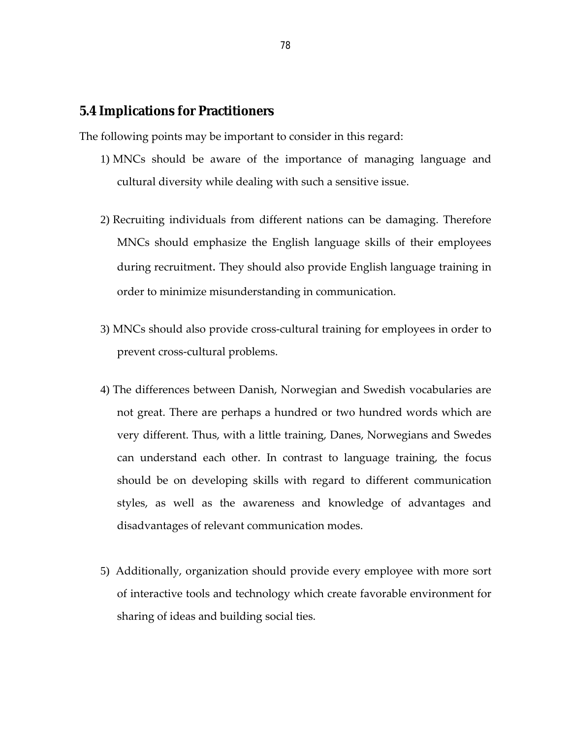## 5.4 Implications for Practitioners

The following points may be important to consider in this regard:

1) MNCs should be aware of the importance of managing language and cultural diversity while dealing with such a sensitive issue.

2) Recruiting individuals from different nations can be damaging. Therefore MNCs should emphasize the English language skills of their employees during recruitment. They should also provide English language training in order to minimize misunderstanding in communication.

3) MNCs should also provide cross-cultural training for employees in order to prevent cross-cultural problems.

4) The differences between Danish, Norwegian and Swedish vocabularies are not great. There are perhaps a hundred or two hundred words which are very different. Thus, with a little training, Danes, Norwegians and Swedes can understand each other. In contrast to language training, the focus should be on developing skills with regard to different communication styles, as well as the awareness and knowledge of advantages and disadvantages of relevant communication modes.

5) Additionally, organization should provide every employee with more sort of interactive tools and technology which create favorable environment for sharing of ideas and building social ties.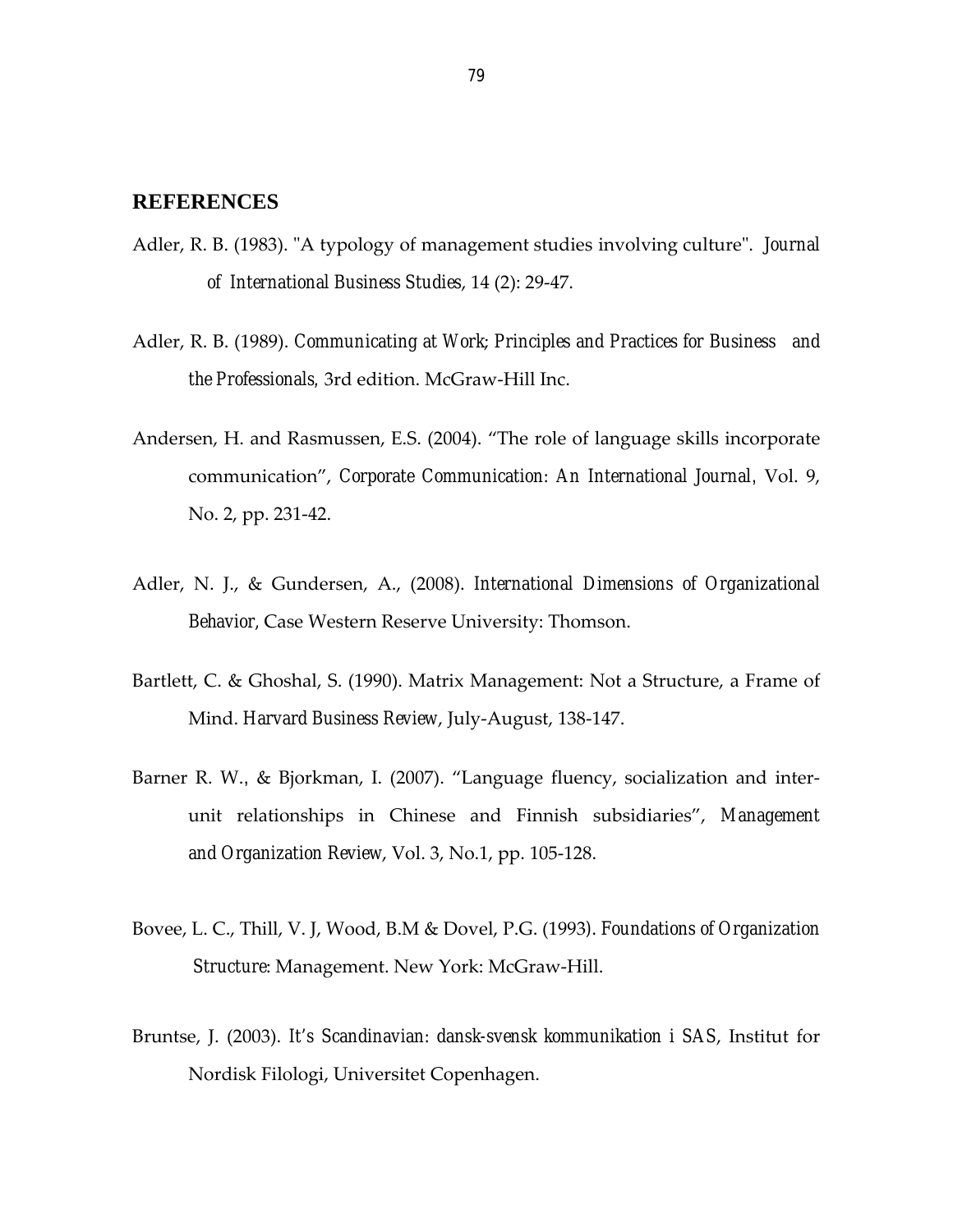## REFERENCES

Adler, R. B. (1983). "A typology of management studies involving culture". *Journal of International Business Studies*, 14 (2): 29-47.

Adler, R. B. (1989). *Communicating at Work; Principles and Practices for Business and the Professionals*, 3rd edition. McGraw-Hill Inc.

Andersen, H. and Rasmussen, E.S. (2004). "The role of language skills incorporate communication", *Corporate Communication: An International Journal*, Vol. 9, No. 2, pp. 231-42.

Adler, N. J., & Gundersen, A., (2008). *International Dimensions of Organizational Behavior*, Case Western Reserve University: Thomson.

Bartlett, C. & Ghoshal, S. (1990). Matrix Management: Not a Structure, a Frame of Mind. *Harvard Business Review*, July-August, 138-147.

Barner R. W., & Bjorkman, I. (2007). "Language fluency, socialization and inter-unit relationships in Chinese and Finnish subsidiaries", *Management and Organization Review*, Vol. 3, No.1, pp. 105-128.

Bovee, L. C., Thill, V. J, Wood, B.M & Dovel, P.G. (1993). *Foundations of Organization Structure*: Management. New York: McGraw-Hill.

Bruntse, J. (2003). *It's Scandinavian: dansk-svensk kommunikation i SAS*, Institut for Nordisk Filologi, Universitet Copenhagen.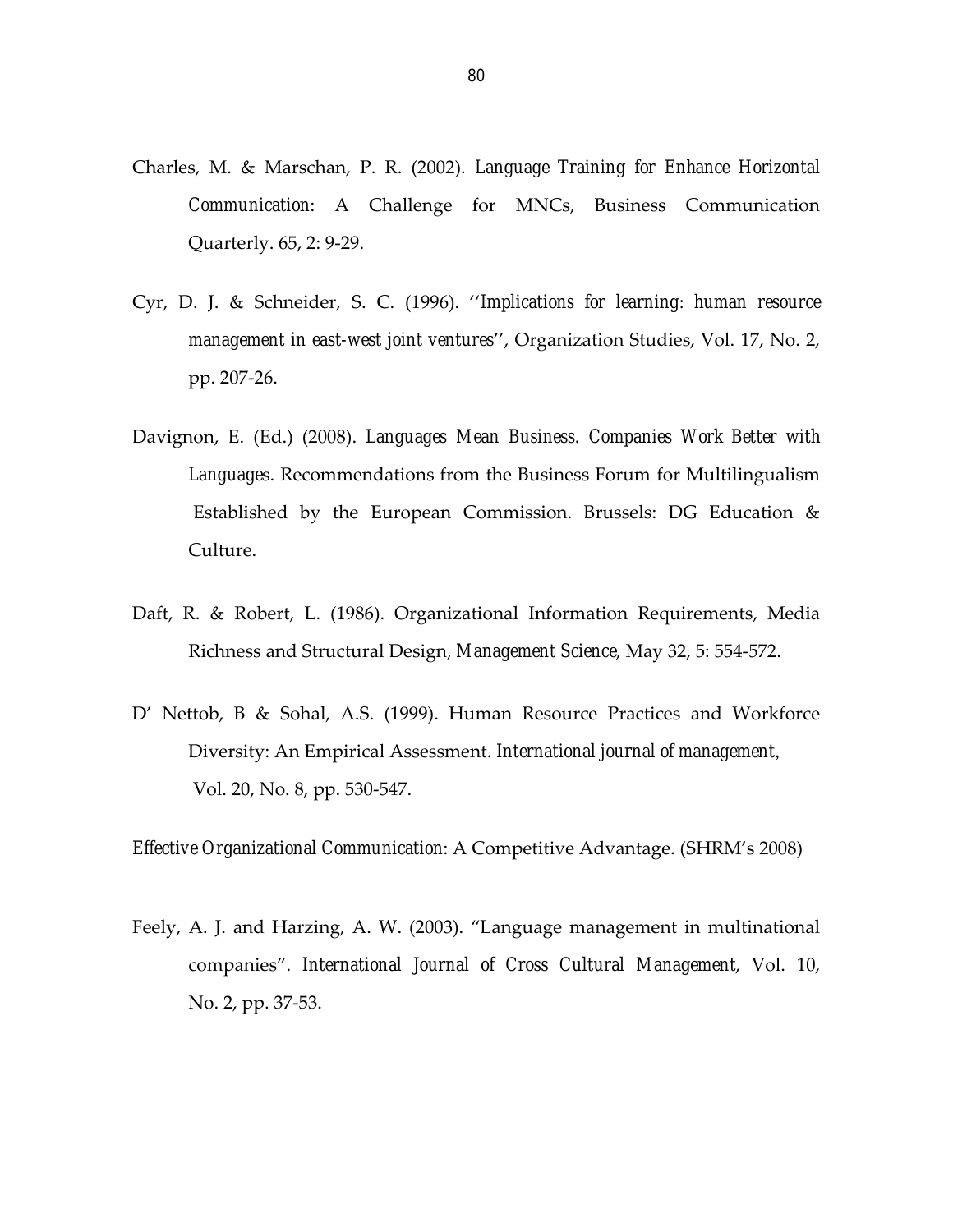Charles, M. & Marschan, P. R. (2002). *Language Training for Enhance Horizontal Communication*: A Challenge for MNCs, Business Communication Quarterly. 65, 2: 9-29.

Cyr, D. J. & Schneider, S. C. (1996). ''*Implications for learning: human resource management in east-west joint ventures*'', Organization Studies, Vol. 17, No. 2, pp. 207-26.

Davignon, E. (Ed.) (2008). *Languages Mean Business. Companies Work Better with Languages*. Recommendations from the Business Forum for Multilingualism Established by the European Commission. Brussels: DG Education & Culture.

Daft, R. & Robert, L. (1986). Organizational Information Requirements, Media Richness and Structural Design, *Management Science*, May 32, 5: 554-572.

D' Nettob, B & Sohal, A.S. (1999). Human Resource Practices and Workforce Diversity: An Empirical Assessment. *International journal of management*, Vol. 20, No. 8, pp. 530-547.

*Effective Organizational Communication*: A Competitive Advantage. (SHRM's 2008)

Feely, A. J. and Harzing, A. W. (2003). "Language management in multinational companies". *International Journal of Cross Cultural Management*, Vol. 10, No. 2, pp. 37-53.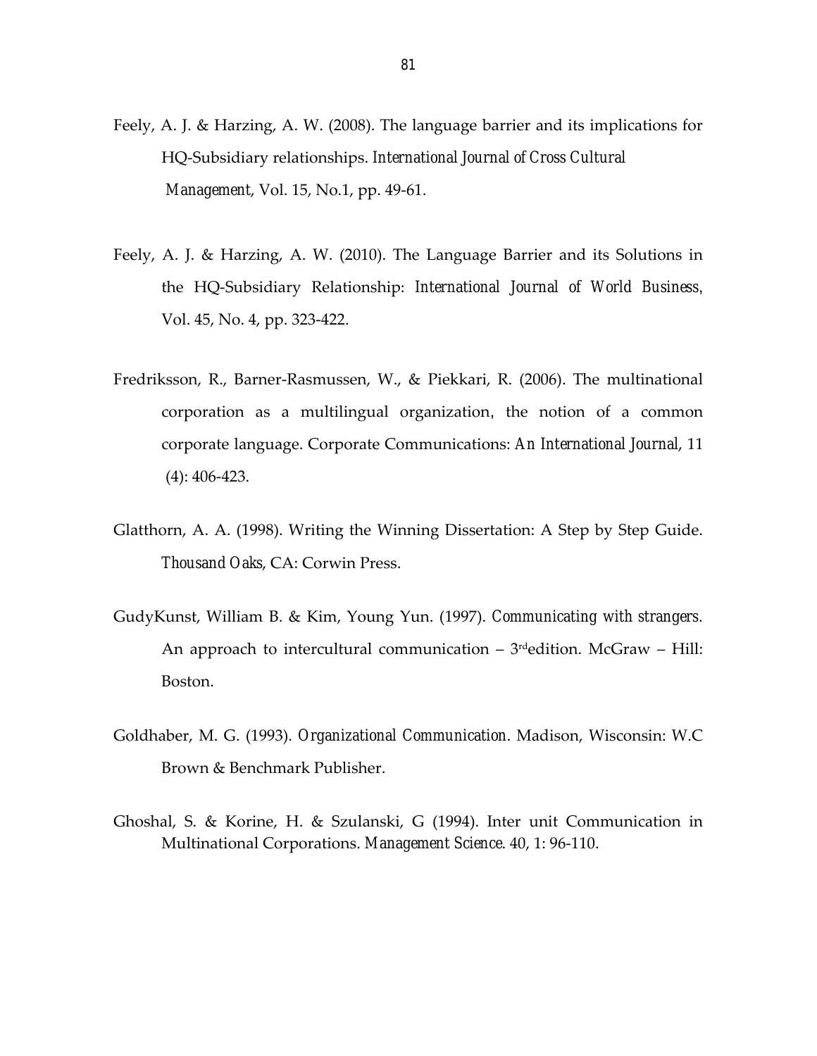Feely, A. J. & Harzing, A. W. (2008). The language barrier and its implications for HQ-Subsidiary relationships. *International Journal of Cross Cultural Management*, Vol. 15, No.1, pp. 49-61.

Feely, A. J. & Harzing, A. W. (2010). The Language Barrier and its Solutions in the HQ-Subsidiary Relationship: *International Journal of World Business*, Vol. 45, No. 4, pp. 323-422.

Fredriksson, R., Barner-Rasmussen, W., & Piekkari, R. (2006). The multinational corporation as a multilingual organization, the notion of a common corporate language. Corporate Communications: *An International Journal*, 11 (4): 406-423.

Glatthorn, A. A. (1998). Writing the Winning Dissertation: A Step by Step Guide. *Thousand Oaks*, CA: Corwin Press.

GudyKunst, William B. & Kim, Young Yun. (1997). *Communicating with strangers*. An approach to intercultural communication – 3rdedition. McGraw – Hill: Boston.

Goldhaber, M. G. (1993). *Organizational Communication*. Madison, Wisconsin: W.C Brown & Benchmark Publisher.

Ghoshal, S. & Korine, H. & Szulanski, G (1994). Inter unit Communication in Multinational Corporations. *Management Science*. 40, 1: 96-110.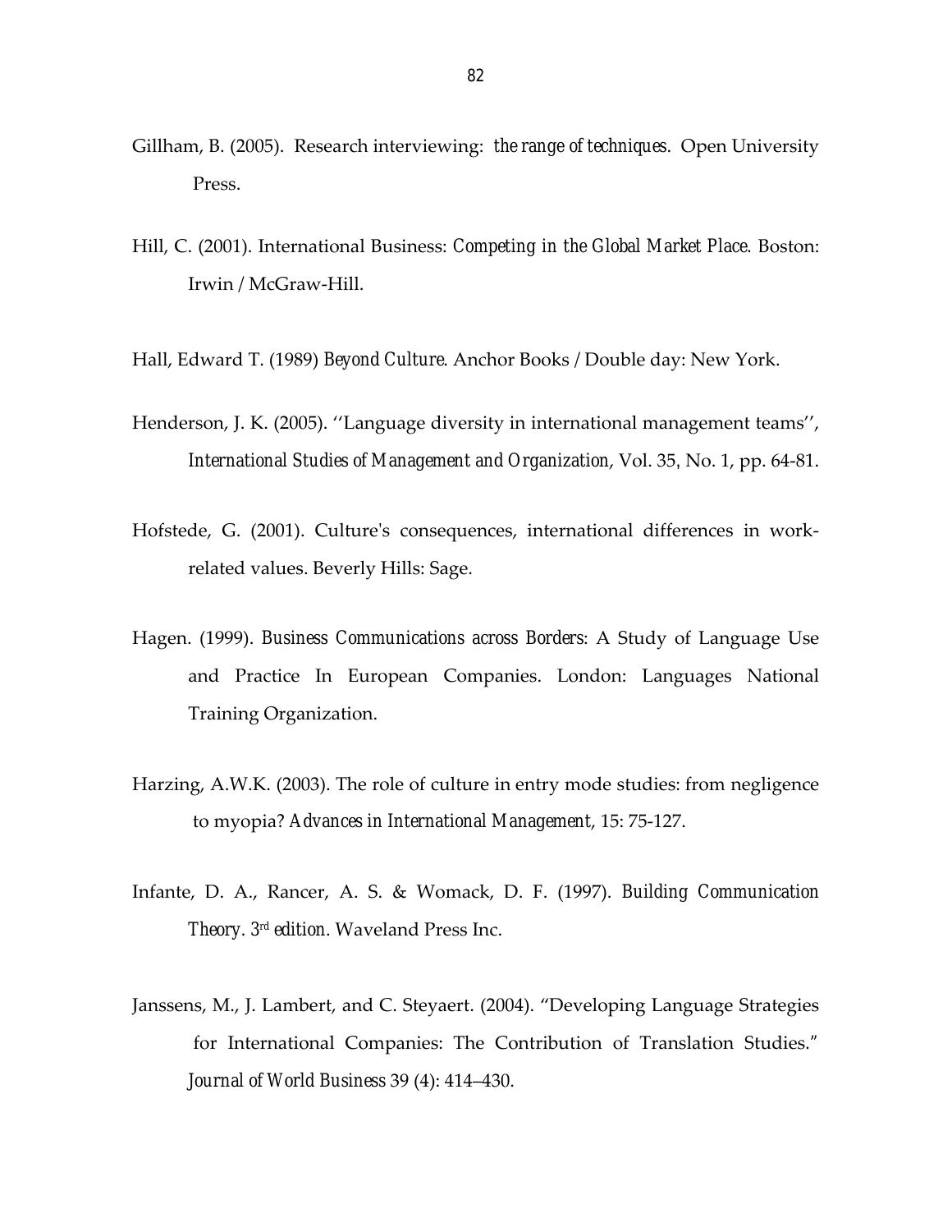Gillham, B. (2005). Research interviewing: *the range of techniques*. Open University Press.

Hill, C. (2001). International Business: *Competing in the Global Market Place*. Boston: Irwin / McGraw-Hill.

Hall, Edward T. (1989) *Beyond Culture*. Anchor Books / Double day: New York.

Henderson, J. K. (2005). ''Language diversity in international management teams'', *International Studies of Management and Organization*, Vol. 35, No. 1, pp. 64-81.

Hofstede, G. (2001). Culture's consequences, international differences in work-related values. Beverly Hills: Sage.

Hagen. (1999). *Business Communications across Borders*: A Study of Language Use and Practice In European Companies. London: Languages National Training Organization.

Harzing, A.W.K. (2003). The role of culture in entry mode studies: from negligence to myopia? *Advances in International Management*, 15: 75-127.

Infante, D. A., Rancer, A. S. & Womack, D. F. (1997). *Building Communication Theory*. *3rd edition*. Waveland Press Inc.

Janssens, M., J. Lambert, and C. Steyaert. (2004). "Developing Language Strategies for International Companies: The Contribution of Translation Studies." *Journal of World Business* 39 (4): 414–430.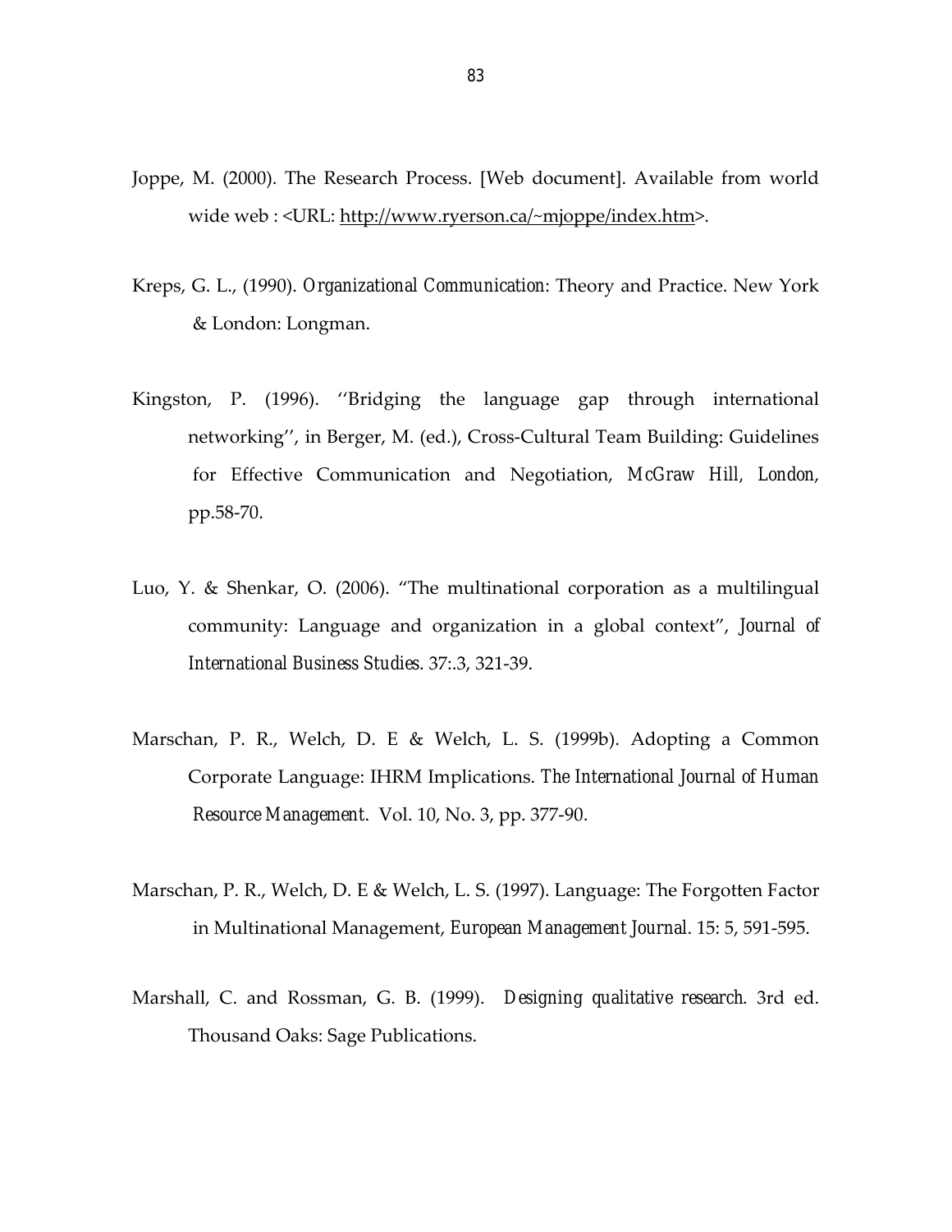Joppe, M. (2000). The Research Process. [Web document]. Available from world wide web : <URL: http://www.ryerson.ca/~mjoppe/index.htm>.

Kreps, G. L., (1990). *Organizational Communication*: Theory and Practice. New York & London: Longman.

Kingston, P. (1996). ''Bridging the language gap through international networking'', in Berger, M. (ed.), Cross-Cultural Team Building: Guidelines for Effective Communication and Negotiation, *McGraw Hill, London*, pp.58-70.

Luo, Y. & Shenkar, O. (2006). "The multinational corporation as a multilingual community: Language and organization in a global context", *Journal of International Business Studies*. 37:.3, 321-39.

Marschan, P. R., Welch, D. E & Welch, L. S. (1999b). Adopting a Common Corporate Language: IHRM Implications. *The International Journal of Human Resource Management*. Vol. 10, No. 3, pp. 377-90.

Marschan, P. R., Welch, D. E & Welch, L. S. (1997). Language: The Forgotten Factor in Multinational Management, *European Management Journal*. 15: 5, 591-595.

Marshall, C. and Rossman, G. B. (1999). *Designing qualitative research*. 3rd ed. Thousand Oaks: Sage Publications.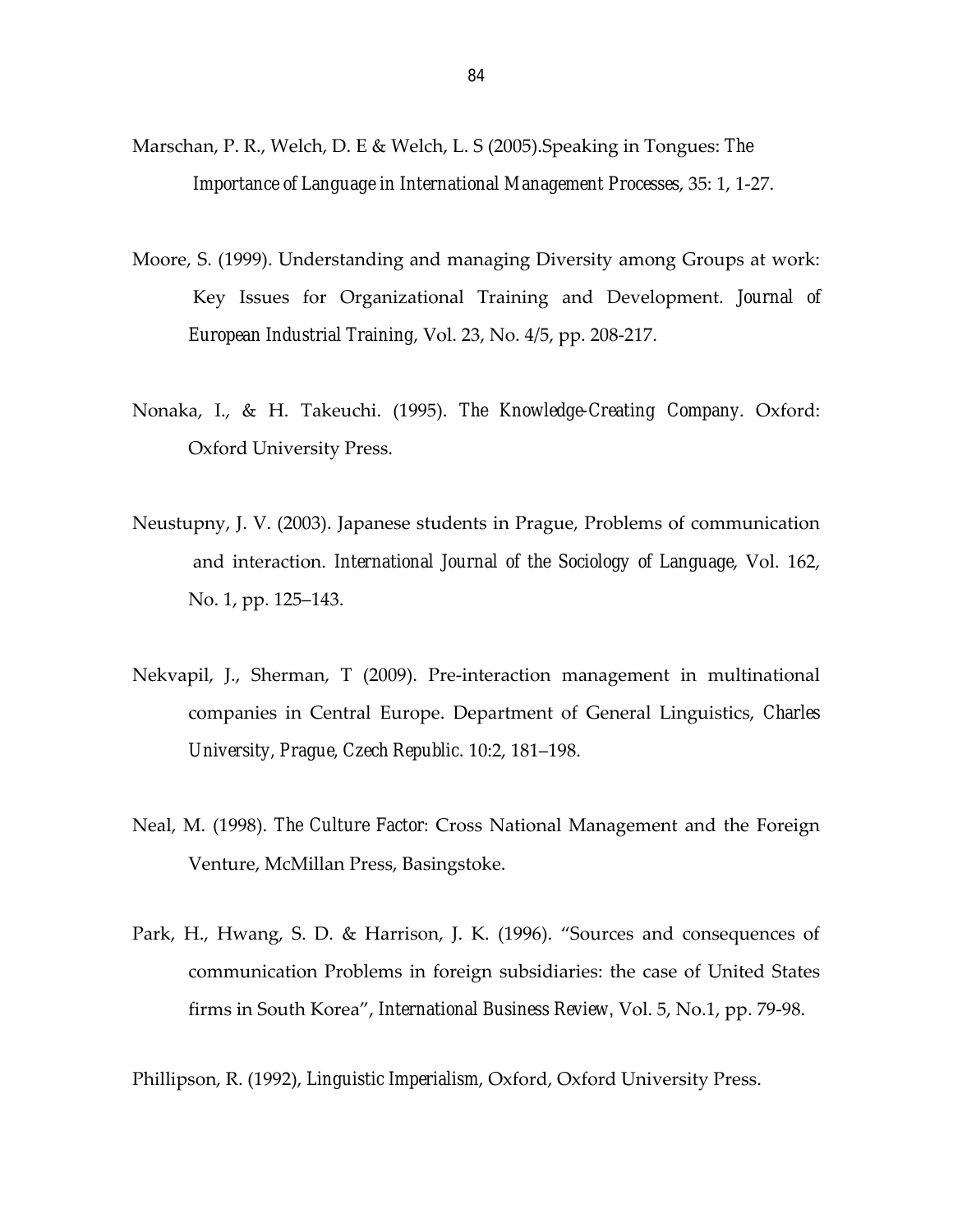Marschan, P. R., Welch, D. E & Welch, L. S (2005).Speaking in Tongues: *The Importance of Language in International Management Processes*, 35: 1, 1-27.

Moore, S. (1999). Understanding and managing Diversity among Groups at work: Key Issues for Organizational Training and Development. *Journal of European Industrial Training*, Vol. 23, No. 4/5, pp. 208-217.

Nonaka, I., & H. Takeuchi. (1995). *The Knowledge-Creating Company*. Oxford: Oxford University Press.

Neustupny, J. V. (2003). Japanese students in Prague, Problems of communication and interaction. *International Journal of the Sociology of Language*, Vol. 162, No. 1, pp. 125–143.

Nekvapil, J., Sherman, T (2009). Pre-interaction management in multinational companies in Central Europe. Department of General Linguistics, *Charles University, Prague, Czech Republic*. 10:2, 181–198.

Neal, M. (1998). *The Culture Factor*: Cross National Management and the Foreign Venture, McMillan Press, Basingstoke.

Park, H., Hwang, S. D. & Harrison, J. K. (1996). "Sources and consequences of communication Problems in foreign subsidiaries: the case of United States firms in South Korea", *International Business Review*, Vol. 5, No.1, pp. 79-98.

Phillipson, R. (1992), *Linguistic Imperialism*, Oxford, Oxford University Press.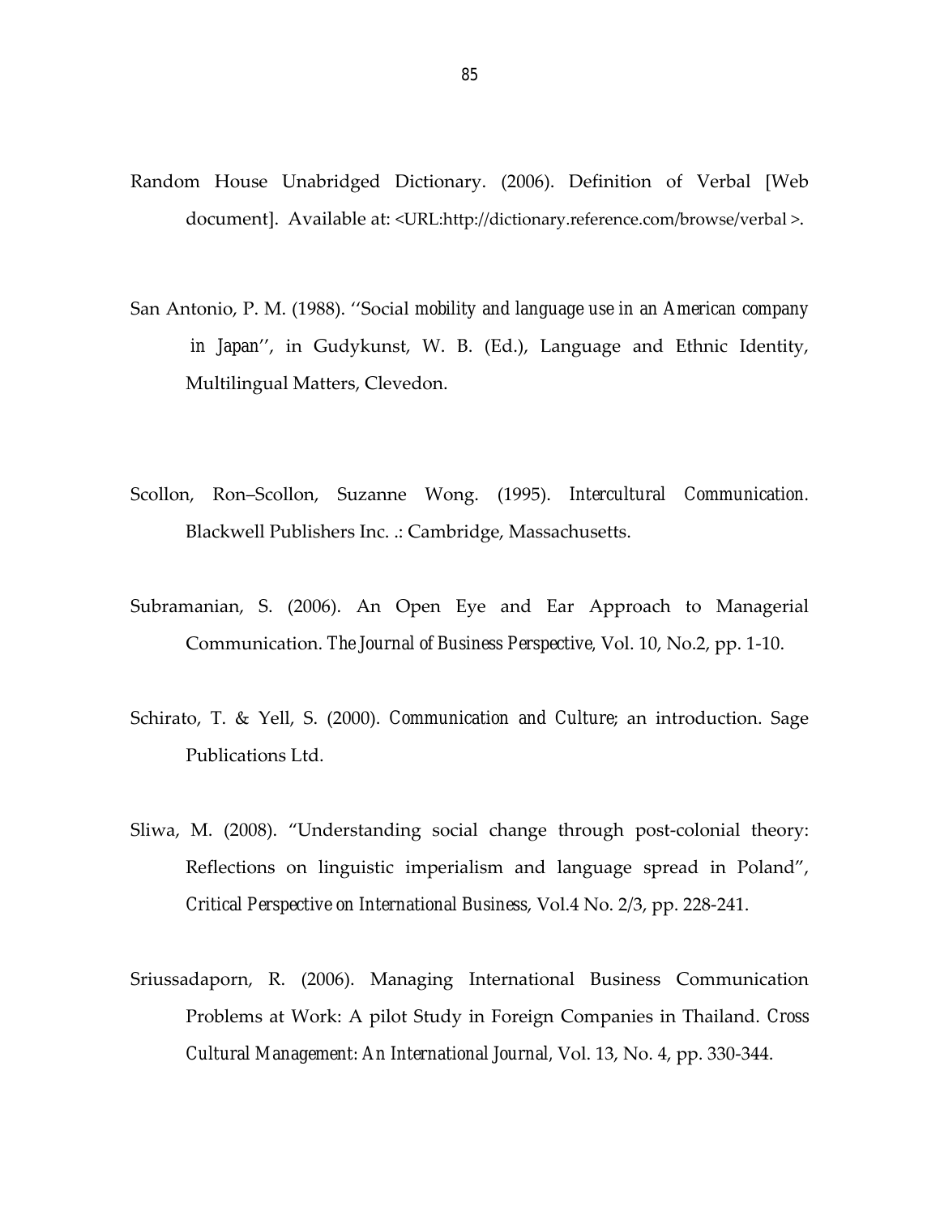Random House Unabridged Dictionary. (2006). Definition of Verbal [Web document]. Available at: <URL:http://dictionary.reference.com/browse/verbal >.

San Antonio, P. M. (1988). ''*Social mobility and language use in an American company in Japan*'', in Gudykunst, W. B. (Ed.), Language and Ethnic Identity, Multilingual Matters, Clevedon.

Scollon, Ron–Scollon, Suzanne Wong. (1995). *Intercultural Communication*. Blackwell Publishers Inc. .: Cambridge, Massachusetts.

Subramanian, S. (2006). An Open Eye and Ear Approach to Managerial Communication. *The Journal of Business Perspective*, Vol. 10, No.2, pp. 1-10.

Schirato, T. & Yell, S. (2000). *Communication and Culture*; an introduction. Sage Publications Ltd.

Sliwa, M. (2008). "Understanding social change through post-colonial theory: Reflections on linguistic imperialism and language spread in Poland", *Critical Perspective on International Business*, Vol.4 No. 2/3, pp. 228-241.

Sriussadaporn, R. (2006). Managing International Business Communication Problems at Work: A pilot Study in Foreign Companies in Thailand. *Cross Cultural Management: An International Journal*, Vol. 13, No. 4, pp. 330-344.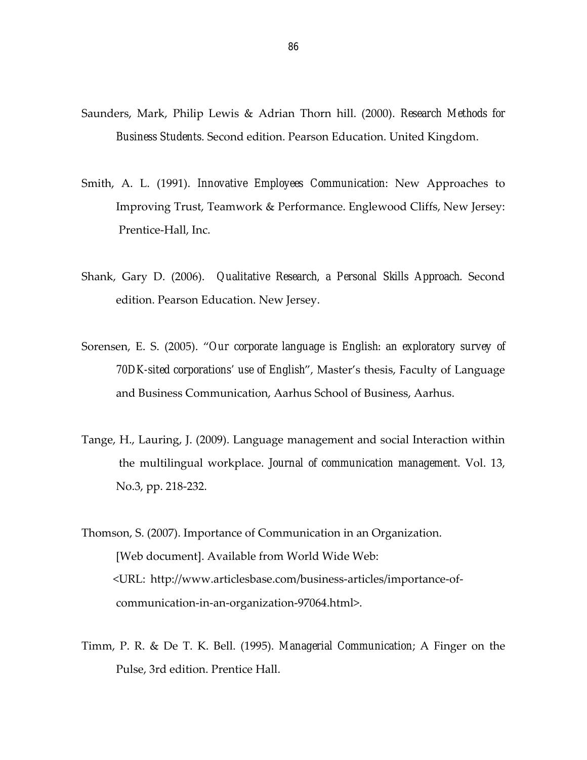Saunders, Mark, Philip Lewis & Adrian Thorn hill. (2000). *Research Methods for Business Students*. Second edition. Pearson Education. United Kingdom.

Smith, A. L. (1991). *Innovative Employees Communication*: New Approaches to Improving Trust, Teamwork & Performance. Englewood Cliffs, New Jersey: Prentice-Hall, Inc.

Shank, Gary D. (2006). *Qualitative Research, a Personal Skills Approach*. Second edition. Pearson Education. New Jersey.

Sorensen, E. S. (2005). "*Our corporate language is English: an exploratory survey of 70DK-sited corporations' use of English*", Master's thesis, Faculty of Language and Business Communication, Aarhus School of Business, Aarhus.

Tange, H., Lauring, J. (2009). Language management and social Interaction within the multilingual workplace. *Journal of communication management*. Vol. 13, No.3, pp. 218-232.

Thomson, S. (2007). Importance of Communication in an Organization. [Web document]. Available from World Wide Web: <URL: http://www.articlesbase.com/business-articles/importance-of-communication-in-an-organization-97064.html>.

Timm, P. R. & De T. K. Bell. (1995). *Managerial Communication*; A Finger on the Pulse, 3rd edition. Prentice Hall.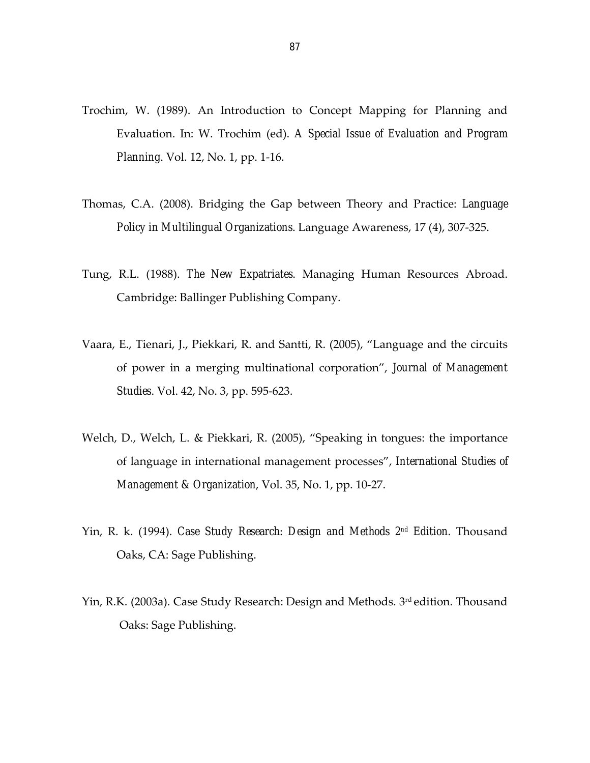Trochim, W. (1989). An Introduction to Concept Mapping for Planning and Evaluation. In: W. Trochim (ed). *A Special Issue of Evaluation and Program Planning*. Vol. 12, No. 1, pp. 1-16.

Thomas, C.A. (2008). Bridging the Gap between Theory and Practice: *Language Policy in Multilingual Organizations*. Language Awareness, 17 (4), 307-325.

Tung, R.L. (1988). *The New Expatriates*. Managing Human Resources Abroad. Cambridge: Ballinger Publishing Company.

Vaara, E., Tienari, J., Piekkari, R. and Santti, R. (2005), "Language and the circuits of power in a merging multinational corporation", *Journal of Management Studies*. Vol. 42, No. 3, pp. 595-623.

Welch, D., Welch, L. & Piekkari, R. (2005), "Speaking in tongues: the importance of language in international management processes", *International Studies of Management & Organization*, Vol. 35, No. 1, pp. 10-27.

Yin, R. k. (1994). *Case Study Research: Design and Methods 2nd Edition*. Thousand Oaks, CA: Sage Publishing.

Yin, R.K. (2003a). Case Study Research: Design and Methods. 3rd edition. Thousand Oaks: Sage Publishing.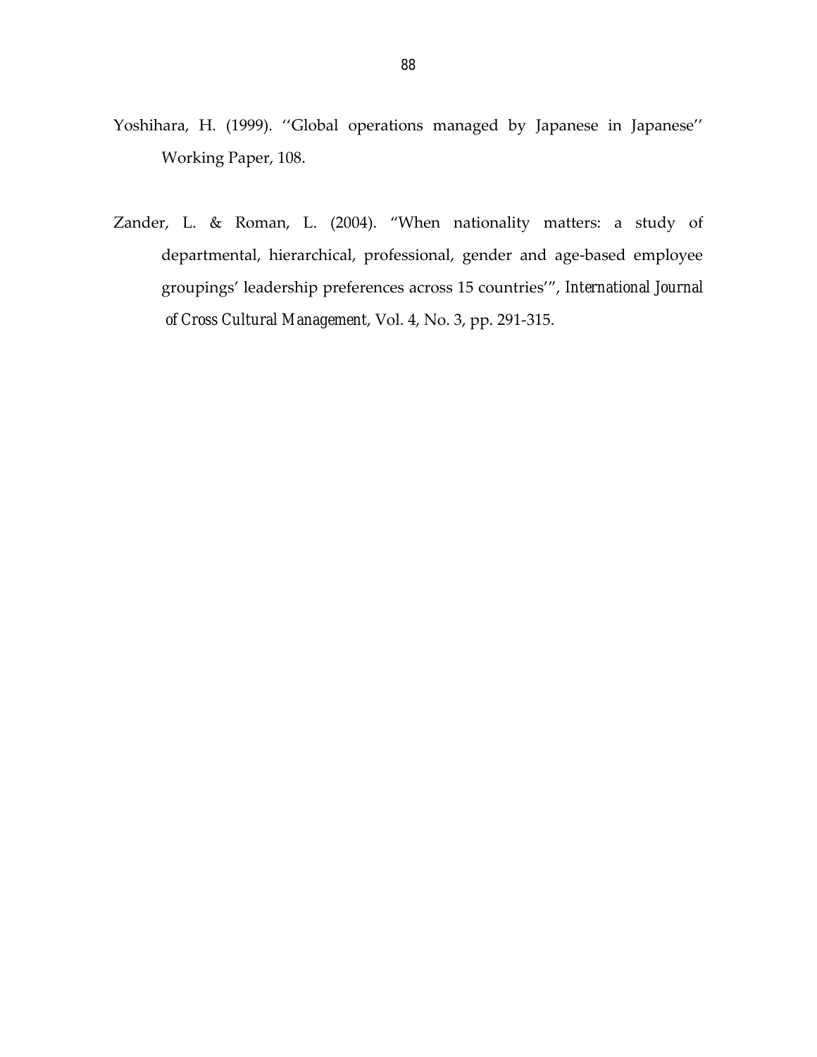Yoshihara, H. (1999). ''Global operations managed by Japanese in Japanese'' Working Paper, 108.

Zander, L. & Roman, L. (2004). "When nationality matters: a study of departmental, hierarchical, professional, gender and age-based employee groupings' leadership preferences across 15 countries'", *International Journal of Cross Cultural Management*, Vol. 4, No. 3, pp. 291-315.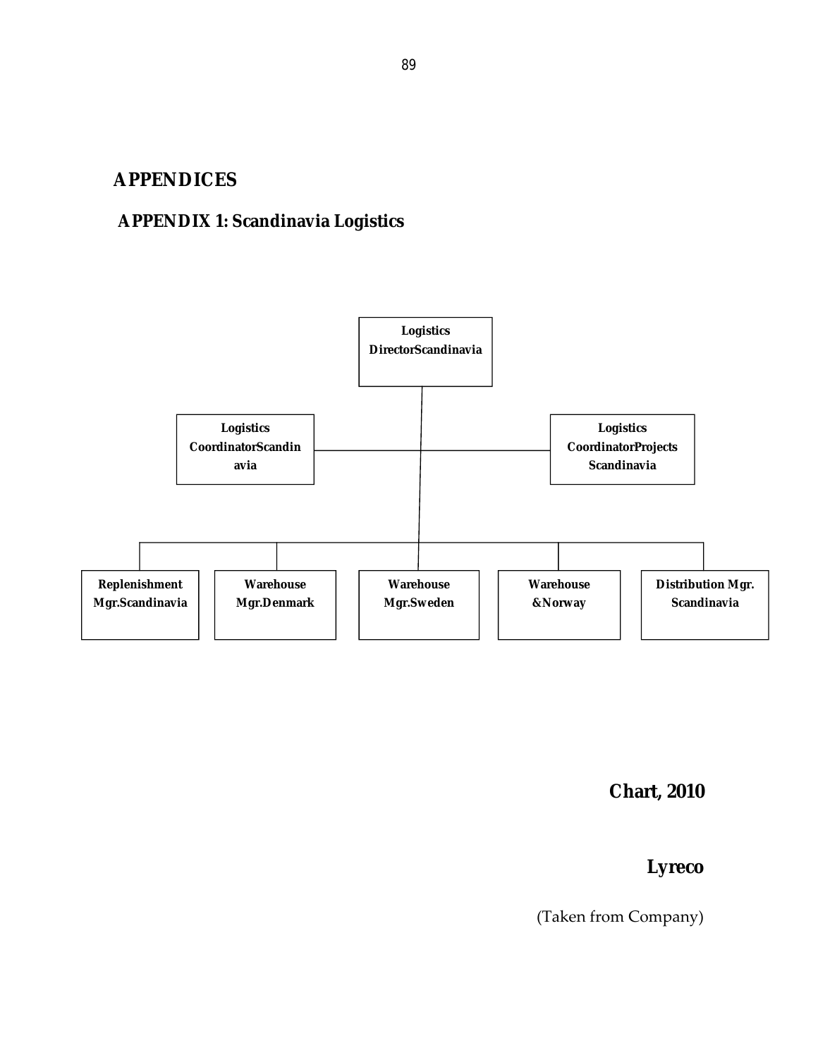# APPENDICES

## APPENDIX 1: Scandinavia Logistics

Logistics DirectorScandinavia

Logistics CoordinatorScandinavia

Logistics CoordinatorProjects Scandinavia

Replenishment Mgr.Scandinavia

Warehouse Mgr.Denmark

Warehouse Mgr.Sweden

Warehouse &Norway

Distribution Mgr. Scandinavia

**Chart, 2010**

**Lyreco**

(Taken from Company)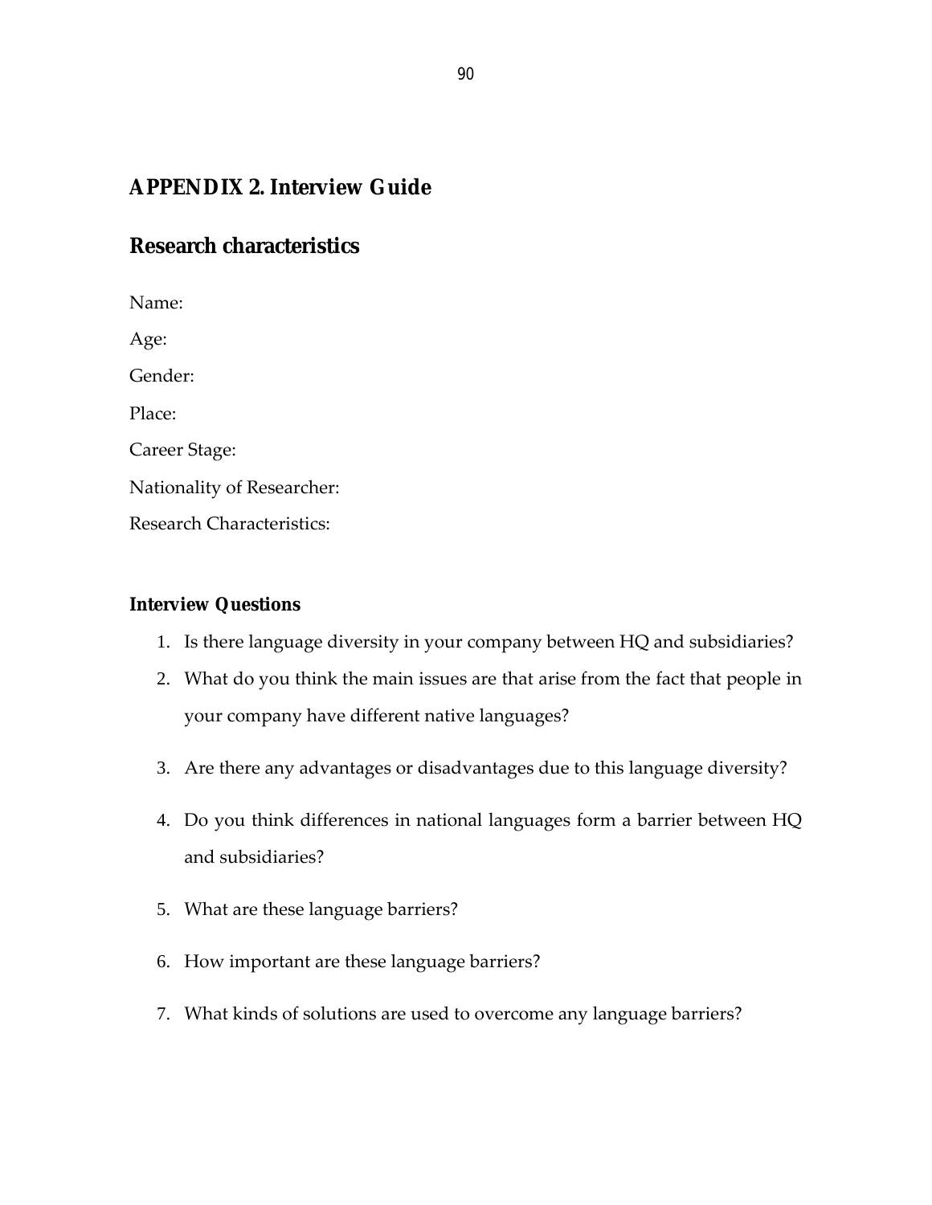## APPENDIX 2. Interview Guide

## Research characteristics

Name:

Age:

Gender:

Place:

Career Stage:

Nationality of Researcher:

Research Characteristics:

### Interview Questions

1. Is there language diversity in your company between HQ and subsidiaries?
2. What do you think the main issues are that arise from the fact that people in your company have different native languages?
3. Are there any advantages or disadvantages due to this language diversity?
4. Do you think differences in national languages form a barrier between HQ and subsidiaries?
5. What are these language barriers?
6. How important are these language barriers?
7. What kinds of solutions are used to overcome any language barriers?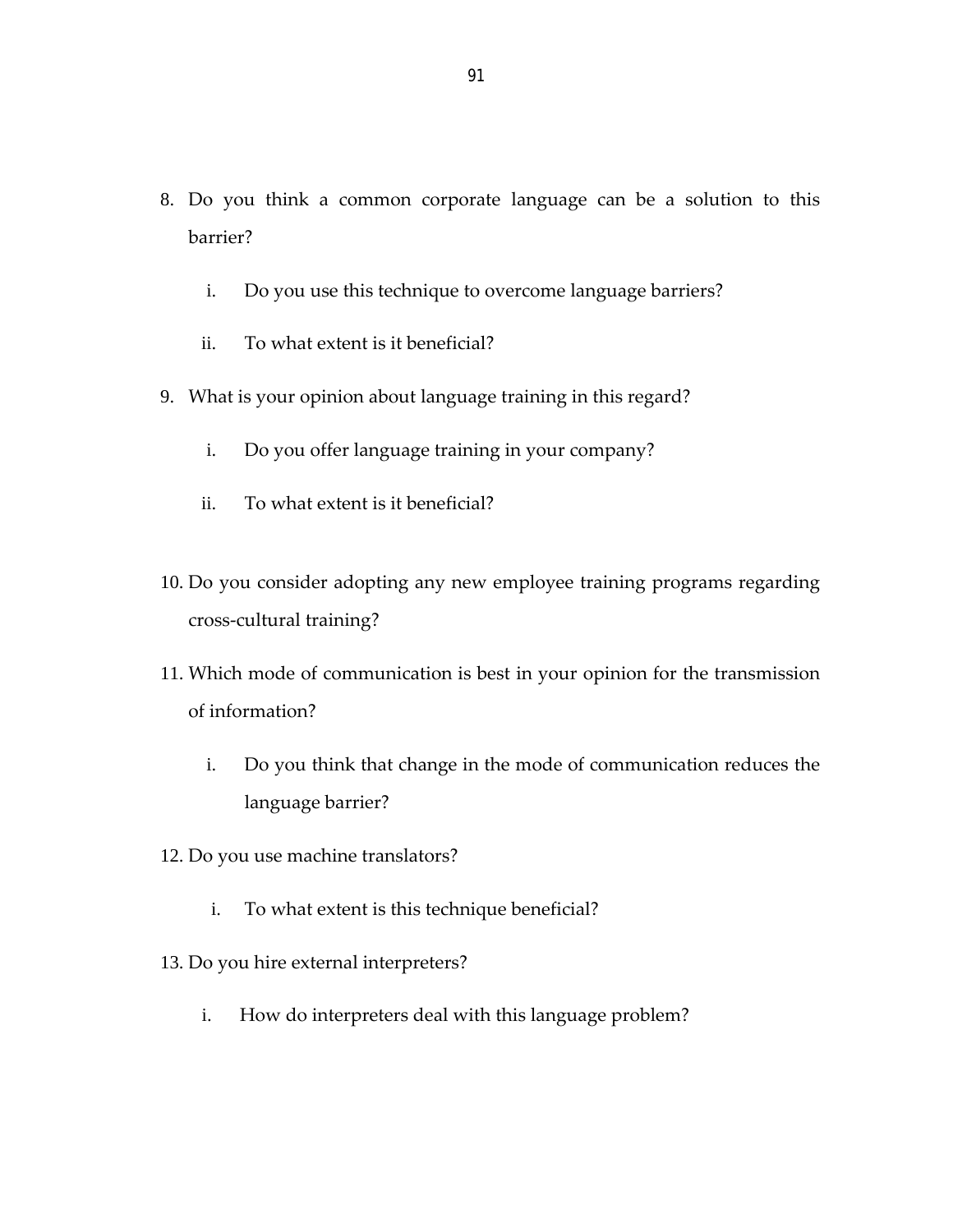8. Do you think a common corporate language can be a solution to this barrier?

    i. Do you use this technique to overcome language barriers?

    ii. To what extent is it beneficial?

9. What is your opinion about language training in this regard?

    i. Do you offer language training in your company?

    ii. To what extent is it beneficial?

10. Do you consider adopting any new employee training programs regarding cross-cultural training?

11. Which mode of communication is best in your opinion for the transmission of information?

    i. Do you think that change in the mode of communication reduces the language barrier?

12. Do you use machine translators?

    i. To what extent is this technique beneficial?

13. Do you hire external interpreters?

    i. How do interpreters deal with this language problem?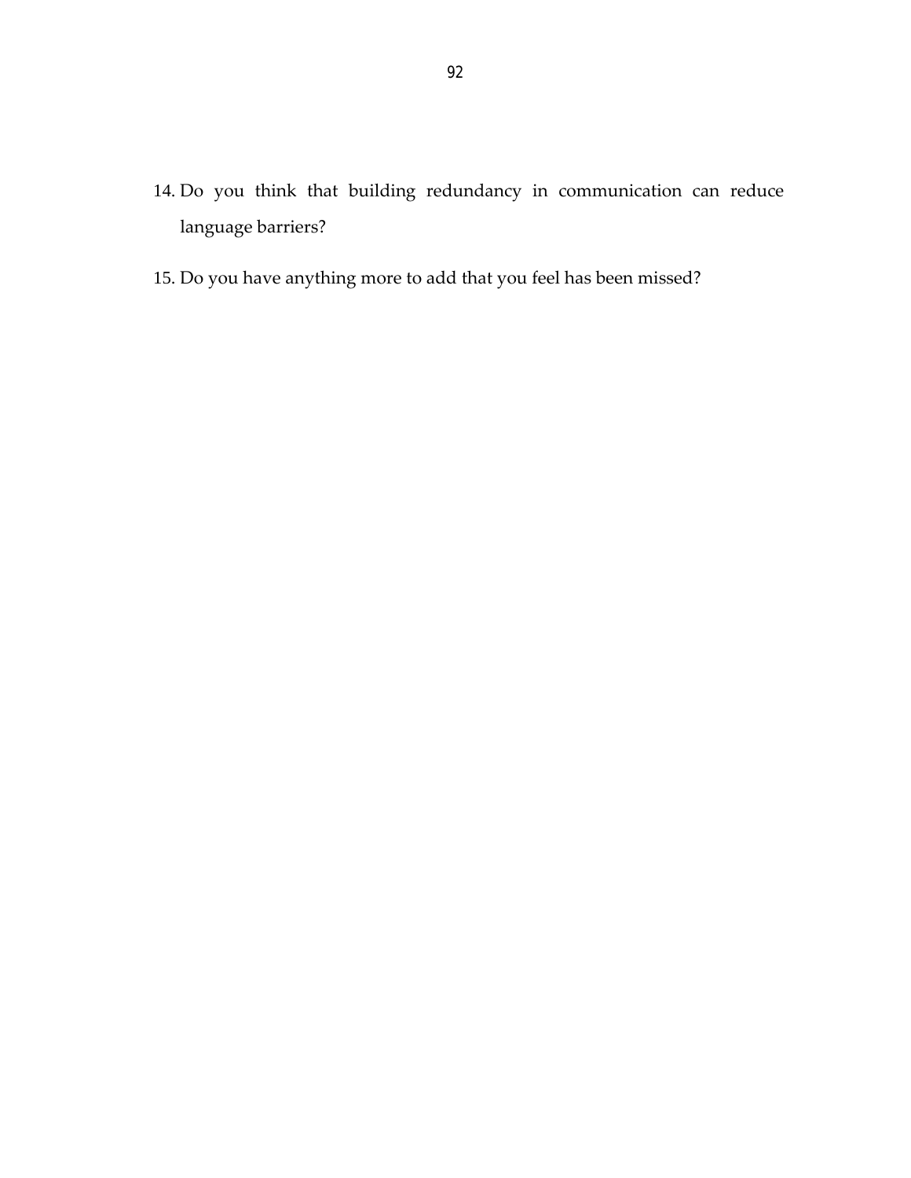14. Do you think that building redundancy in communication can reduce language barriers?

15. Do you have anything more to add that you feel has been missed?